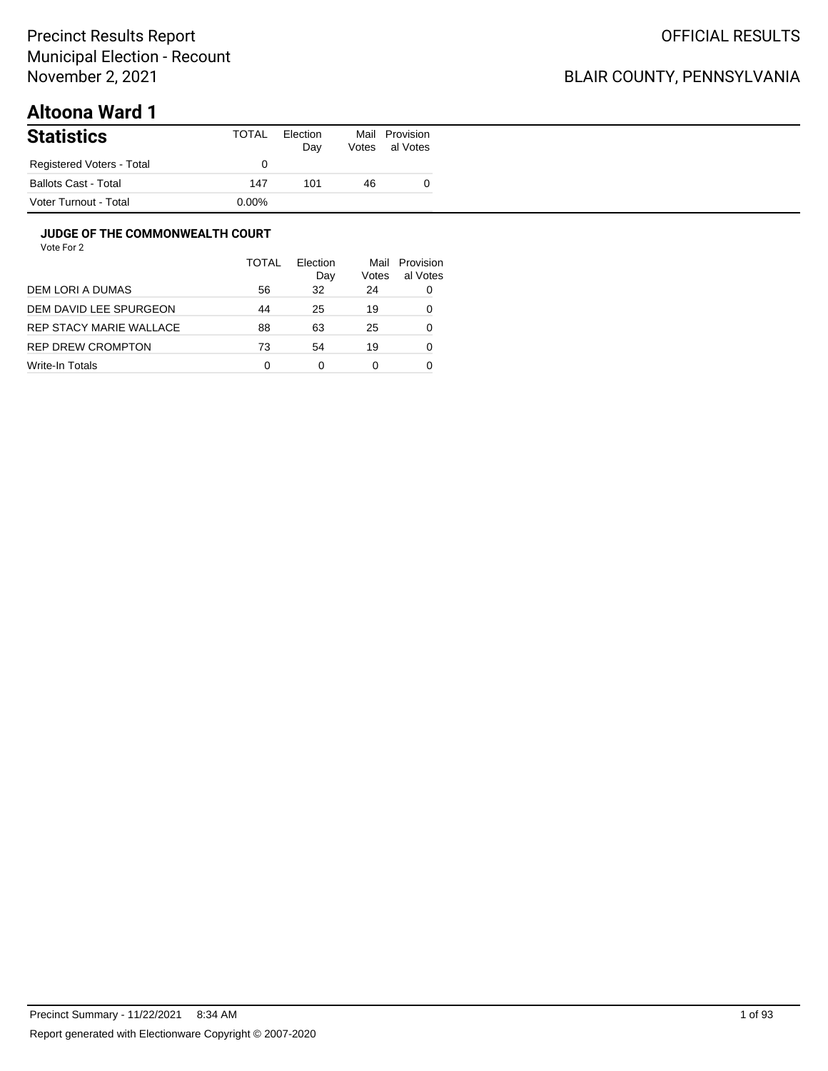# Precinct Results Report
# Municipal Election - Recount
# November 2, 2021

OFFICIAL RESULTS

BLAIR COUNTY, PENNSYLVANIA

## Altoona Ward 1

| Statistics | TOTAL | Election Day | Mail Votes | Provisional Votes |
|---|---|---|---|---|
| Registered Voters - Total | 0 | | | |
| Ballots Cast - Total | 147 | 101 | 46 | 0 |
| Voter Turnout - Total | 0.00% | | | |

### JUDGE OF THE COMMONWEALTH COURT

Vote For 2

| | TOTAL | Election Day | Mail Votes | Provisional Votes |
|---|---|---|---|---|
| DEM LORI A DUMAS | 56 | 32 | 24 | 0 |
| DEM DAVID LEE SPURGEON | 44 | 25 | 19 | 0 |
| REP STACY MARIE WALLACE | 88 | 63 | 25 | 0 |
| REP DREW CROMPTON | 73 | 54 | 19 | 0 |
| Write-In Totals | 0 | 0 | 0 | 0 |

Precinct Summary - 11/22/2021 8:34 AM

Report generated with Electionware Copyright © 2007-2020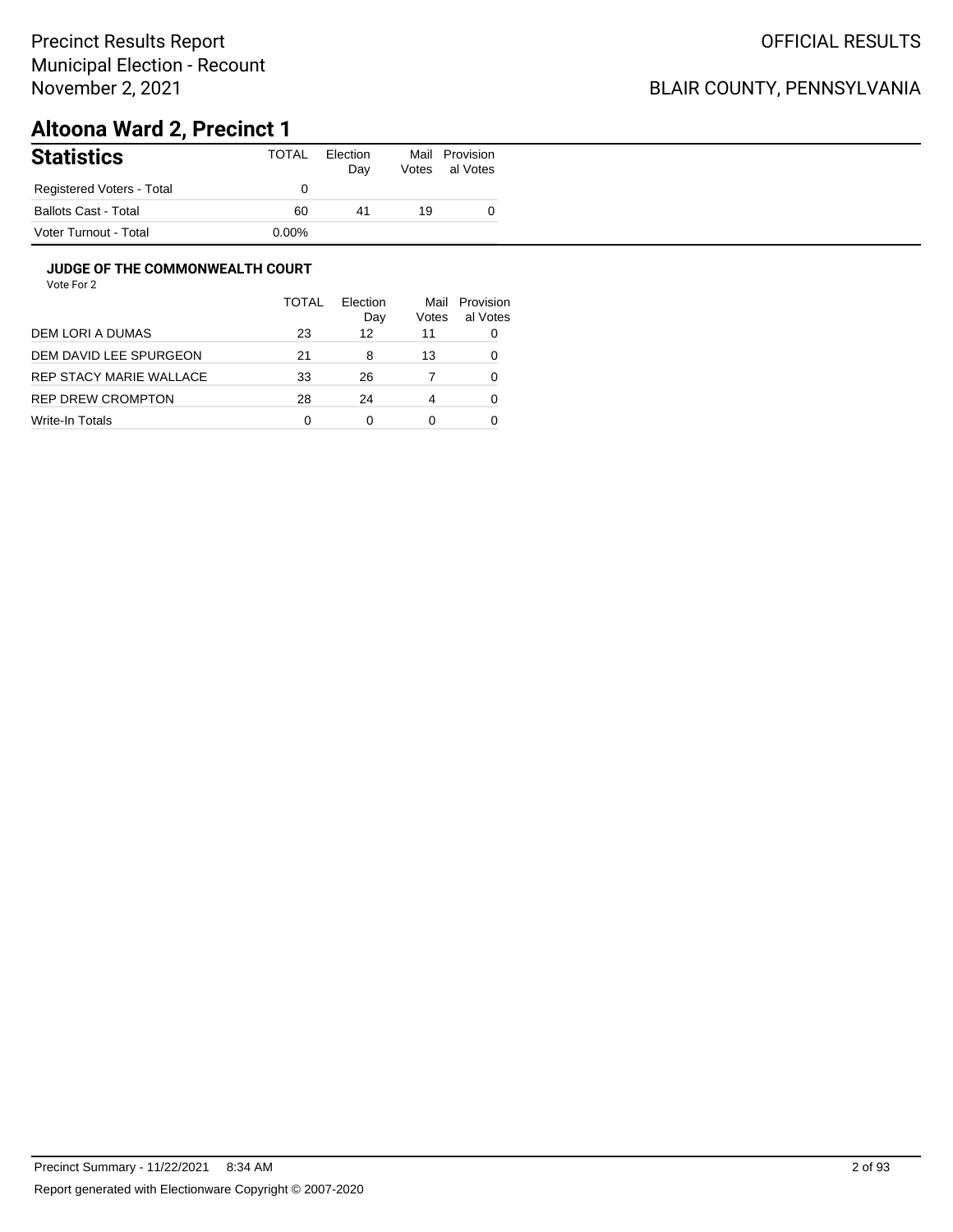Precinct Results Report
Municipal Election - Recount
November 2, 2021

OFFICIAL RESULTS

BLAIR COUNTY, PENNSYLVANIA

# Altoona Ward 2, Precinct 1

| Statistics | TOTAL | Election Day | Mail Votes | Provisional Votes |
|---|---|---|---|---|
| Registered Voters - Total | 0 | | | |
| Ballots Cast - Total | 60 | 41 | 19 | 0 |
| Voter Turnout - Total | 0.00% | | | |

### JUDGE OF THE COMMONWEALTH COURT

Vote For 2

| | TOTAL | Election Day | Mail Votes | Provisional Votes |
|---|---|---|---|---|
| DEM LORI A DUMAS | 23 | 12 | 11 | 0 |
| DEM DAVID LEE SPURGEON | 21 | 8 | 13 | 0 |
| REP STACY MARIE WALLACE | 33 | 26 | 7 | 0 |
| REP DREW CROMPTON | 28 | 24 | 4 | 0 |
| Write-In Totals | 0 | 0 | 0 | 0 |

Precinct Summary - 11/22/2021 8:34 AM

Report generated with Electionware Copyright © 2007-2020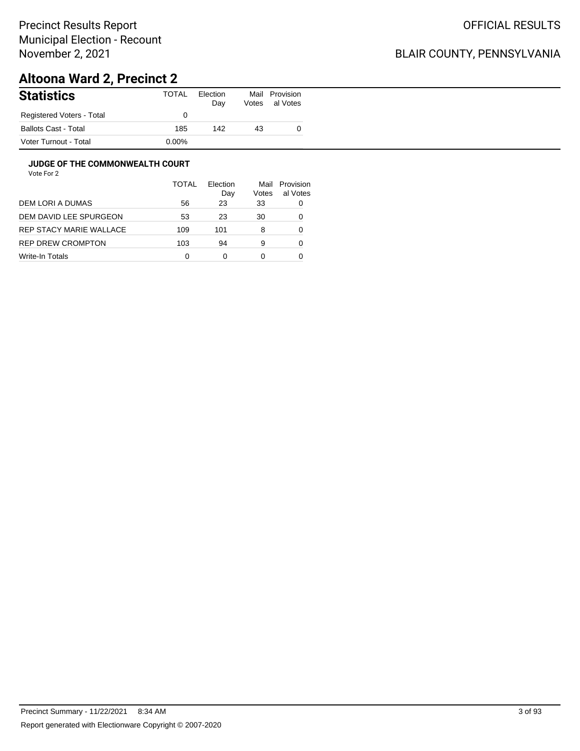Precinct Results Report
Municipal Election - Recount
November 2, 2021

OFFICIAL RESULTS

BLAIR COUNTY, PENNSYLVANIA

# Altoona Ward 2, Precinct 2

| Statistics | TOTAL | Election Day | Mail Votes | Provisional Votes |
|---|---|---|---|---|
| Registered Voters - Total | 0 | | | |
| Ballots Cast - Total | 185 | 142 | 43 | 0 |
| Voter Turnout - Total | 0.00% | | | |

### JUDGE OF THE COMMONWEALTH COURT

Vote For 2

| | TOTAL | Election Day | Mail Votes | Provisional Votes |
|---|---|---|---|---|
| DEM LORI A DUMAS | 56 | 23 | 33 | 0 |
| DEM DAVID LEE SPURGEON | 53 | 23 | 30 | 0 |
| REP STACY MARIE WALLACE | 109 | 101 | 8 | 0 |
| REP DREW CROMPTON | 103 | 94 | 9 | 0 |
| Write-In Totals | 0 | 0 | 0 | 0 |

Precinct Summary - 11/22/2021 8:34 AM

Report generated with Electionware Copyright © 2007-2020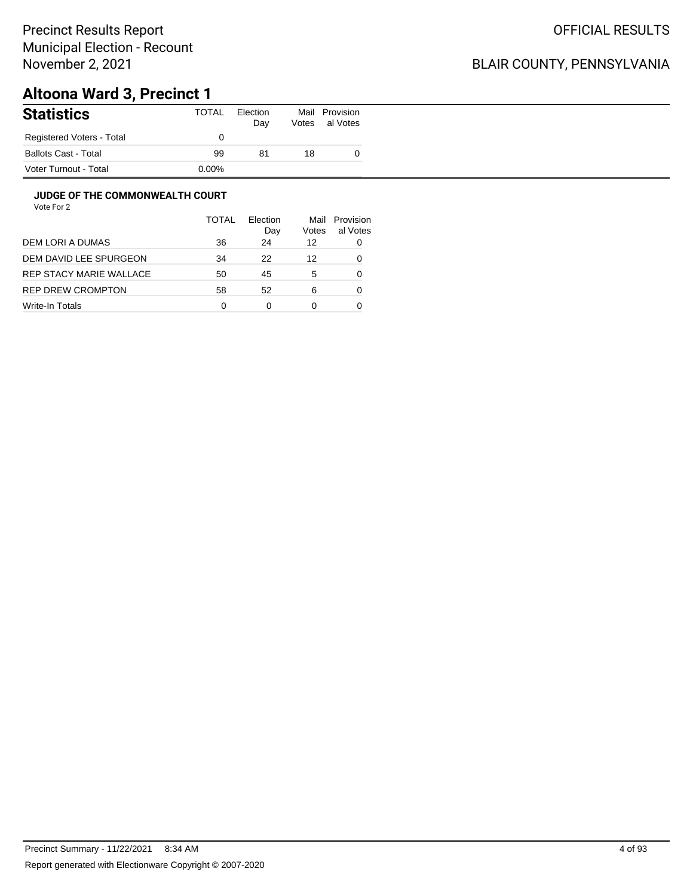# Altoona Ward 3, Precinct 1

## Statistics

| Statistics | TOTAL | Election Day | Mail Votes | Provisional Votes |
|---|---|---|---|---|
| Registered Voters - Total | 0 | | | |
| Ballots Cast - Total | 99 | 81 | 18 | 0 |
| Voter Turnout - Total | 0.00% | | | |

### JUDGE OF THE COMMONWEALTH COURT

Vote For 2

| | TOTAL | Election Day | Mail Votes | Provisional Votes |
|---|---|---|---|---|
| DEM LORI A DUMAS | 36 | 24 | 12 | 0 |
| DEM DAVID LEE SPURGEON | 34 | 22 | 12 | 0 |
| REP STACY MARIE WALLACE | 50 | 45 | 5 | 0 |
| REP DREW CROMPTON | 58 | 52 | 6 | 0 |
| Write-In Totals | 0 | 0 | 0 | 0 |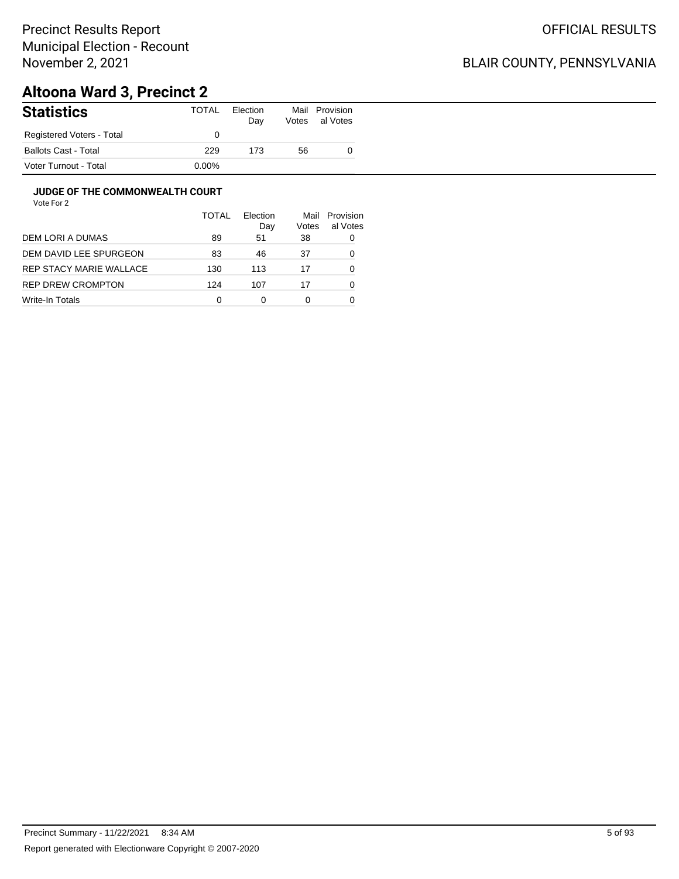Precinct Results Report
Municipal Election - Recount
November 2, 2021

OFFICIAL RESULTS

BLAIR COUNTY, PENNSYLVANIA

# Altoona Ward 3, Precinct 2

## Statistics

| Statistics | TOTAL | Election Day | Mail Votes | Provisional Votes |
|---|---|---|---|---|
| Registered Voters - Total | 0 | | | |
| Ballots Cast - Total | 229 | 173 | 56 | 0 |
| Voter Turnout - Total | 0.00% | | | |

### JUDGE OF THE COMMONWEALTH COURT

Vote For 2

| | TOTAL | Election Day | Mail Votes | Provisional Votes |
|---|---|---|---|---|
| DEM LORI A DUMAS | 89 | 51 | 38 | 0 |
| DEM DAVID LEE SPURGEON | 83 | 46 | 37 | 0 |
| REP STACY MARIE WALLACE | 130 | 113 | 17 | 0 |
| REP DREW CROMPTON | 124 | 107 | 17 | 0 |
| Write-In Totals | 0 | 0 | 0 | 0 |

Precinct Summary - 11/22/2021 8:34 AM

Report generated with Electionware Copyright © 2007-2020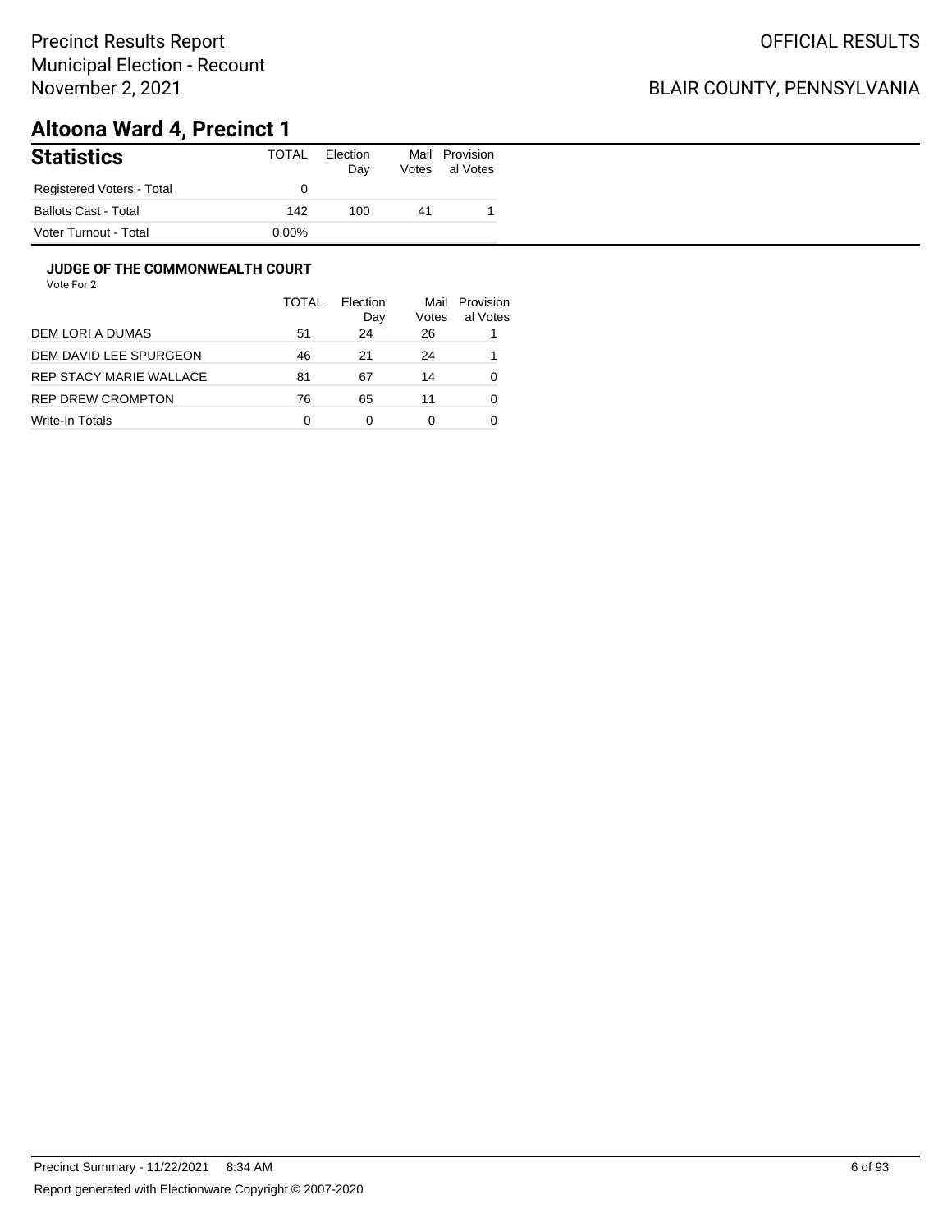Precinct Results Report
Municipal Election - Recount
November 2, 2021

OFFICIAL RESULTS

BLAIR COUNTY, PENNSYLVANIA

# Altoona Ward 4, Precinct 1

## Statistics

| Statistics | TOTAL | Election Day | Mail Votes | Provisional Votes |
|---|---|---|---|---|
| Registered Voters - Total | 0 | | | |
| Ballots Cast - Total | 142 | 100 | 41 | 1 |
| Voter Turnout - Total | 0.00% | | | |

### JUDGE OF THE COMMONWEALTH COURT

Vote For 2

| | TOTAL | Election Day | Mail Votes | Provisional Votes |
|---|---|---|---|---|
| DEM LORI A DUMAS | 51 | 24 | 26 | 1 |
| DEM DAVID LEE SPURGEON | 46 | 21 | 24 | 1 |
| REP STACY MARIE WALLACE | 81 | 67 | 14 | 0 |
| REP DREW CROMPTON | 76 | 65 | 11 | 0 |
| Write-In Totals | 0 | 0 | 0 | 0 |

Precinct Summary - 11/22/2021 8:34 AM

Report generated with Electionware Copyright © 2007-2020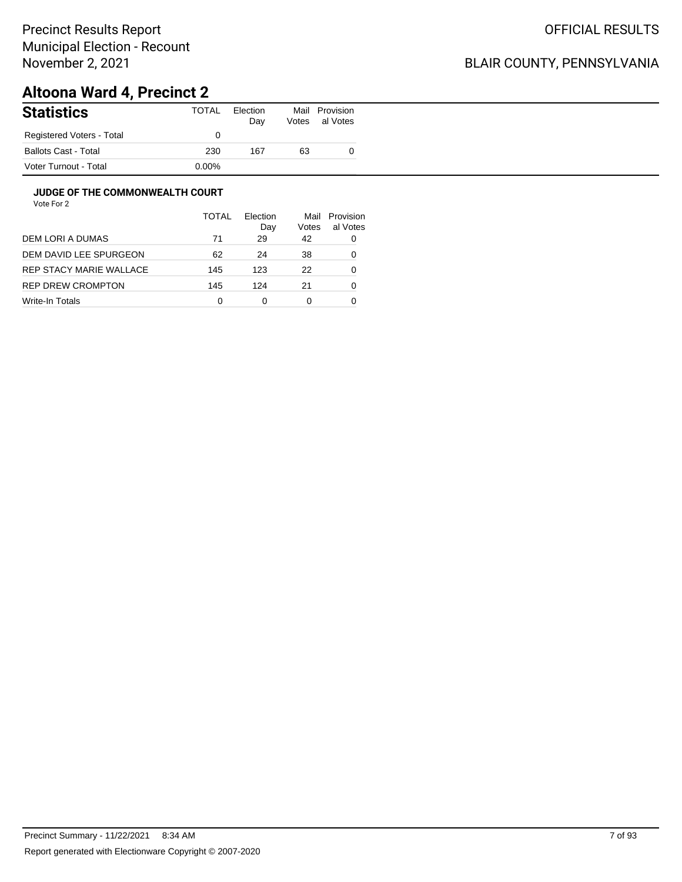Precinct Results Report
Municipal Election - Recount
November 2, 2021

OFFICIAL RESULTS

BLAIR COUNTY, PENNSYLVANIA

# Altoona Ward 4, Precinct 2

## Statistics

| | TOTAL | Election Day | Mail Votes | Provisional Votes |
|---|---|---|---|---|
| Registered Voters - Total | 0 | | | |
| Ballots Cast - Total | 230 | 167 | 63 | 0 |
| Voter Turnout - Total | 0.00% | | | |

### JUDGE OF THE COMMONWEALTH COURT

Vote For 2

| | TOTAL | Election Day | Mail Votes | Provisional Votes |
|---|---|---|---|---|
| DEM LORI A DUMAS | 71 | 29 | 42 | 0 |
| DEM DAVID LEE SPURGEON | 62 | 24 | 38 | 0 |
| REP STACY MARIE WALLACE | 145 | 123 | 22 | 0 |
| REP DREW CROMPTON | 145 | 124 | 21 | 0 |
| Write-In Totals | 0 | 0 | 0 | 0 |

Precinct Summary - 11/22/2021 8:34 AM

Report generated with Electionware Copyright © 2007-2020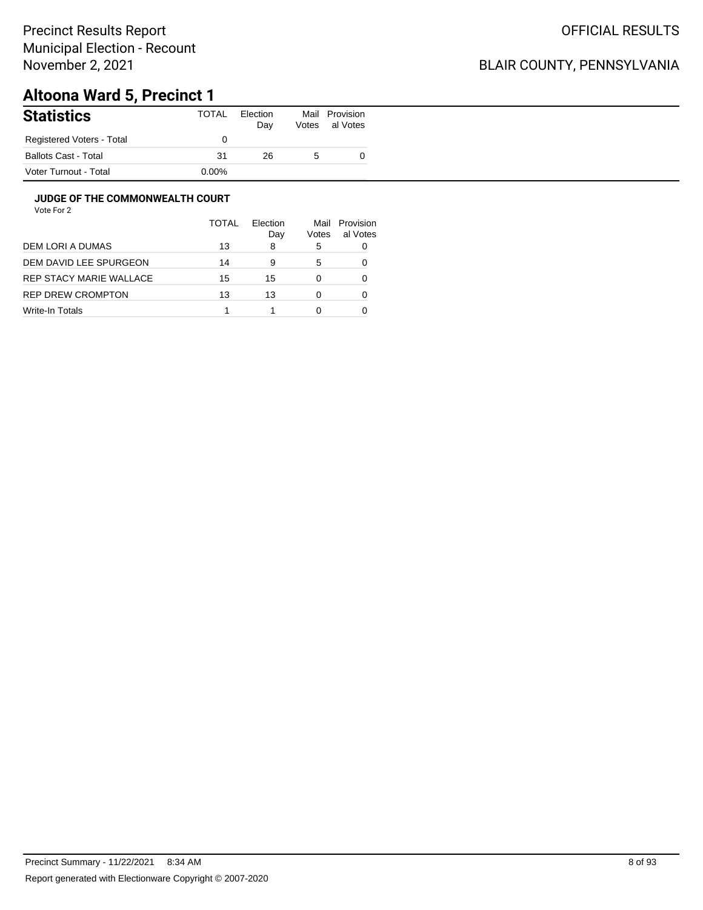Precinct Results Report
Municipal Election - Recount
November 2, 2021

OFFICIAL RESULTS

BLAIR COUNTY, PENNSYLVANIA

# Altoona Ward 5, Precinct 1

| Statistics | TOTAL | Election Day | Mail Votes | Provisional Votes |
|---|---|---|---|---|
| Registered Voters - Total | 0 | | | |
| Ballots Cast - Total | 31 | 26 | 5 | 0 |
| Voter Turnout - Total | 0.00% | | | |

### JUDGE OF THE COMMONWEALTH COURT

Vote For 2

| | TOTAL | Election Day | Mail Votes | Provisional Votes |
|---|---|---|---|---|
| DEM LORI A DUMAS | 13 | 8 | 5 | 0 |
| DEM DAVID LEE SPURGEON | 14 | 9 | 5 | 0 |
| REP STACY MARIE WALLACE | 15 | 15 | 0 | 0 |
| REP DREW CROMPTON | 13 | 13 | 0 | 0 |
| Write-In Totals | 1 | 1 | 0 | 0 |

Precinct Summary - 11/22/2021 8:34 AM

Report generated with Electionware Copyright © 2007-2020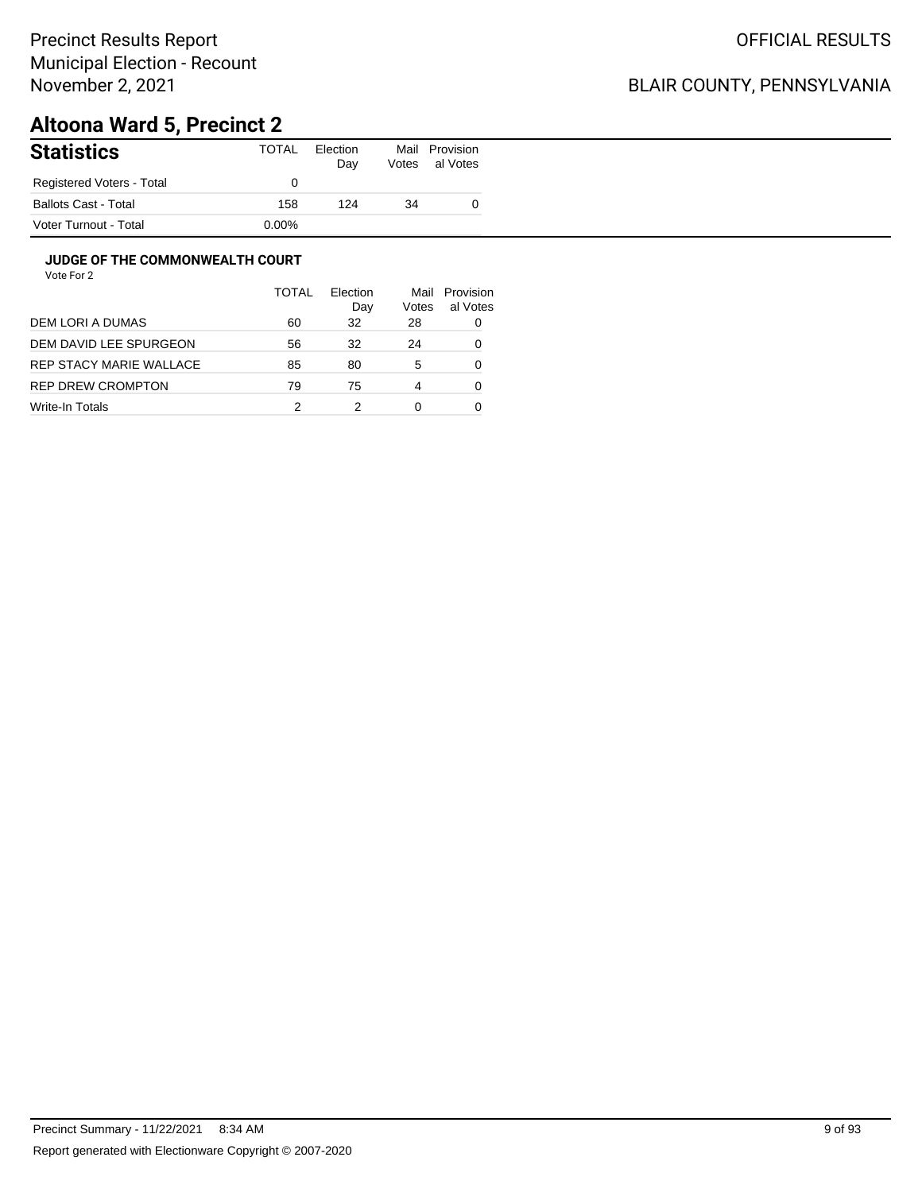Precinct Results Report
Municipal Election - Recount
November 2, 2021

OFFICIAL RESULTS

BLAIR COUNTY, PENNSYLVANIA

# Altoona Ward 5, Precinct 2

| Statistics | TOTAL | Election Day | Mail Votes | Provisional Votes |
|---|---|---|---|---|
| Registered Voters - Total | 0 | | | |
| Ballots Cast - Total | 158 | 124 | 34 | 0 |
| Voter Turnout - Total | 0.00% | | | |

### JUDGE OF THE COMMONWEALTH COURT

Vote For 2

| | TOTAL | Election Day | Mail Votes | Provisional Votes |
|---|---|---|---|---|
| DEM LORI A DUMAS | 60 | 32 | 28 | 0 |
| DEM DAVID LEE SPURGEON | 56 | 32 | 24 | 0 |
| REP STACY MARIE WALLACE | 85 | 80 | 5 | 0 |
| REP DREW CROMPTON | 79 | 75 | 4 | 0 |
| Write-In Totals | 2 | 2 | 0 | 0 |

Precinct Summary - 11/22/2021 8:34 AM

Report generated with Electionware Copyright © 2007-2020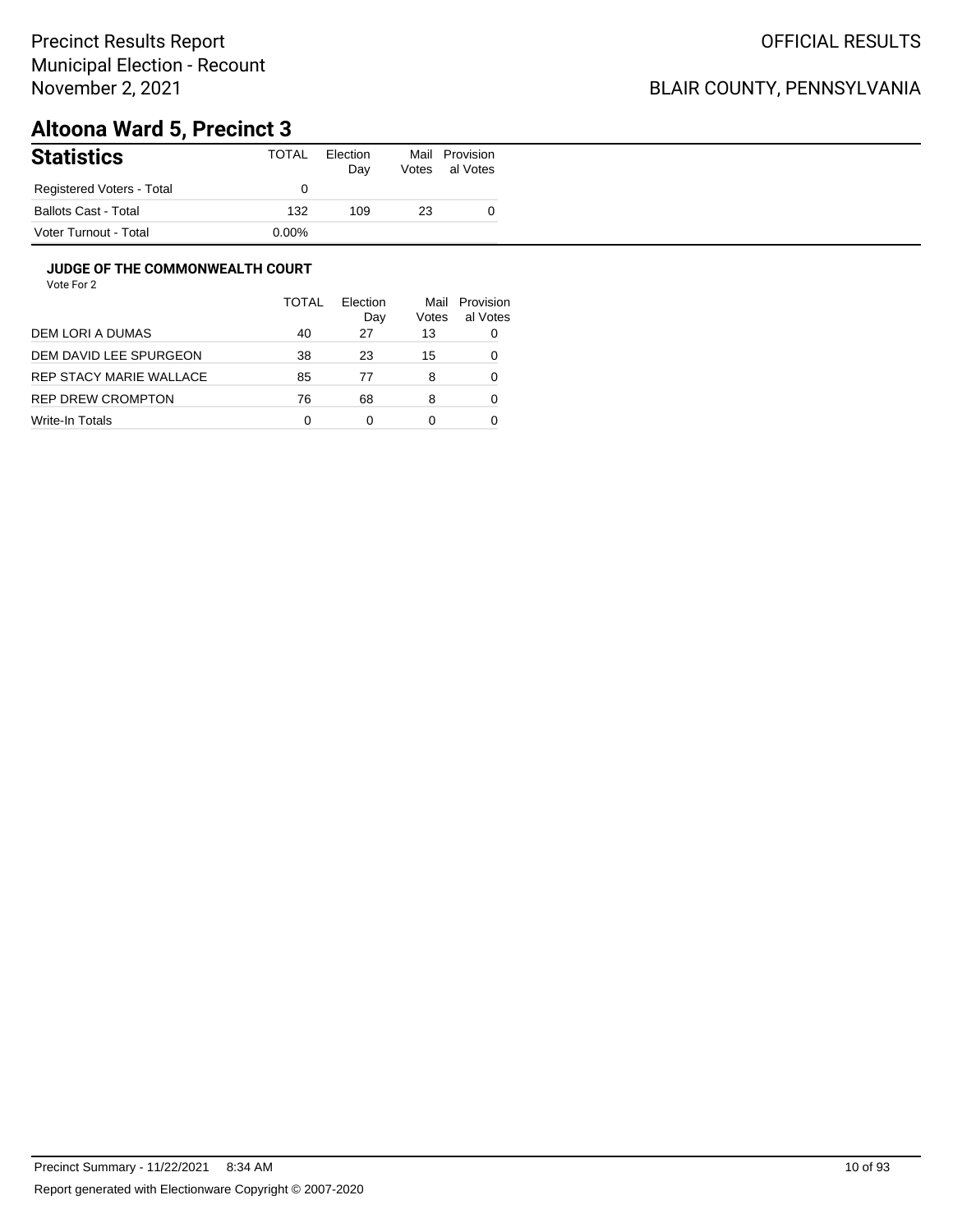Precinct Results Report
Municipal Election - Recount
November 2, 2021

OFFICIAL RESULTS

BLAIR COUNTY, PENNSYLVANIA

# Altoona Ward 5, Precinct 3

| Statistics | TOTAL | Election Day | Mail Votes | Provisional Votes |
|---|---|---|---|---|
| Registered Voters - Total | 0 | | | |
| Ballots Cast - Total | 132 | 109 | 23 | 0 |
| Voter Turnout - Total | 0.00% | | | |

### JUDGE OF THE COMMONWEALTH COURT

Vote For 2

| | TOTAL | Election Day | Mail Votes | Provisional Votes |
|---|---|---|---|---|
| DEM LORI A DUMAS | 40 | 27 | 13 | 0 |
| DEM DAVID LEE SPURGEON | 38 | 23 | 15 | 0 |
| REP STACY MARIE WALLACE | 85 | 77 | 8 | 0 |
| REP DREW CROMPTON | 76 | 68 | 8 | 0 |
| Write-In Totals | 0 | 0 | 0 | 0 |

Precinct Summary - 11/22/2021 8:34 AM

Report generated with Electionware Copyright © 2007-2020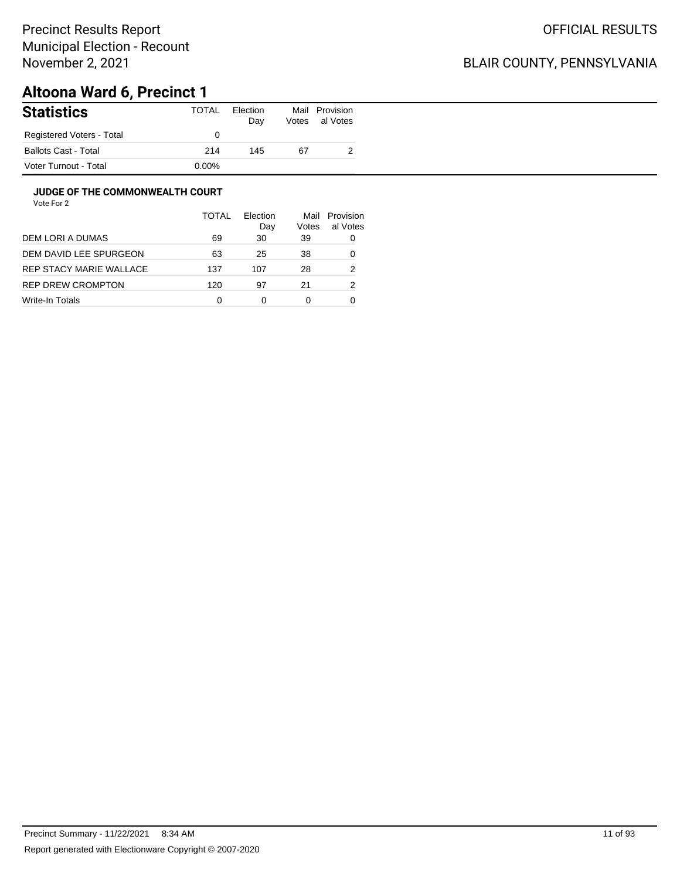# Altoona Ward 6, Precinct 1

## Statistics

| | TOTAL | Election Day | Mail Votes | Provisional Votes |
|---|---|---|---|---|
| Registered Voters - Total | 0 | | | |
| Ballots Cast - Total | 214 | 145 | 67 | 2 |
| Voter Turnout - Total | 0.00% | | | |

### JUDGE OF THE COMMONWEALTH COURT

Vote For 2

| | TOTAL | Election Day | Mail Votes | Provisional Votes |
|---|---|---|---|---|
| DEM LORI A DUMAS | 69 | 30 | 39 | 0 |
| DEM DAVID LEE SPURGEON | 63 | 25 | 38 | 0 |
| REP STACY MARIE WALLACE | 137 | 107 | 28 | 2 |
| REP DREW CROMPTON | 120 | 97 | 21 | 2 |
| Write-In Totals | 0 | 0 | 0 | 0 |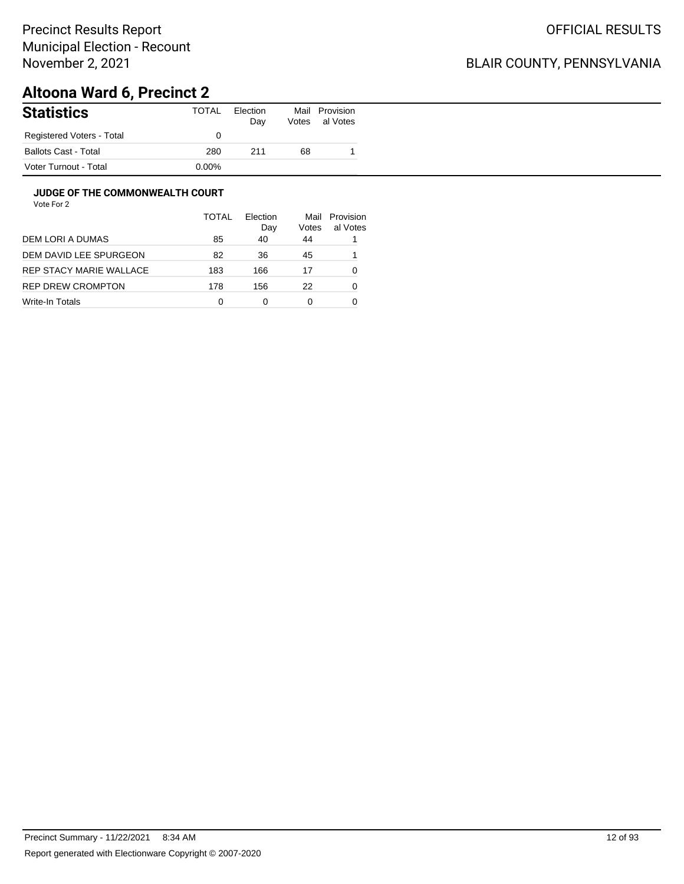Precinct Results Report
Municipal Election - Recount
November 2, 2021

OFFICIAL RESULTS

BLAIR COUNTY, PENNSYLVANIA

# Altoona Ward 6, Precinct 2

| Statistics | TOTAL | Election Day | Mail Votes | Provisional Votes |
|---|---|---|---|---|
| Registered Voters - Total | 0 | | | |
| Ballots Cast - Total | 280 | 211 | 68 | 1 |
| Voter Turnout - Total | 0.00% | | | |

### JUDGE OF THE COMMONWEALTH COURT

Vote For 2

| | TOTAL | Election Day | Mail Votes | Provisional Votes |
|---|---|---|---|---|
| DEM LORI A DUMAS | 85 | 40 | 44 | 1 |
| DEM DAVID LEE SPURGEON | 82 | 36 | 45 | 1 |
| REP STACY MARIE WALLACE | 183 | 166 | 17 | 0 |
| REP DREW CROMPTON | 178 | 156 | 22 | 0 |
| Write-In Totals | 0 | 0 | 0 | 0 |

Precinct Summary - 11/22/2021 8:34 AM

Report generated with Electionware Copyright © 2007-2020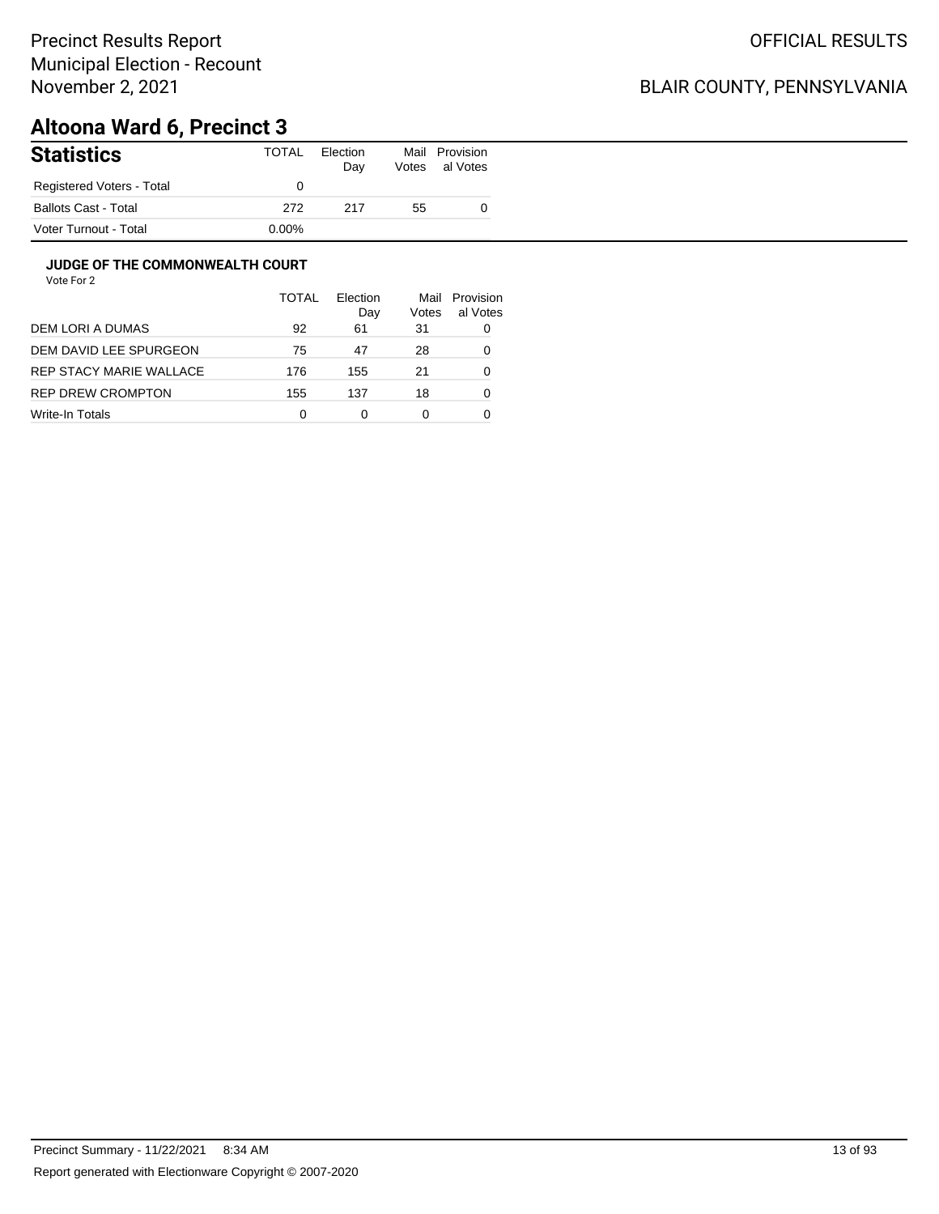Precinct Results Report
Municipal Election - Recount
November 2, 2021

OFFICIAL RESULTS

BLAIR COUNTY, PENNSYLVANIA

# Altoona Ward 6, Precinct 3

| Statistics | TOTAL | Election Day | Mail Votes | Provisional Votes |
|---|---|---|---|---|
| Registered Voters - Total | 0 | | | |
| Ballots Cast - Total | 272 | 217 | 55 | 0 |
| Voter Turnout - Total | 0.00% | | | |

### JUDGE OF THE COMMONWEALTH COURT

Vote For 2

| | TOTAL | Election Day | Mail Votes | Provisional Votes |
|---|---|---|---|---|
| DEM LORI A DUMAS | 92 | 61 | 31 | 0 |
| DEM DAVID LEE SPURGEON | 75 | 47 | 28 | 0 |
| REP STACY MARIE WALLACE | 176 | 155 | 21 | 0 |
| REP DREW CROMPTON | 155 | 137 | 18 | 0 |
| Write-In Totals | 0 | 0 | 0 | 0 |

Precinct Summary - 11/22/2021 8:34 AM

Report generated with Electionware Copyright © 2007-2020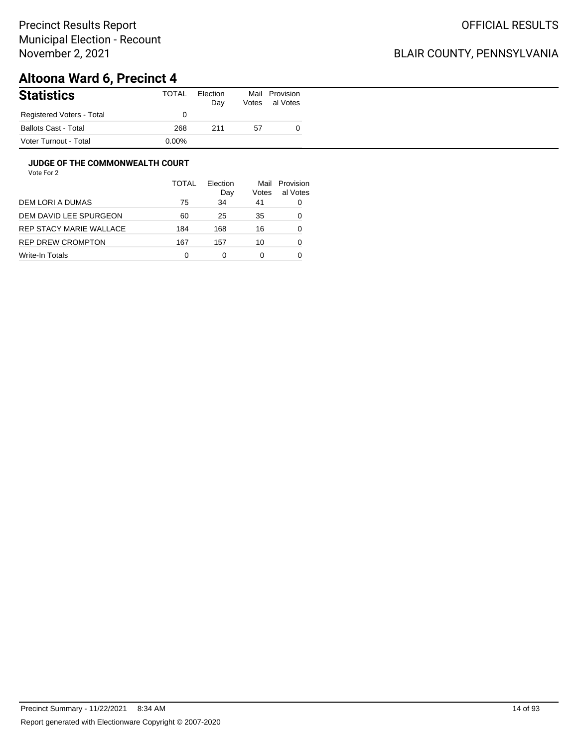Precinct Results Report
Municipal Election - Recount
November 2, 2021

OFFICIAL RESULTS

BLAIR COUNTY, PENNSYLVANIA

# Altoona Ward 6, Precinct 4

| Statistics | TOTAL | Election Day | Mail Votes | Provisional Votes |
|---|---|---|---|---|
| Registered Voters - Total | 0 | | | |
| Ballots Cast - Total | 268 | 211 | 57 | 0 |
| Voter Turnout - Total | 0.00% | | | |

### JUDGE OF THE COMMONWEALTH COURT

Vote For 2

| | TOTAL | Election Day | Mail Votes | Provisional Votes |
|---|---|---|---|---|
| DEM LORI A DUMAS | 75 | 34 | 41 | 0 |
| DEM DAVID LEE SPURGEON | 60 | 25 | 35 | 0 |
| REP STACY MARIE WALLACE | 184 | 168 | 16 | 0 |
| REP DREW CROMPTON | 167 | 157 | 10 | 0 |
| Write-In Totals | 0 | 0 | 0 | 0 |

Precinct Summary - 11/22/2021 8:34 AM

Report generated with Electionware Copyright © 2007-2020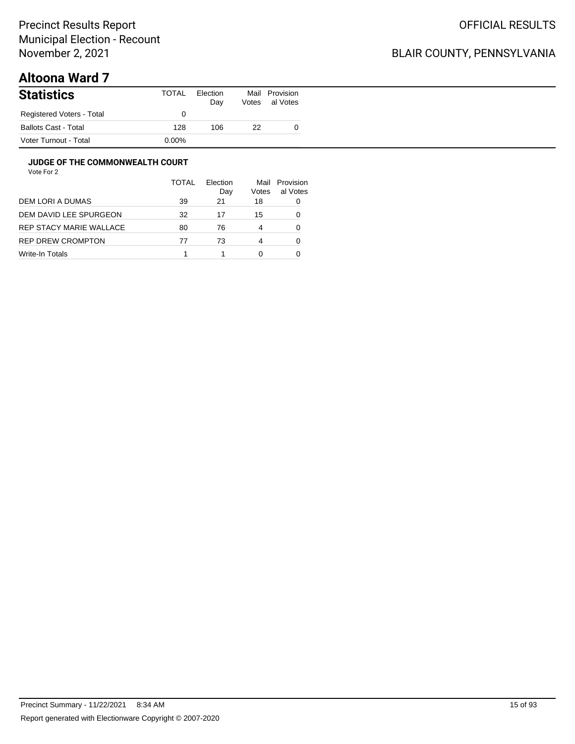Precinct Results Report
Municipal Election - Recount
November 2, 2021

OFFICIAL RESULTS

BLAIR COUNTY, PENNSYLVANIA

# Altoona Ward 7

## Statistics

| Statistics | TOTAL | Election Day | Mail Votes | Provisional Votes |
|---|---|---|---|---|
| Registered Voters - Total | 0 | | | |
| Ballots Cast - Total | 128 | 106 | 22 | 0 |
| Voter Turnout - Total | 0.00% | | | |

### JUDGE OF THE COMMONWEALTH COURT

Vote For 2

| | TOTAL | Election Day | Mail Votes | Provisional Votes |
|---|---|---|---|---|
| DEM LORI A DUMAS | 39 | 21 | 18 | 0 |
| DEM DAVID LEE SPURGEON | 32 | 17 | 15 | 0 |
| REP STACY MARIE WALLACE | 80 | 76 | 4 | 0 |
| REP DREW CROMPTON | 77 | 73 | 4 | 0 |
| Write-In Totals | 1 | 1 | 0 | 0 |

Precinct Summary - 11/22/2021 8:34 AM

Report generated with Electionware Copyright © 2007-2020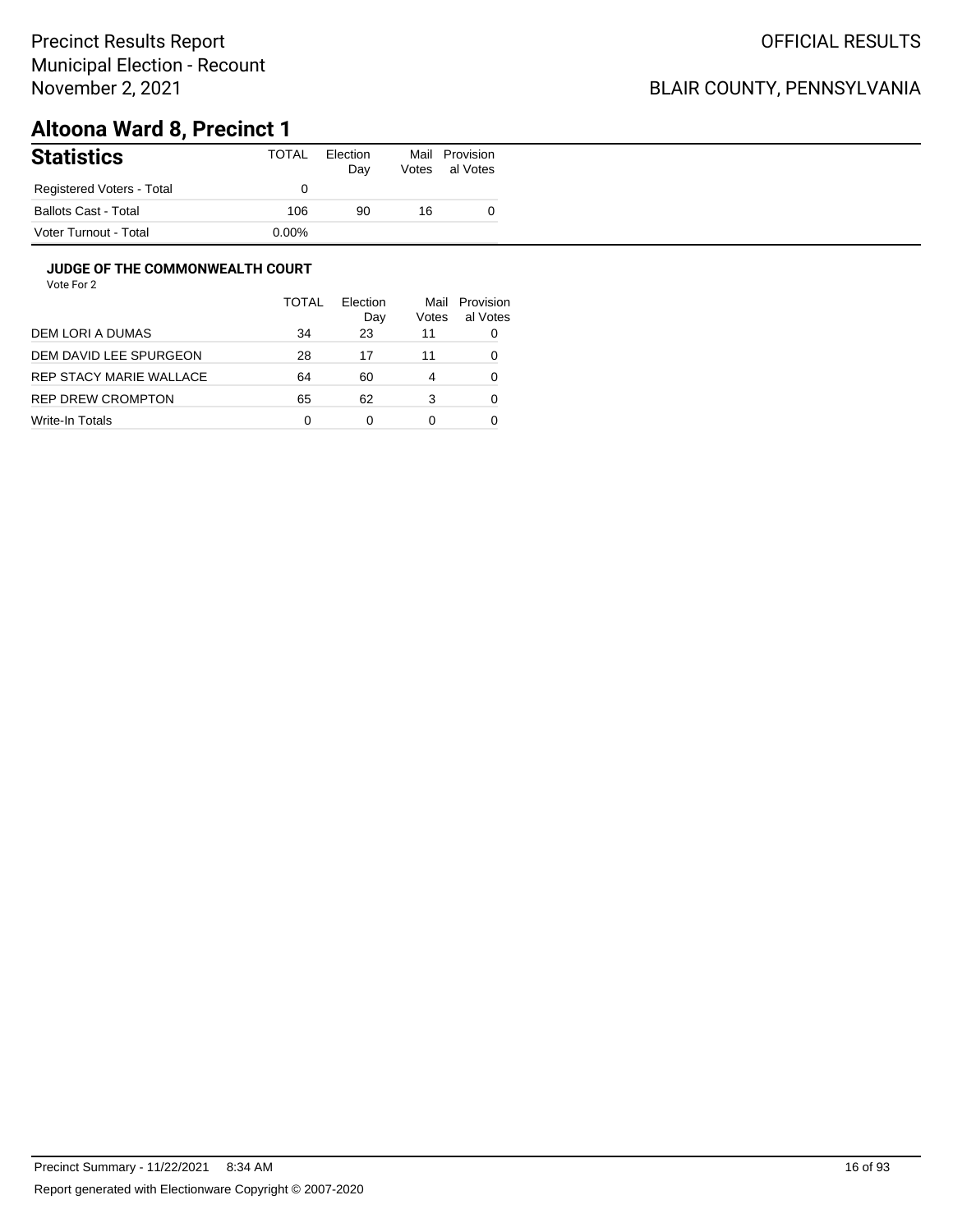Precinct Results Report
Municipal Election - Recount
November 2, 2021

OFFICIAL RESULTS

BLAIR COUNTY, PENNSYLVANIA

# Altoona Ward 8, Precinct 1

## Statistics

| | TOTAL | Election Day | Mail Votes | Provisional Votes |
|---|---|---|---|---|
| Registered Voters - Total | 0 | | | |
| Ballots Cast - Total | 106 | 90 | 16 | 0 |
| Voter Turnout - Total | 0.00% | | | |

### JUDGE OF THE COMMONWEALTH COURT

Vote For 2

| | TOTAL | Election Day | Mail Votes | Provisional Votes |
|---|---|---|---|---|
| DEM LORI A DUMAS | 34 | 23 | 11 | 0 |
| DEM DAVID LEE SPURGEON | 28 | 17 | 11 | 0 |
| REP STACY MARIE WALLACE | 64 | 60 | 4 | 0 |
| REP DREW CROMPTON | 65 | 62 | 3 | 0 |
| Write-In Totals | 0 | 0 | 0 | 0 |

Precinct Summary - 11/22/2021 8:34 AM

Report generated with Electionware Copyright © 2007-2020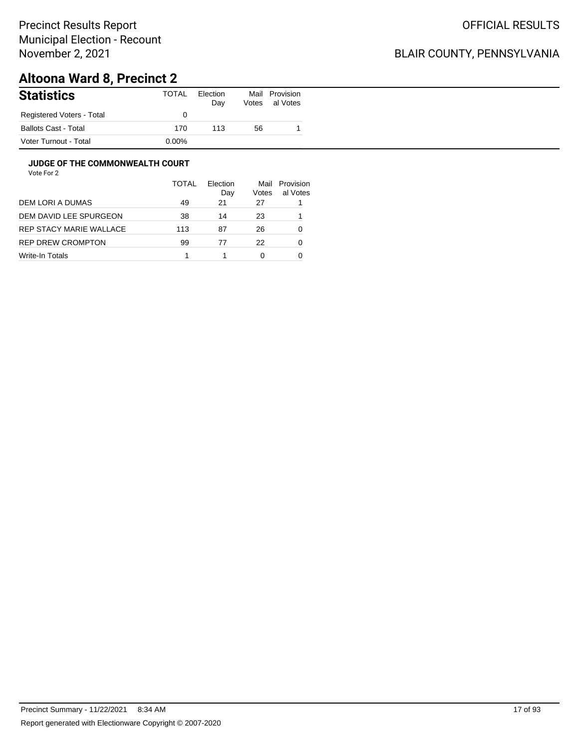Precinct Results Report
Municipal Election - Recount
November 2, 2021

OFFICIAL RESULTS

BLAIR COUNTY, PENNSYLVANIA

# Altoona Ward 8, Precinct 2

| Statistics | TOTAL | Election Day | Mail Votes | Provisional Votes |
|---|---|---|---|---|
| Registered Voters - Total | 0 | | | |
| Ballots Cast - Total | 170 | 113 | 56 | 1 |
| Voter Turnout - Total | 0.00% | | | |

### JUDGE OF THE COMMONWEALTH COURT

Vote For 2

| | TOTAL | Election Day | Mail Votes | Provisional Votes |
|---|---|---|---|---|
| DEM LORI A DUMAS | 49 | 21 | 27 | 1 |
| DEM DAVID LEE SPURGEON | 38 | 14 | 23 | 1 |
| REP STACY MARIE WALLACE | 113 | 87 | 26 | 0 |
| REP DREW CROMPTON | 99 | 77 | 22 | 0 |
| Write-In Totals | 1 | 1 | 0 | 0 |

Precinct Summary - 11/22/2021 8:34 AM

Report generated with Electionware Copyright © 2007-2020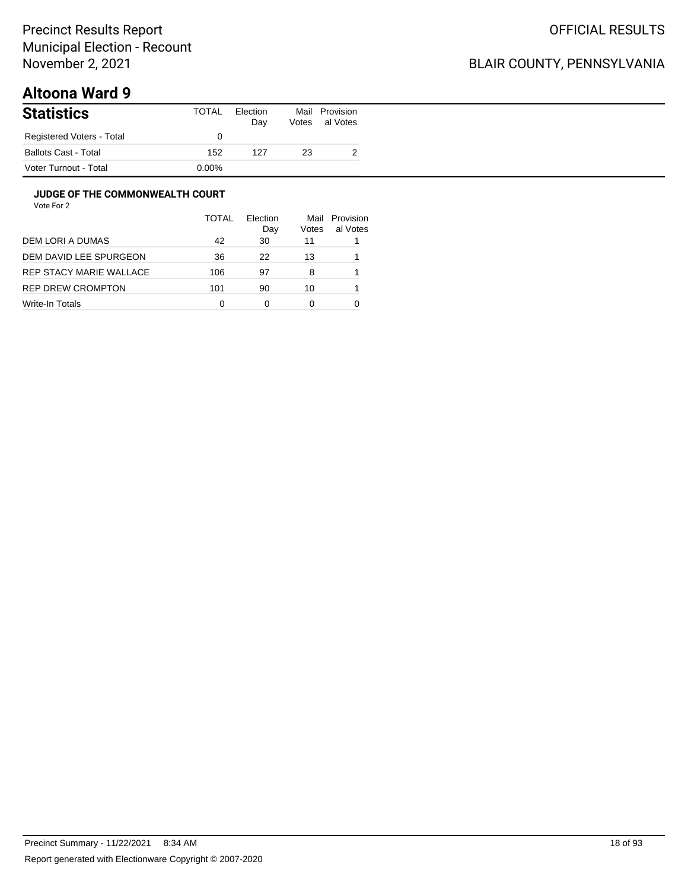Precinct Results Report
Municipal Election - Recount
November 2, 2021

OFFICIAL RESULTS

BLAIR COUNTY, PENNSYLVANIA

# Altoona Ward 9

| Statistics | TOTAL | Election Day | Mail Votes | Provisional Votes |
|---|---|---|---|---|
| Registered Voters - Total | 0 | | | |
| Ballots Cast - Total | 152 | 127 | 23 | 2 |
| Voter Turnout - Total | 0.00% | | | |

### JUDGE OF THE COMMONWEALTH COURT

Vote For 2

| | TOTAL | Election Day | Mail Votes | Provisional Votes |
|---|---|---|---|---|
| DEM LORI A DUMAS | 42 | 30 | 11 | 1 |
| DEM DAVID LEE SPURGEON | 36 | 22 | 13 | 1 |
| REP STACY MARIE WALLACE | 106 | 97 | 8 | 1 |
| REP DREW CROMPTON | 101 | 90 | 10 | 1 |
| Write-In Totals | 0 | 0 | 0 | 0 |

Precinct Summary - 11/22/2021 8:34 AM

Report generated with Electionware Copyright © 2007-2020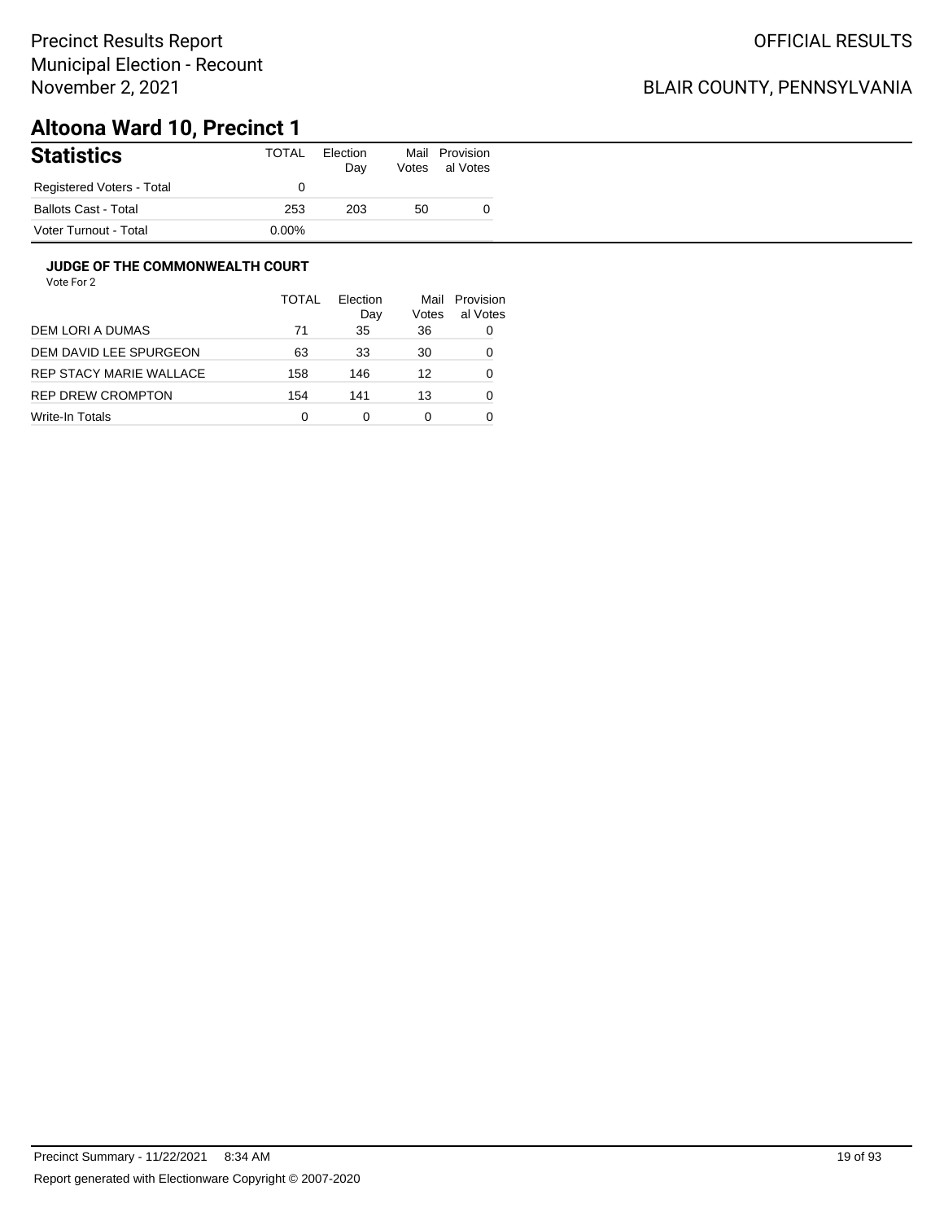Precinct Results Report
Municipal Election - Recount
November 2, 2021

OFFICIAL RESULTS

BLAIR COUNTY, PENNSYLVANIA

# Altoona Ward 10, Precinct 1

## Statistics

| | TOTAL | Election Day | Mail Votes | Provisional Votes |
|---|---|---|---|---|
| Registered Voters - Total | 0 | | | |
| Ballots Cast - Total | 253 | 203 | 50 | 0 |
| Voter Turnout - Total | 0.00% | | | |

### JUDGE OF THE COMMONWEALTH COURT

Vote For 2

| | TOTAL | Election Day | Mail Votes | Provisional Votes |
|---|---|---|---|---|
| DEM LORI A DUMAS | 71 | 35 | 36 | 0 |
| DEM DAVID LEE SPURGEON | 63 | 33 | 30 | 0 |
| REP STACY MARIE WALLACE | 158 | 146 | 12 | 0 |
| REP DREW CROMPTON | 154 | 141 | 13 | 0 |
| Write-In Totals | 0 | 0 | 0 | 0 |

Precinct Summary - 11/22/2021 8:34 AM

Report generated with Electionware Copyright © 2007-2020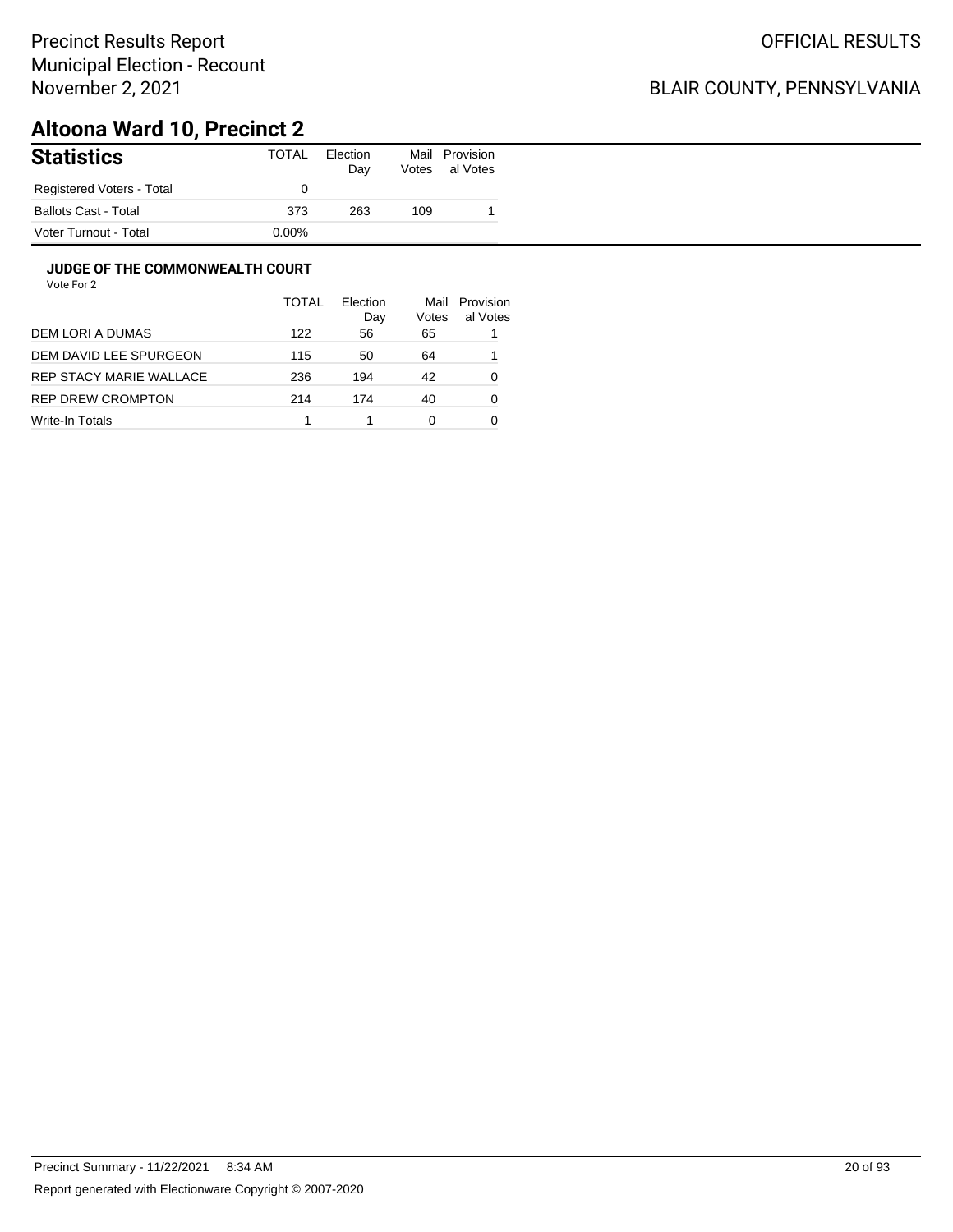Precinct Results Report
Municipal Election - Recount
November 2, 2021

OFFICIAL RESULTS

BLAIR COUNTY, PENNSYLVANIA

# Altoona Ward 10, Precinct 2

| Statistics | TOTAL | Election Day | Mail Votes | Provisional Votes |
|---|---|---|---|---|
| Registered Voters - Total | 0 | | | |
| Ballots Cast - Total | 373 | 263 | 109 | 1 |
| Voter Turnout - Total | 0.00% | | | |

### JUDGE OF THE COMMONWEALTH COURT

Vote For 2

| | TOTAL | Election Day | Mail Votes | Provisional Votes |
|---|---|---|---|---|
| DEM LORI A DUMAS | 122 | 56 | 65 | 1 |
| DEM DAVID LEE SPURGEON | 115 | 50 | 64 | 1 |
| REP STACY MARIE WALLACE | 236 | 194 | 42 | 0 |
| REP DREW CROMPTON | 214 | 174 | 40 | 0 |
| Write-In Totals | 1 | 1 | 0 | 0 |

Precinct Summary - 11/22/2021 8:34 AM

Report generated with Electionware Copyright © 2007-2020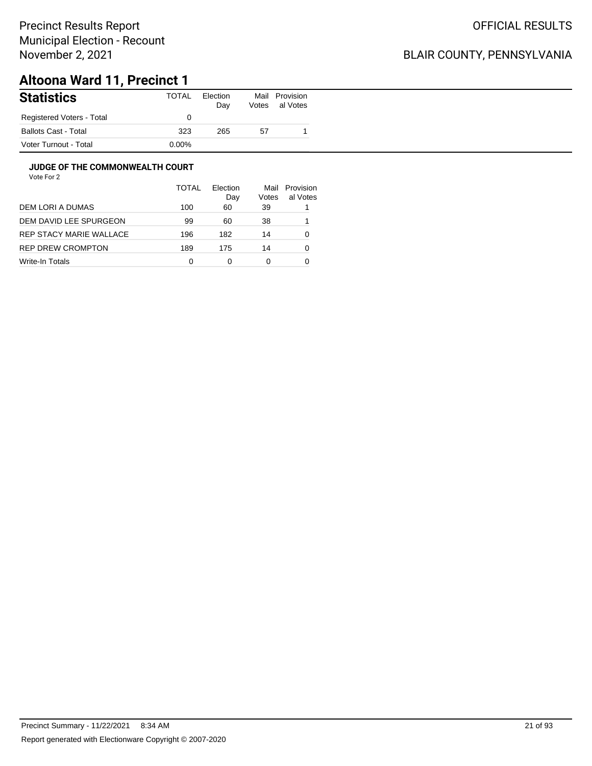Precinct Results Report
Municipal Election - Recount
November 2, 2021

OFFICIAL RESULTS

BLAIR COUNTY, PENNSYLVANIA

# Altoona Ward 11, Precinct 1

| Statistics | TOTAL | Election Day | Mail Votes | Provisional Votes |
|---|---|---|---|---|
| Registered Voters - Total | 0 | | | |
| Ballots Cast - Total | 323 | 265 | 57 | 1 |
| Voter Turnout - Total | 0.00% | | | |

### JUDGE OF THE COMMONWEALTH COURT

Vote For 2

| | TOTAL | Election Day | Mail Votes | Provisional Votes |
|---|---|---|---|---|
| DEM LORI A DUMAS | 100 | 60 | 39 | 1 |
| DEM DAVID LEE SPURGEON | 99 | 60 | 38 | 1 |
| REP STACY MARIE WALLACE | 196 | 182 | 14 | 0 |
| REP DREW CROMPTON | 189 | 175 | 14 | 0 |
| Write-In Totals | 0 | 0 | 0 | 0 |

Precinct Summary - 11/22/2021 8:34 AM

Report generated with Electionware Copyright © 2007-2020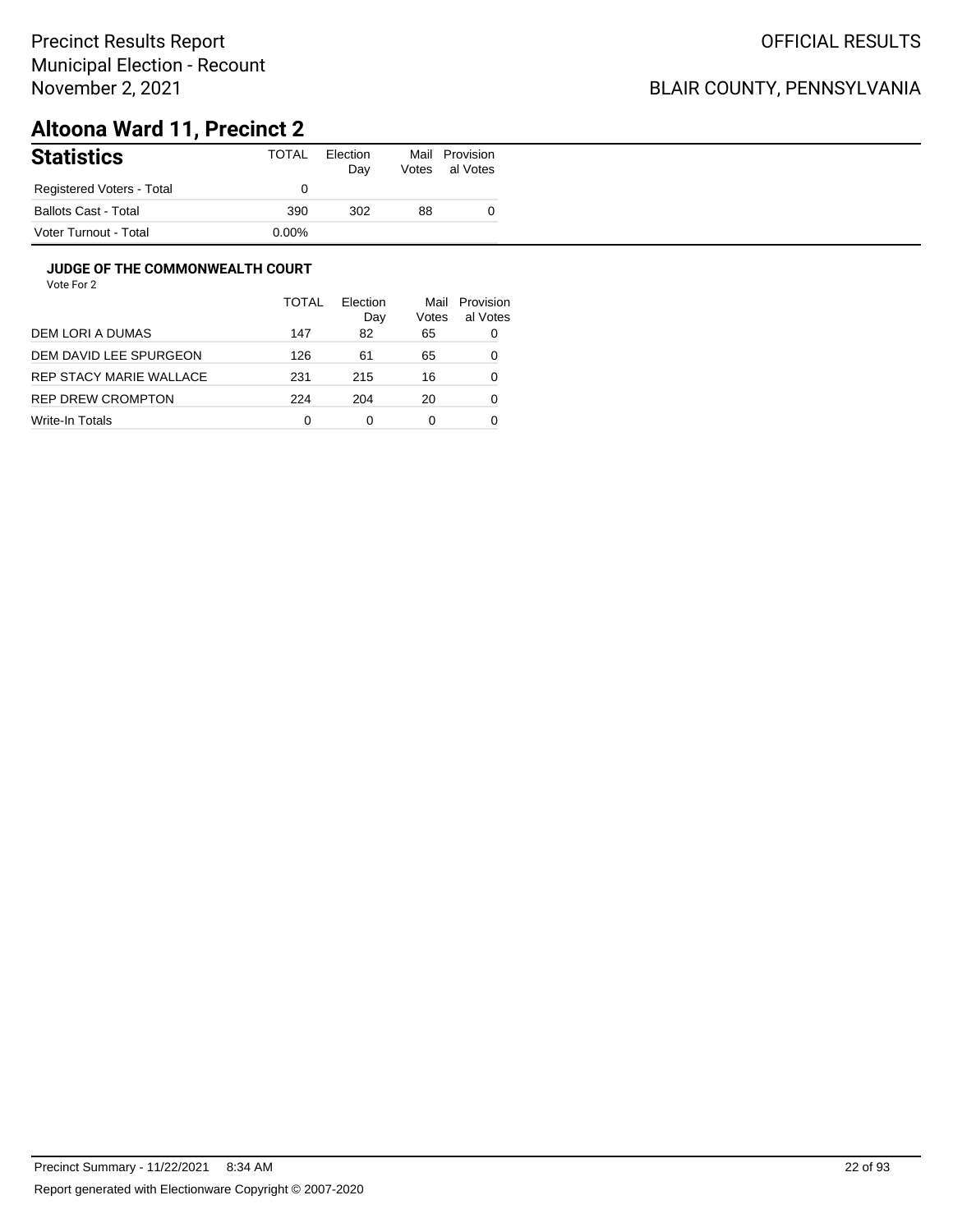Precinct Results Report
Municipal Election - Recount
November 2, 2021

OFFICIAL RESULTS

BLAIR COUNTY, PENNSYLVANIA

# Altoona Ward 11, Precinct 2

| Statistics | TOTAL | Election Day | Mail Votes | Provisional Votes |
|---|---|---|---|---|
| Registered Voters - Total | 0 | | | |
| Ballots Cast - Total | 390 | 302 | 88 | 0 |
| Voter Turnout - Total | 0.00% | | | |

### JUDGE OF THE COMMONWEALTH COURT

Vote For 2

| | TOTAL | Election Day | Mail Votes | Provisional Votes |
|---|---|---|---|---|
| DEM LORI A DUMAS | 147 | 82 | 65 | 0 |
| DEM DAVID LEE SPURGEON | 126 | 61 | 65 | 0 |
| REP STACY MARIE WALLACE | 231 | 215 | 16 | 0 |
| REP DREW CROMPTON | 224 | 204 | 20 | 0 |
| Write-In Totals | 0 | 0 | 0 | 0 |

Precinct Summary - 11/22/2021 8:34 AM

Report generated with Electionware Copyright © 2007-2020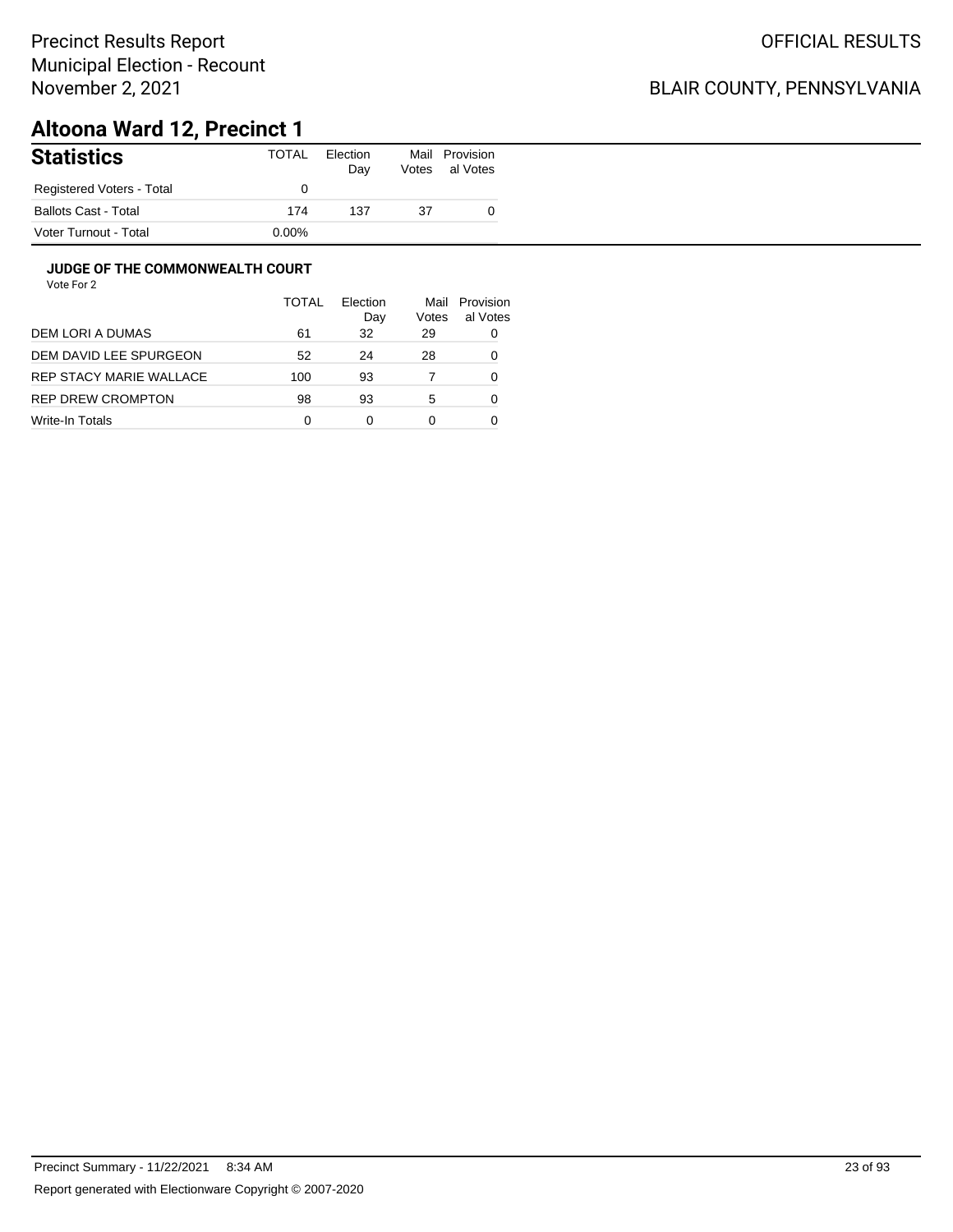Precinct Results Report
Municipal Election - Recount
November 2, 2021

OFFICIAL RESULTS

BLAIR COUNTY, PENNSYLVANIA

# Altoona Ward 12, Precinct 1

| Statistics | TOTAL | Election Day | Mail Votes | Provisional Votes |
|---|---|---|---|---|
| Registered Voters - Total | 0 | | | |
| Ballots Cast - Total | 174 | 137 | 37 | 0 |
| Voter Turnout - Total | 0.00% | | | |

### JUDGE OF THE COMMONWEALTH COURT

Vote For 2

| | TOTAL | Election Day | Mail Votes | Provisional Votes |
|---|---|---|---|---|
| DEM LORI A DUMAS | 61 | 32 | 29 | 0 |
| DEM DAVID LEE SPURGEON | 52 | 24 | 28 | 0 |
| REP STACY MARIE WALLACE | 100 | 93 | 7 | 0 |
| REP DREW CROMPTON | 98 | 93 | 5 | 0 |
| Write-In Totals | 0 | 0 | 0 | 0 |

Precinct Summary - 11/22/2021 8:34 AM

Report generated with Electionware Copyright © 2007-2020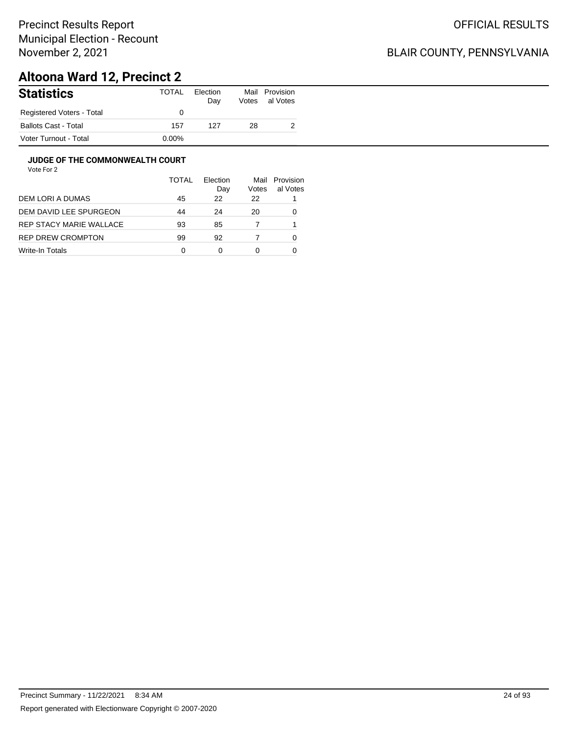Precinct Results Report
Municipal Election - Recount
November 2, 2021

OFFICIAL RESULTS

BLAIR COUNTY, PENNSYLVANIA

# Altoona Ward 12, Precinct 2

| Statistics | TOTAL | Election Day | Mail Votes | Provisional Votes |
|---|---|---|---|---|
| Registered Voters - Total | 0 | | | |
| Ballots Cast - Total | 157 | 127 | 28 | 2 |
| Voter Turnout - Total | 0.00% | | | |

### JUDGE OF THE COMMONWEALTH COURT

Vote For 2

| | TOTAL | Election Day | Mail Votes | Provisional Votes |
|---|---|---|---|---|
| DEM LORI A DUMAS | 45 | 22 | 22 | 1 |
| DEM DAVID LEE SPURGEON | 44 | 24 | 20 | 0 |
| REP STACY MARIE WALLACE | 93 | 85 | 7 | 1 |
| REP DREW CROMPTON | 99 | 92 | 7 | 0 |
| Write-In Totals | 0 | 0 | 0 | 0 |

Precinct Summary - 11/22/2021 8:34 AM

Report generated with Electionware Copyright © 2007-2020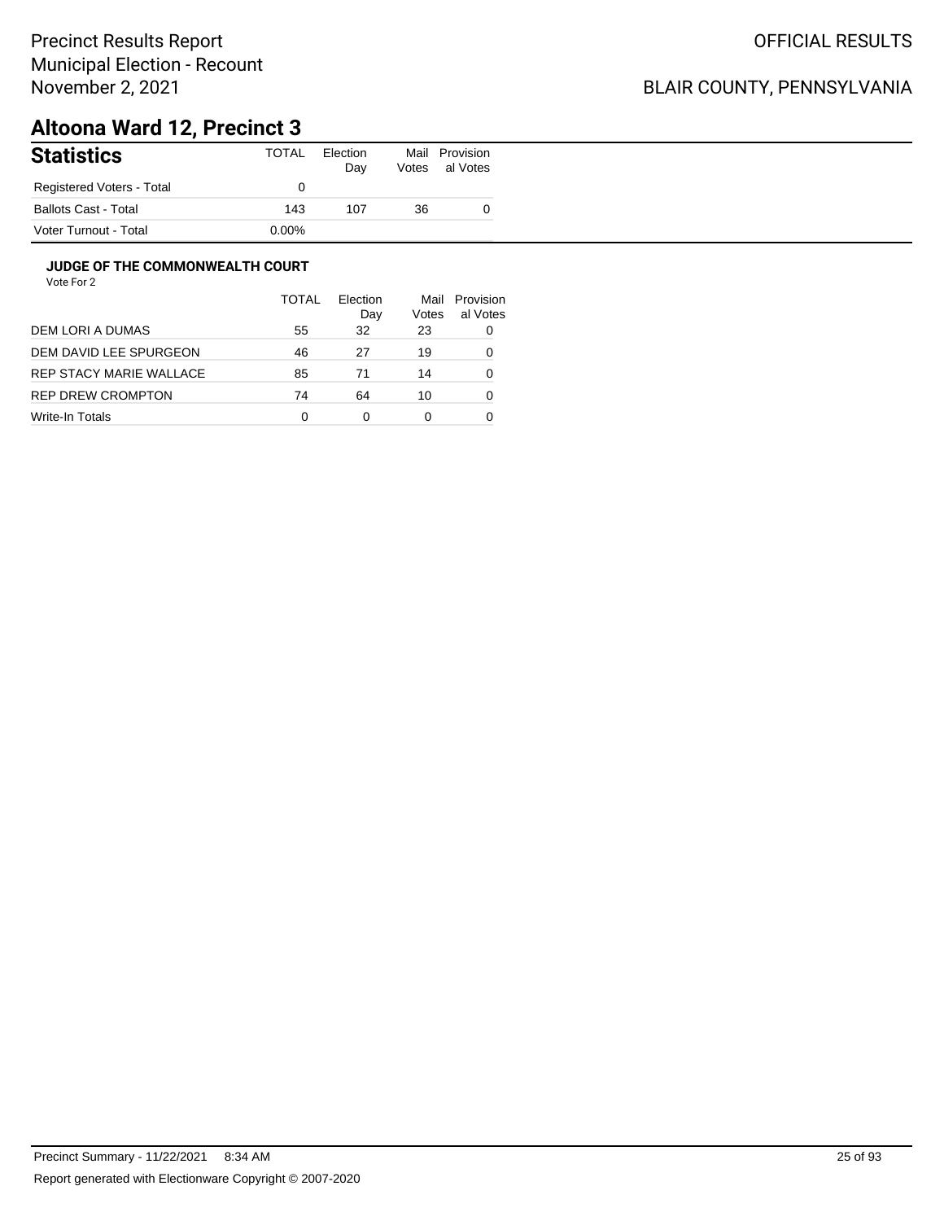Precinct Results Report
Municipal Election - Recount
November 2, 2021

OFFICIAL RESULTS

BLAIR COUNTY, PENNSYLVANIA

# Altoona Ward 12, Precinct 3

## Statistics

| Statistics | TOTAL | Election Day | Mail Votes | Provisional Votes |
|---|---|---|---|---|
| Registered Voters - Total | 0 | | | |
| Ballots Cast - Total | 143 | 107 | 36 | 0 |
| Voter Turnout - Total | 0.00% | | | |

### JUDGE OF THE COMMONWEALTH COURT

Vote For 2

| | TOTAL | Election Day | Mail Votes | Provisional Votes |
|---|---|---|---|---|
| DEM LORI A DUMAS | 55 | 32 | 23 | 0 |
| DEM DAVID LEE SPURGEON | 46 | 27 | 19 | 0 |
| REP STACY MARIE WALLACE | 85 | 71 | 14 | 0 |
| REP DREW CROMPTON | 74 | 64 | 10 | 0 |
| Write-In Totals | 0 | 0 | 0 | 0 |

Precinct Summary - 11/22/2021 8:34 AM

Report generated with Electionware Copyright © 2007-2020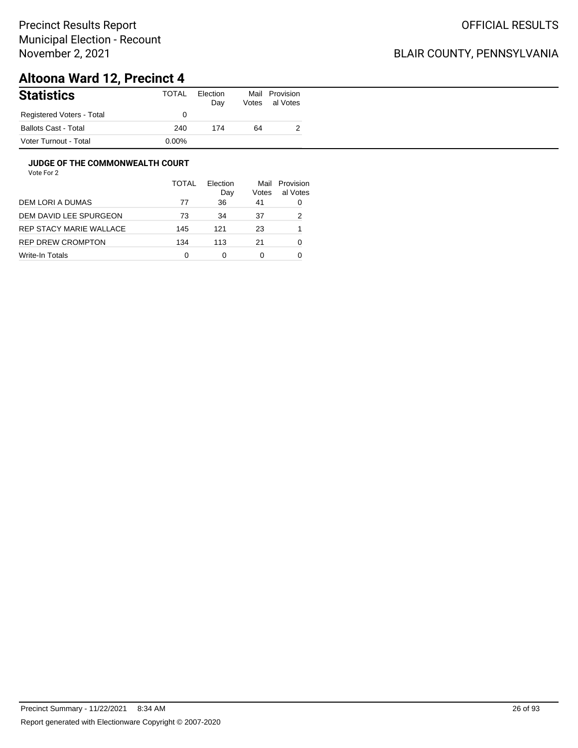Precinct Results Report
Municipal Election - Recount
November 2, 2021

OFFICIAL RESULTS

BLAIR COUNTY, PENNSYLVANIA

# Altoona Ward 12, Precinct 4

| Statistics | TOTAL | Election Day | Mail Votes | Provisional Votes |
|---|---|---|---|---|
| Registered Voters - Total | 0 | | | |
| Ballots Cast - Total | 240 | 174 | 64 | 2 |
| Voter Turnout - Total | 0.00% | | | |

### JUDGE OF THE COMMONWEALTH COURT

Vote For 2

| | TOTAL | Election Day | Mail Votes | Provisional Votes |
|---|---|---|---|---|
| DEM LORI A DUMAS | 77 | 36 | 41 | 0 |
| DEM DAVID LEE SPURGEON | 73 | 34 | 37 | 2 |
| REP STACY MARIE WALLACE | 145 | 121 | 23 | 1 |
| REP DREW CROMPTON | 134 | 113 | 21 | 0 |
| Write-In Totals | 0 | 0 | 0 | 0 |

Precinct Summary - 11/22/2021 8:34 AM

Report generated with Electionware Copyright © 2007-2020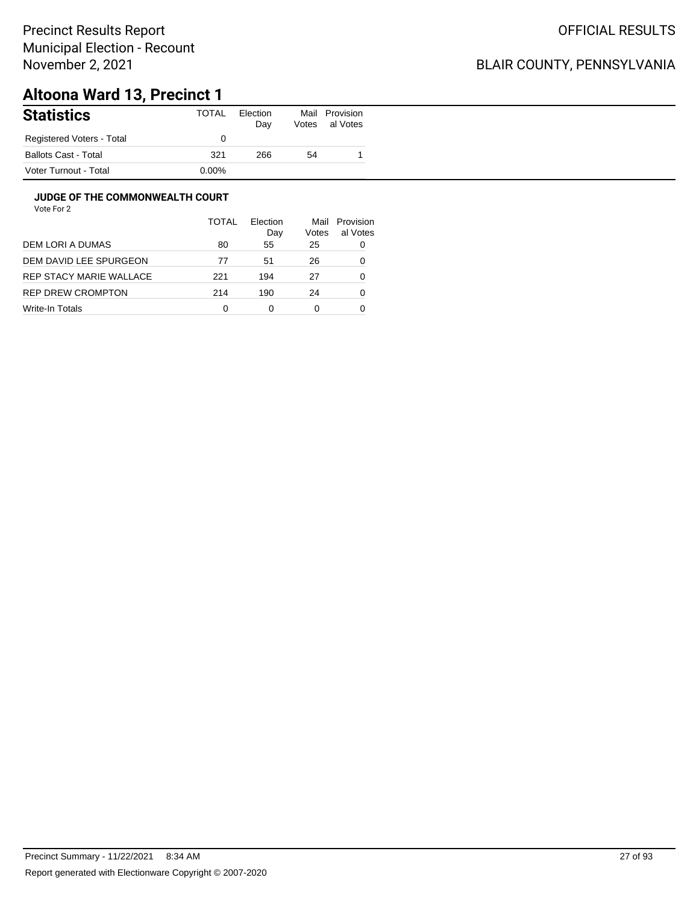Precinct Results Report
Municipal Election - Recount
November 2, 2021

OFFICIAL RESULTS

BLAIR COUNTY, PENNSYLVANIA

# Altoona Ward 13, Precinct 1

## Statistics

| Statistics | TOTAL | Election Day | Mail Votes | Provisional Votes |
|---|---|---|---|---|
| Registered Voters - Total | 0 | | | |
| Ballots Cast - Total | 321 | 266 | 54 | 1 |
| Voter Turnout - Total | 0.00% | | | |

### JUDGE OF THE COMMONWEALTH COURT

Vote For 2

| | TOTAL | Election Day | Mail Votes | Provisional Votes |
|---|---|---|---|---|
| DEM LORI A DUMAS | 80 | 55 | 25 | 0 |
| DEM DAVID LEE SPURGEON | 77 | 51 | 26 | 0 |
| REP STACY MARIE WALLACE | 221 | 194 | 27 | 0 |
| REP DREW CROMPTON | 214 | 190 | 24 | 0 |
| Write-In Totals | 0 | 0 | 0 | 0 |

Precinct Summary - 11/22/2021 8:34 AM

Report generated with Electionware Copyright © 2007-2020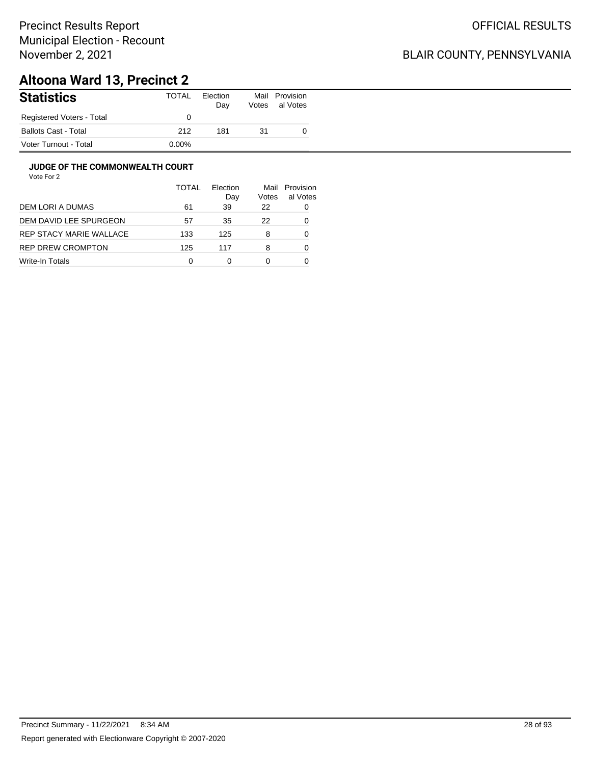Precinct Results Report
Municipal Election - Recount
November 2, 2021

OFFICIAL RESULTS

BLAIR COUNTY, PENNSYLVANIA

# Altoona Ward 13, Precinct 2

| Statistics | TOTAL | Election Day | Mail Votes | Provisional Votes |
|---|---|---|---|---|
| Registered Voters - Total | 0 | | | |
| Ballots Cast - Total | 212 | 181 | 31 | 0 |
| Voter Turnout - Total | 0.00% | | | |

### JUDGE OF THE COMMONWEALTH COURT

Vote For 2

| | TOTAL | Election Day | Mail Votes | Provisional Votes |
|---|---|---|---|---|
| DEM LORI A DUMAS | 61 | 39 | 22 | 0 |
| DEM DAVID LEE SPURGEON | 57 | 35 | 22 | 0 |
| REP STACY MARIE WALLACE | 133 | 125 | 8 | 0 |
| REP DREW CROMPTON | 125 | 117 | 8 | 0 |
| Write-In Totals | 0 | 0 | 0 | 0 |

Precinct Summary - 11/22/2021 8:34 AM

Report generated with Electionware Copyright © 2007-2020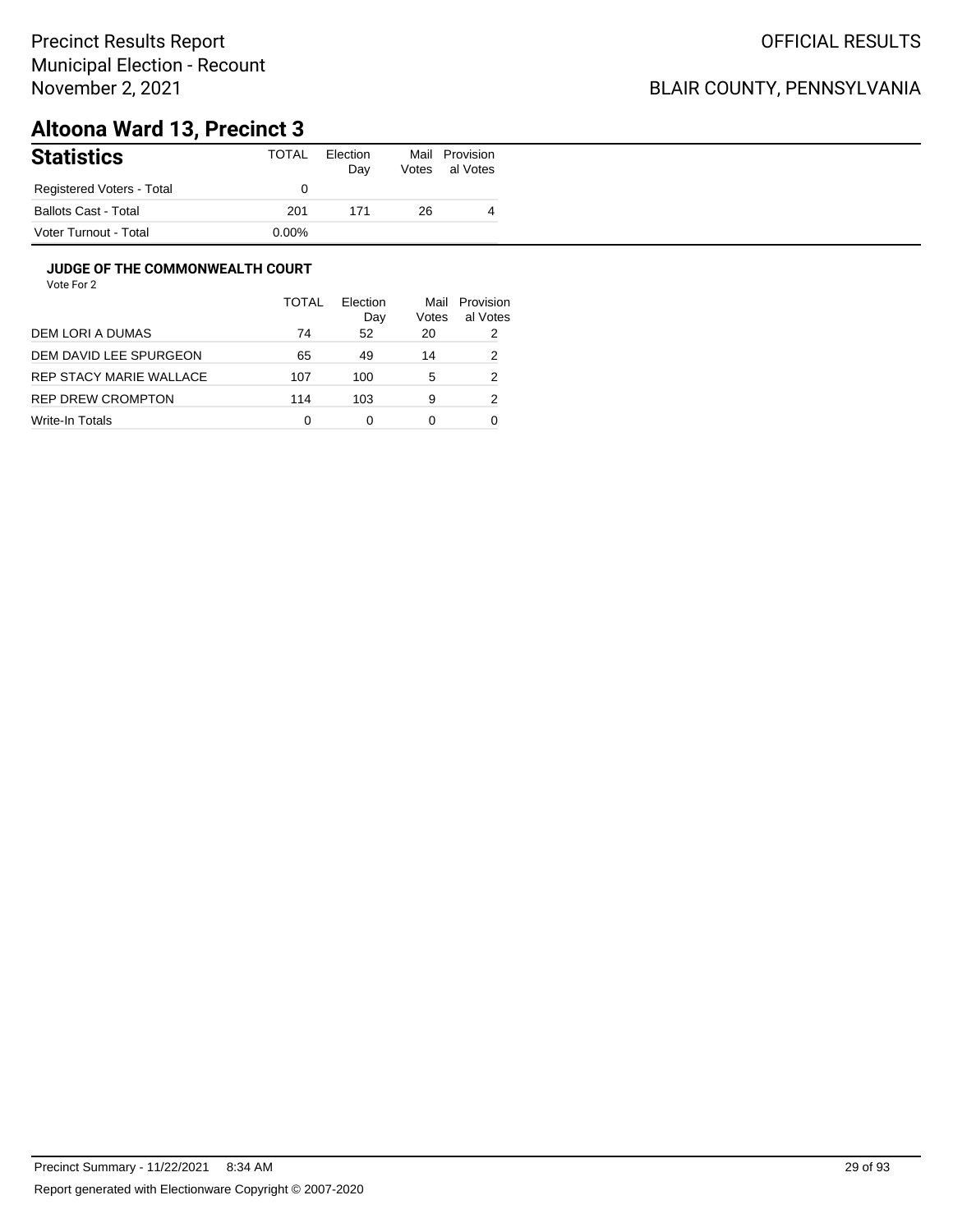Precinct Results Report
Municipal Election - Recount
November 2, 2021

OFFICIAL RESULTS

BLAIR COUNTY, PENNSYLVANIA

# Altoona Ward 13, Precinct 3

## Statistics

| Statistics | TOTAL | Election Day | Mail Votes | Provisional Votes |
|---|---|---|---|---|
| Registered Voters - Total | 0 | | | |
| Ballots Cast - Total | 201 | 171 | 26 | 4 |
| Voter Turnout - Total | 0.00% | | | |

### JUDGE OF THE COMMONWEALTH COURT

Vote For 2

| | TOTAL | Election Day | Mail Votes | Provisional Votes |
|---|---|---|---|---|
| DEM LORI A DUMAS | 74 | 52 | 20 | 2 |
| DEM DAVID LEE SPURGEON | 65 | 49 | 14 | 2 |
| REP STACY MARIE WALLACE | 107 | 100 | 5 | 2 |
| REP DREW CROMPTON | 114 | 103 | 9 | 2 |
| Write-In Totals | 0 | 0 | 0 | 0 |

Precinct Summary - 11/22/2021 8:34 AM

Report generated with Electionware Copyright © 2007-2020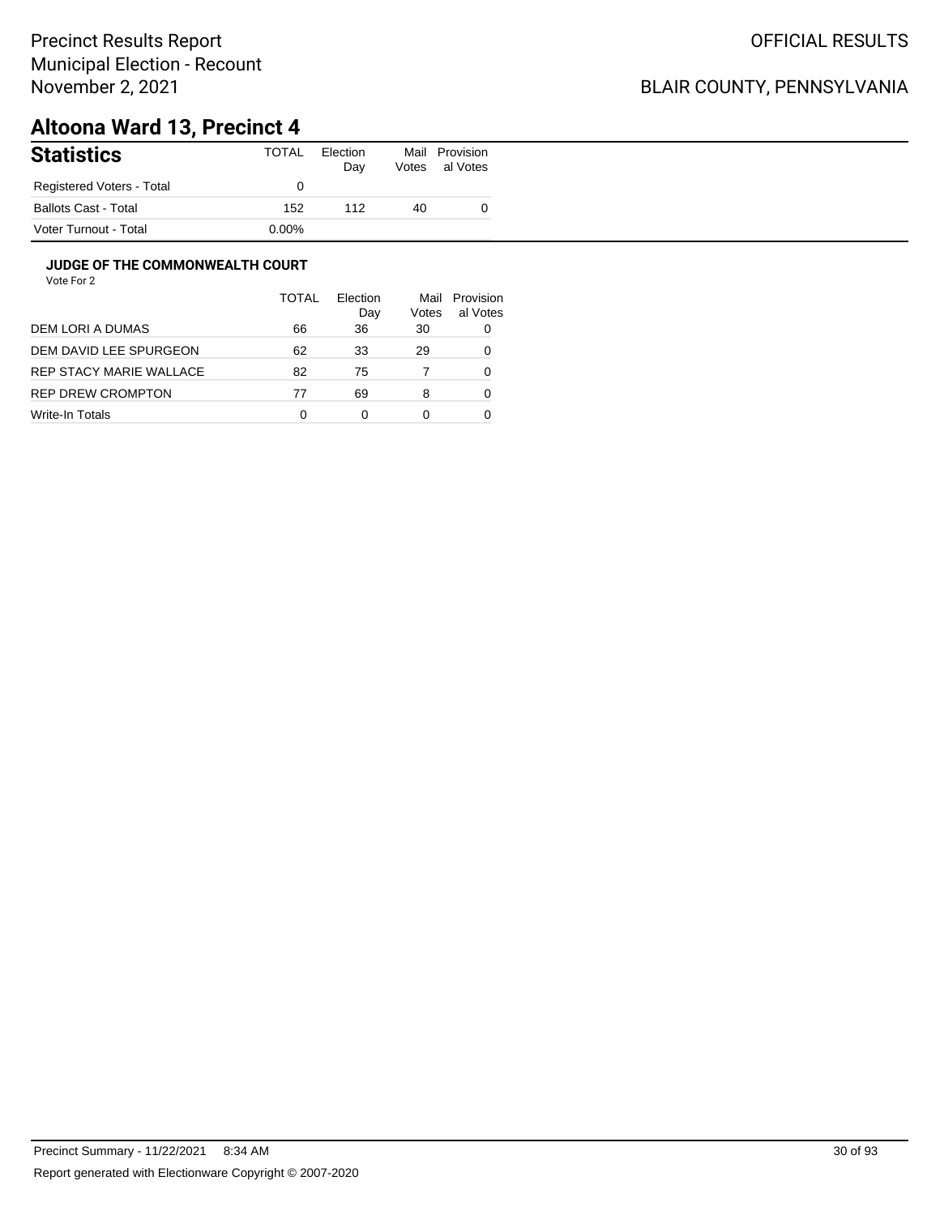Precinct Results Report
Municipal Election - Recount
November 2, 2021

OFFICIAL RESULTS

BLAIR COUNTY, PENNSYLVANIA

# Altoona Ward 13, Precinct 4

## Statistics

| Statistics | TOTAL | Election Day | Mail Votes | Provisional Votes |
|---|---|---|---|---|
| Registered Voters - Total | 0 | | | |
| Ballots Cast - Total | 152 | 112 | 40 | 0 |
| Voter Turnout - Total | 0.00% | | | |

### JUDGE OF THE COMMONWEALTH COURT

Vote For 2

| | TOTAL | Election Day | Mail Votes | Provisional Votes |
|---|---|---|---|---|
| DEM LORI A DUMAS | 66 | 36 | 30 | 0 |
| DEM DAVID LEE SPURGEON | 62 | 33 | 29 | 0 |
| REP STACY MARIE WALLACE | 82 | 75 | 7 | 0 |
| REP DREW CROMPTON | 77 | 69 | 8 | 0 |
| Write-In Totals | 0 | 0 | 0 | 0 |

Precinct Summary - 11/22/2021 8:34 AM

Report generated with Electionware Copyright © 2007-2020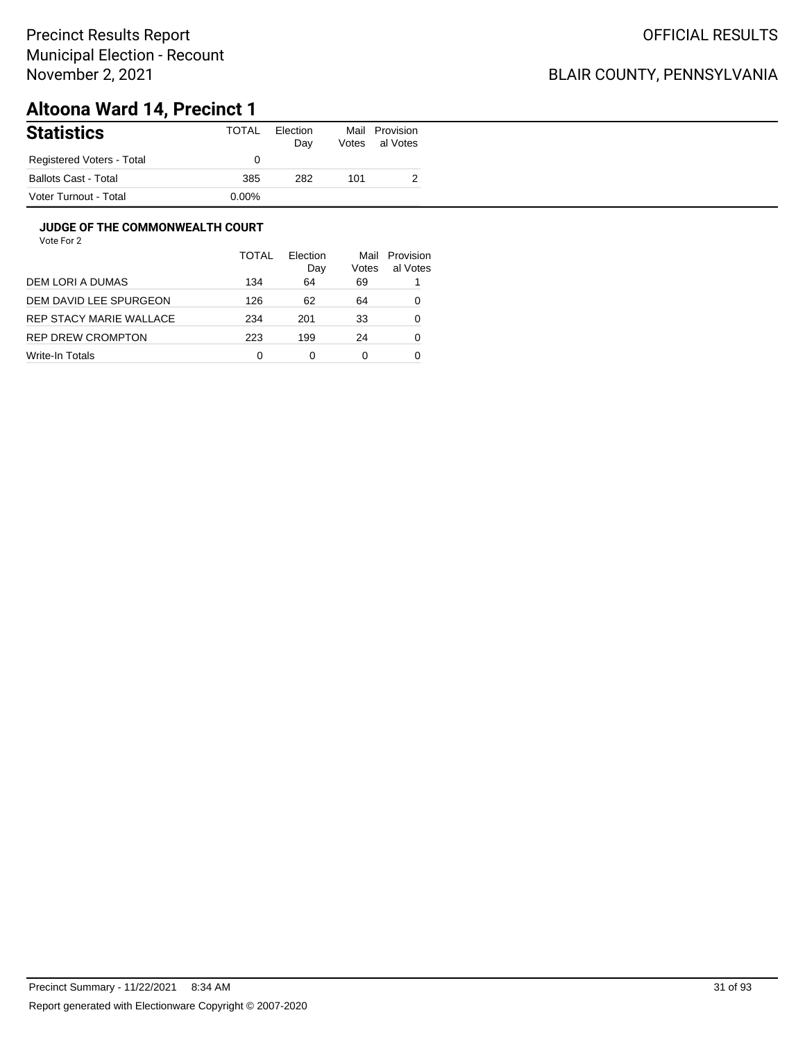Precinct Results Report
Municipal Election - Recount
November 2, 2021

OFFICIAL RESULTS

BLAIR COUNTY, PENNSYLVANIA

# Altoona Ward 14, Precinct 1

| Statistics | TOTAL | Election Day | Mail Votes | Provisional Votes |
|---|---|---|---|---|
| Registered Voters - Total | 0 | | | |
| Ballots Cast - Total | 385 | 282 | 101 | 2 |
| Voter Turnout - Total | 0.00% | | | |

### JUDGE OF THE COMMONWEALTH COURT

Vote For 2

| | TOTAL | Election Day | Mail Votes | Provisional Votes |
|---|---|---|---|---|
| DEM LORI A DUMAS | 134 | 64 | 69 | 1 |
| DEM DAVID LEE SPURGEON | 126 | 62 | 64 | 0 |
| REP STACY MARIE WALLACE | 234 | 201 | 33 | 0 |
| REP DREW CROMPTON | 223 | 199 | 24 | 0 |
| Write-In Totals | 0 | 0 | 0 | 0 |

Precinct Summary - 11/22/2021 8:34 AM

Report generated with Electionware Copyright © 2007-2020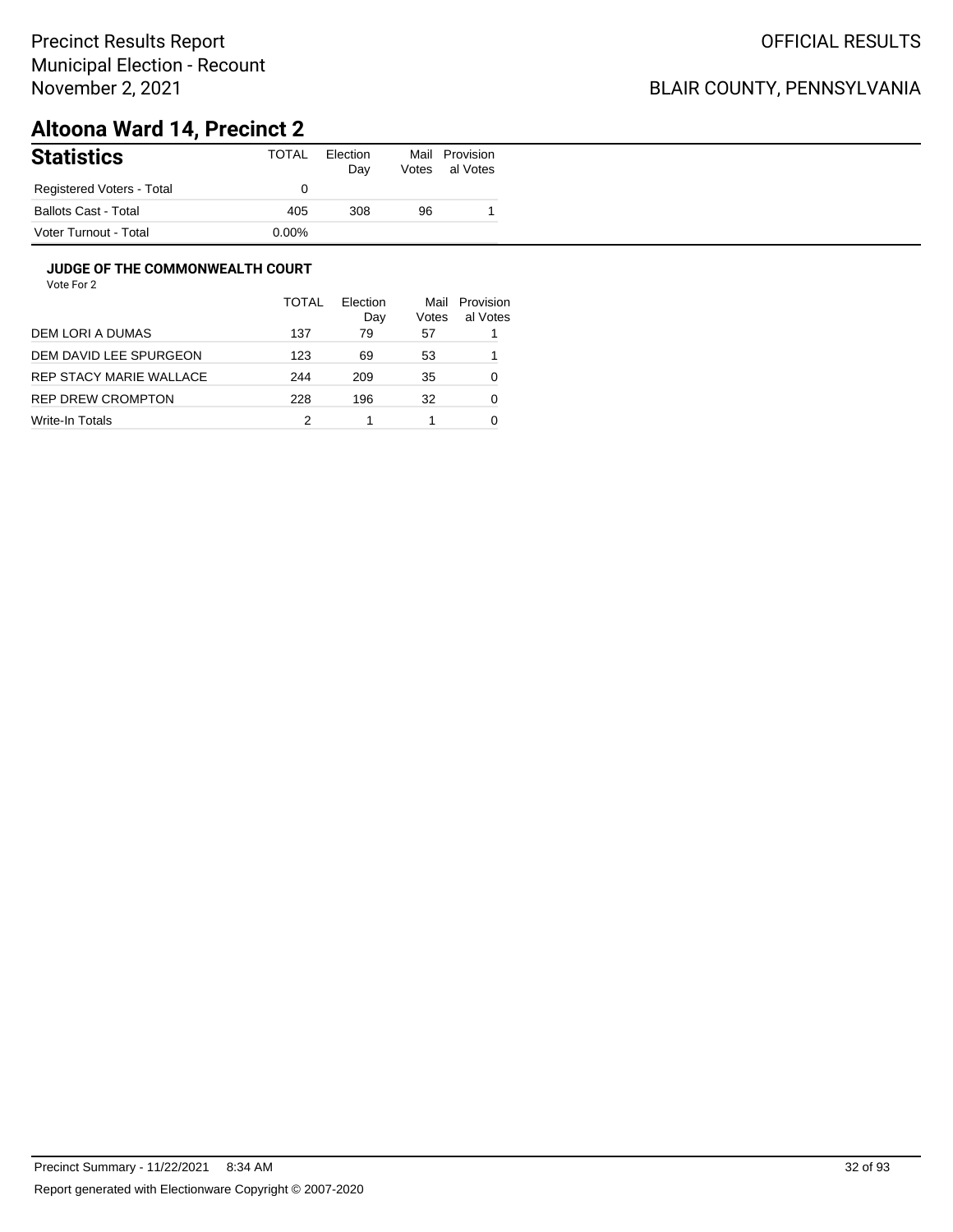Precinct Results Report
Municipal Election - Recount
November 2, 2021

OFFICIAL RESULTS

BLAIR COUNTY, PENNSYLVANIA

# Altoona Ward 14, Precinct 2

## Statistics

| Statistics | TOTAL | Election Day | Mail Votes | Provisional Votes |
|---|---|---|---|---|
| Registered Voters - Total | 0 | | | |
| Ballots Cast - Total | 405 | 308 | 96 | 1 |
| Voter Turnout - Total | 0.00% | | | |

### JUDGE OF THE COMMONWEALTH COURT

Vote For 2

| | TOTAL | Election Day | Mail Votes | Provisional Votes |
|---|---|---|---|---|
| DEM LORI A DUMAS | 137 | 79 | 57 | 1 |
| DEM DAVID LEE SPURGEON | 123 | 69 | 53 | 1 |
| REP STACY MARIE WALLACE | 244 | 209 | 35 | 0 |
| REP DREW CROMPTON | 228 | 196 | 32 | 0 |
| Write-In Totals | 2 | 1 | 1 | 0 |

Precinct Summary - 11/22/2021 8:34 AM

Report generated with Electionware Copyright © 2007-2020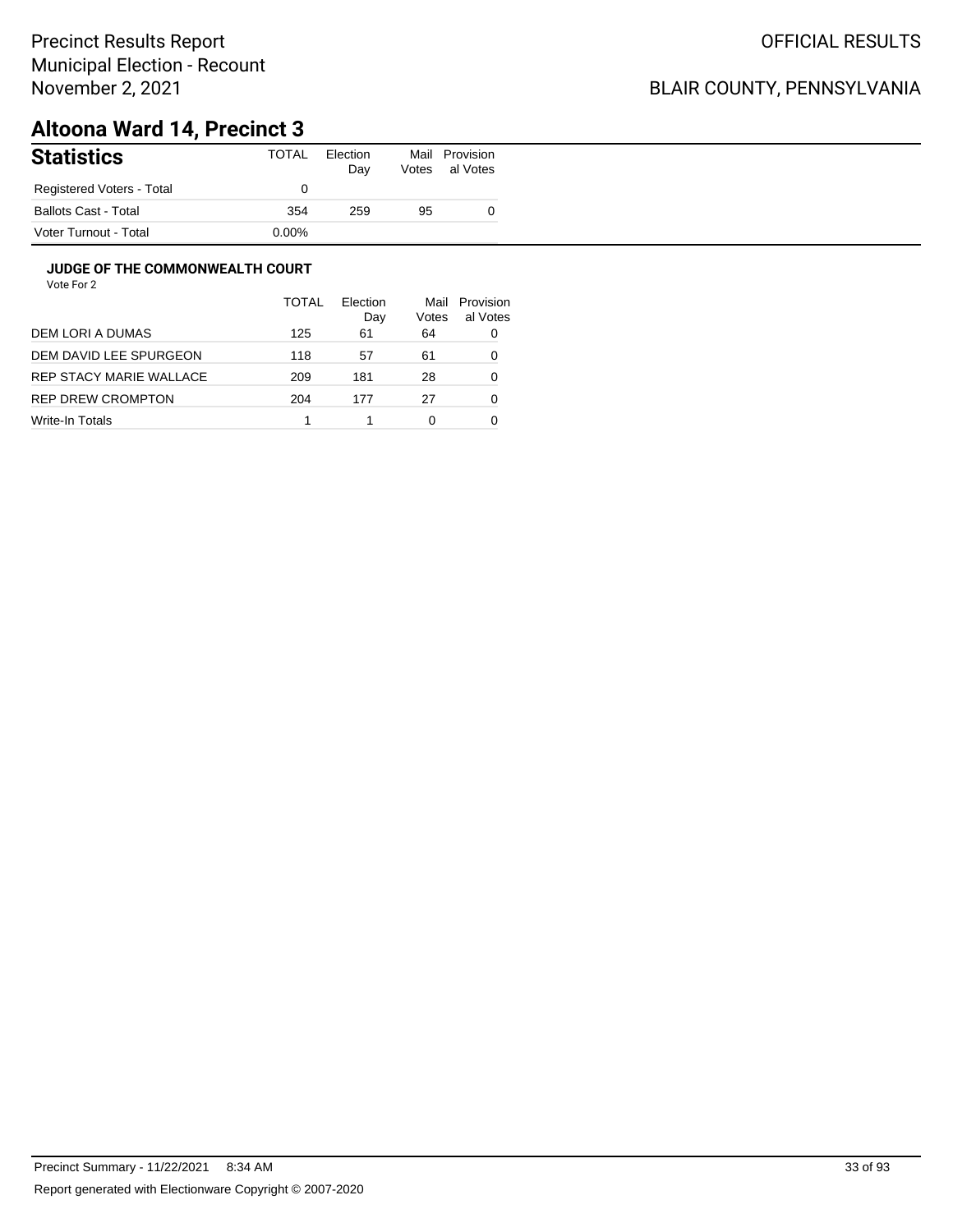Precinct Results Report
Municipal Election - Recount
November 2, 2021

OFFICIAL RESULTS

BLAIR COUNTY, PENNSYLVANIA

# Altoona Ward 14, Precinct 3

## Statistics

| Statistics | TOTAL | Election Day | Mail Votes | Provisional Votes |
|---|---|---|---|---|
| Registered Voters - Total | 0 | | | |
| Ballots Cast - Total | 354 | 259 | 95 | 0 |
| Voter Turnout - Total | 0.00% | | | |

### JUDGE OF THE COMMONWEALTH COURT

Vote For 2

| | TOTAL | Election Day | Mail Votes | Provisional Votes |
|---|---|---|---|---|
| DEM LORI A DUMAS | 125 | 61 | 64 | 0 |
| DEM DAVID LEE SPURGEON | 118 | 57 | 61 | 0 |
| REP STACY MARIE WALLACE | 209 | 181 | 28 | 0 |
| REP DREW CROMPTON | 204 | 177 | 27 | 0 |
| Write-In Totals | 1 | 1 | 0 | 0 |

Precinct Summary - 11/22/2021 8:34 AM

Report generated with Electionware Copyright © 2007-2020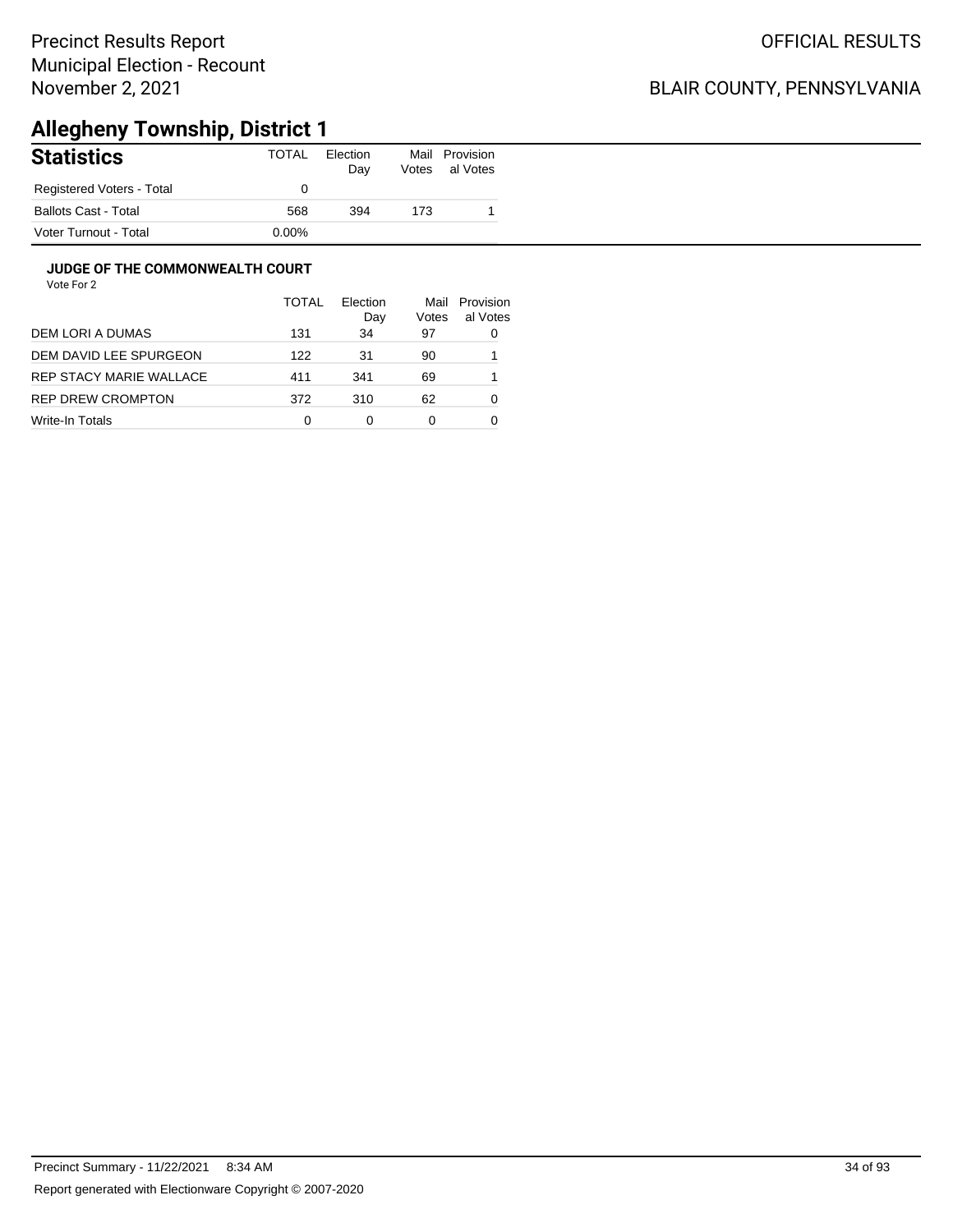# Precinct Results Report
Municipal Election - Recount
November 2, 2021

OFFICIAL RESULTS

BLAIR COUNTY, PENNSYLVANIA

## Allegheny Township, District 1

### Statistics

| Statistics | TOTAL | Election Day | Mail Votes | Provisional Votes |
|---|---|---|---|---|
| Registered Voters - Total | 0 | | | |
| Ballots Cast - Total | 568 | 394 | 173 | 1 |
| Voter Turnout - Total | 0.00% | | | |

### JUDGE OF THE COMMONWEALTH COURT

Vote For 2

| | TOTAL | Election Day | Mail Votes | Provisional Votes |
|---|---|---|---|---|
| DEM LORI A DUMAS | 131 | 34 | 97 | 0 |
| DEM DAVID LEE SPURGEON | 122 | 31 | 90 | 1 |
| REP STACY MARIE WALLACE | 411 | 341 | 69 | 1 |
| REP DREW CROMPTON | 372 | 310 | 62 | 0 |
| Write-In Totals | 0 | 0 | 0 | 0 |

Precinct Summary - 11/22/2021 8:34 AM

Report generated with Electionware Copyright © 2007-2020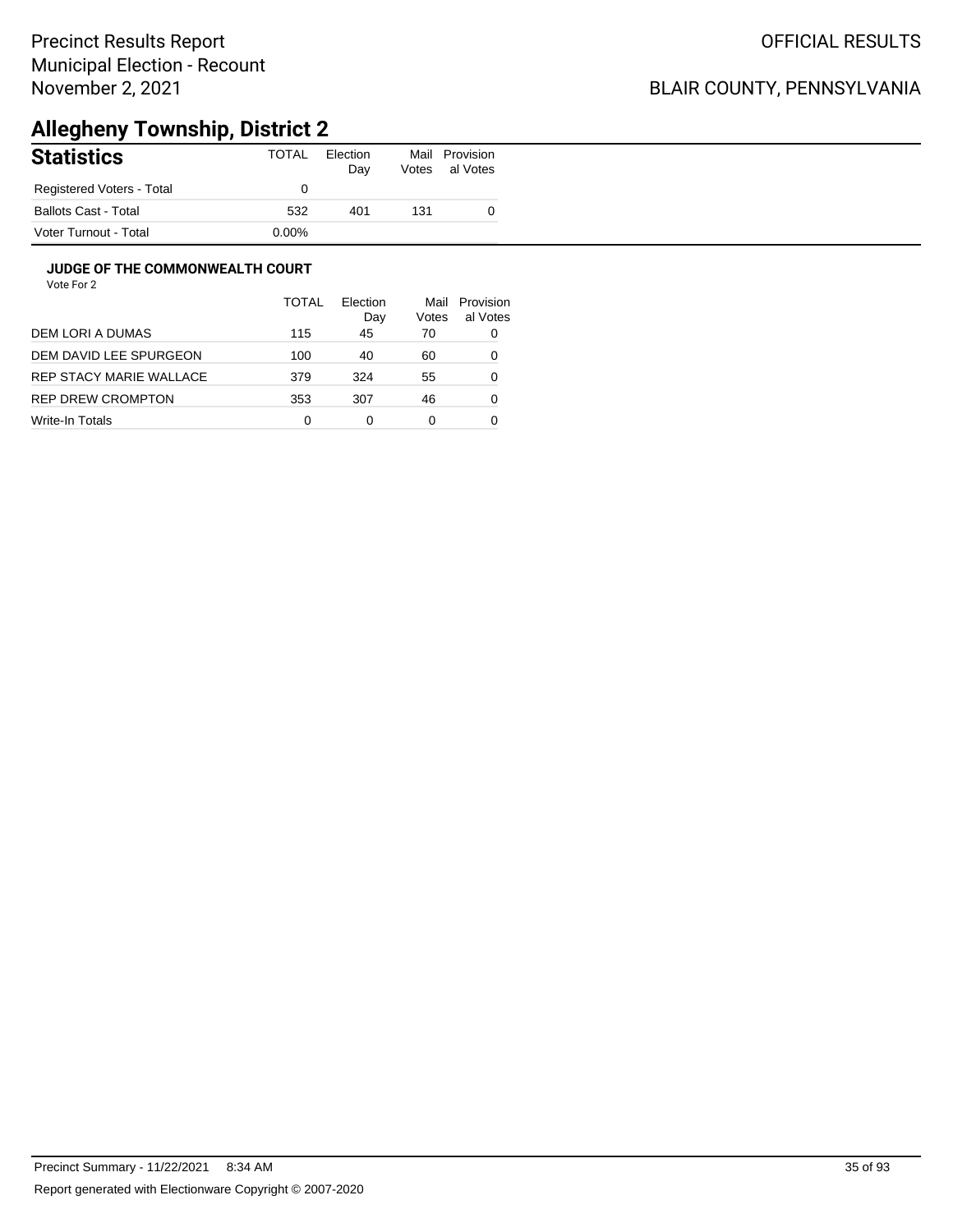Precinct Results Report
Municipal Election - Recount
November 2, 2021

OFFICIAL RESULTS

BLAIR COUNTY, PENNSYLVANIA

# Allegheny Township, District 2

## Statistics

| | TOTAL | Election Day | Mail Votes | Provisional Votes |
|---|---|---|---|---|
| Registered Voters - Total | 0 | | | |
| Ballots Cast - Total | 532 | 401 | 131 | 0 |
| Voter Turnout - Total | 0.00% | | | |

### JUDGE OF THE COMMONWEALTH COURT

Vote For 2

| | TOTAL | Election Day | Mail Votes | Provisional Votes |
|---|---|---|---|---|
| DEM LORI A DUMAS | 115 | 45 | 70 | 0 |
| DEM DAVID LEE SPURGEON | 100 | 40 | 60 | 0 |
| REP STACY MARIE WALLACE | 379 | 324 | 55 | 0 |
| REP DREW CROMPTON | 353 | 307 | 46 | 0 |
| Write-In Totals | 0 | 0 | 0 | 0 |

Precinct Summary - 11/22/2021 8:34 AM

Report generated with Electionware Copyright © 2007-2020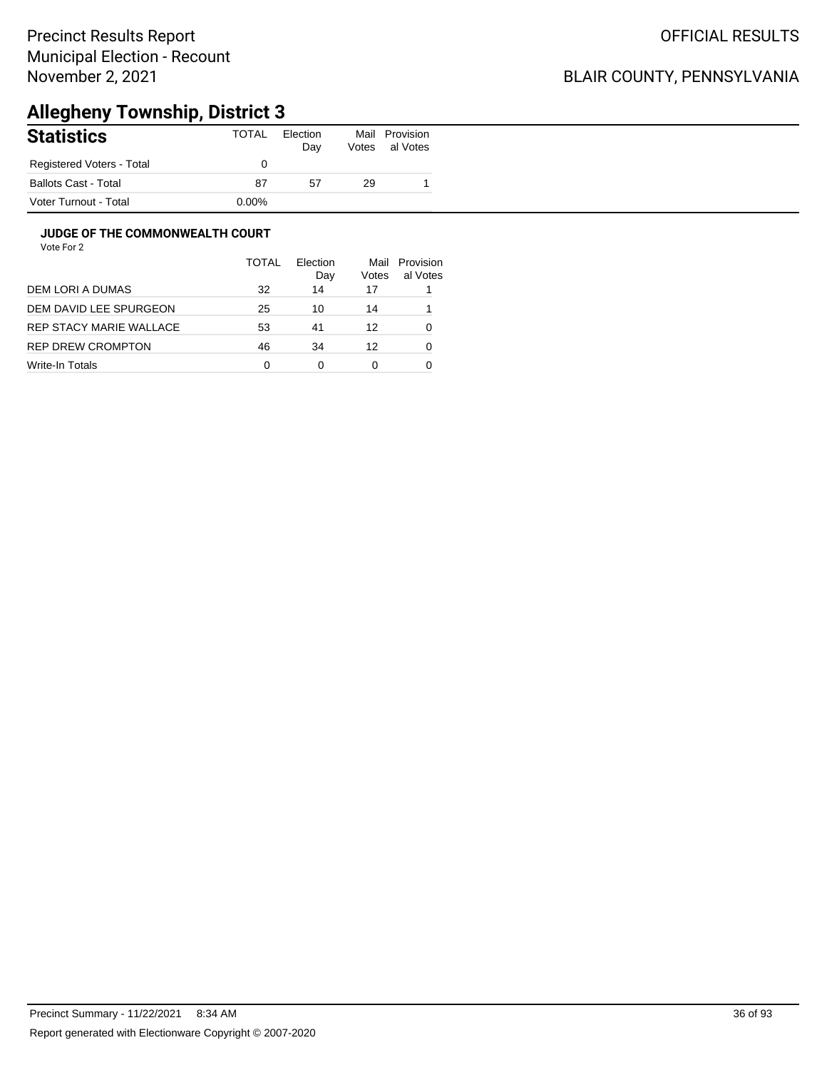Precinct Results Report
Municipal Election - Recount
November 2, 2021

OFFICIAL RESULTS

BLAIR COUNTY, PENNSYLVANIA

# Allegheny Township, District 3

## Statistics

| | TOTAL | Election Day | Mail Votes | Provisional Votes |
|---|---|---|---|---|
| Registered Voters - Total | 0 | | | |
| Ballots Cast - Total | 87 | 57 | 29 | 1 |
| Voter Turnout - Total | 0.00% | | | |

### JUDGE OF THE COMMONWEALTH COURT

Vote For 2

| | TOTAL | Election Day | Mail Votes | Provisional Votes |
|---|---|---|---|---|
| DEM LORI A DUMAS | 32 | 14 | 17 | 1 |
| DEM DAVID LEE SPURGEON | 25 | 10 | 14 | 1 |
| REP STACY MARIE WALLACE | 53 | 41 | 12 | 0 |
| REP DREW CROMPTON | 46 | 34 | 12 | 0 |
| Write-In Totals | 0 | 0 | 0 | 0 |

Precinct Summary - 11/22/2021 8:34 AM

Report generated with Electionware Copyright © 2007-2020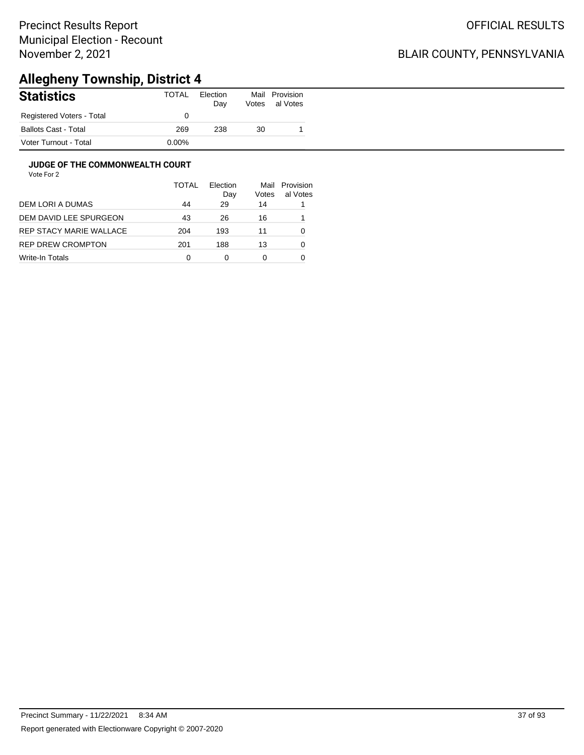Precinct Results Report
Municipal Election - Recount
November 2, 2021

OFFICIAL RESULTS

BLAIR COUNTY, PENNSYLVANIA

# Allegheny Township, District 4

## Statistics

| Statistics | TOTAL | Election Day | Mail Votes | Provisional Votes |
|---|---|---|---|---|
| Registered Voters - Total | 0 | | | |
| Ballots Cast - Total | 269 | 238 | 30 | 1 |
| Voter Turnout - Total | 0.00% | | | |

### JUDGE OF THE COMMONWEALTH COURT

Vote For 2

| | TOTAL | Election Day | Mail Votes | Provisional Votes |
|---|---|---|---|---|
| DEM LORI A DUMAS | 44 | 29 | 14 | 1 |
| DEM DAVID LEE SPURGEON | 43 | 26 | 16 | 1 |
| REP STACY MARIE WALLACE | 204 | 193 | 11 | 0 |
| REP DREW CROMPTON | 201 | 188 | 13 | 0 |
| Write-In Totals | 0 | 0 | 0 | 0 |

Precinct Summary - 11/22/2021 8:34 AM

Report generated with Electionware Copyright © 2007-2020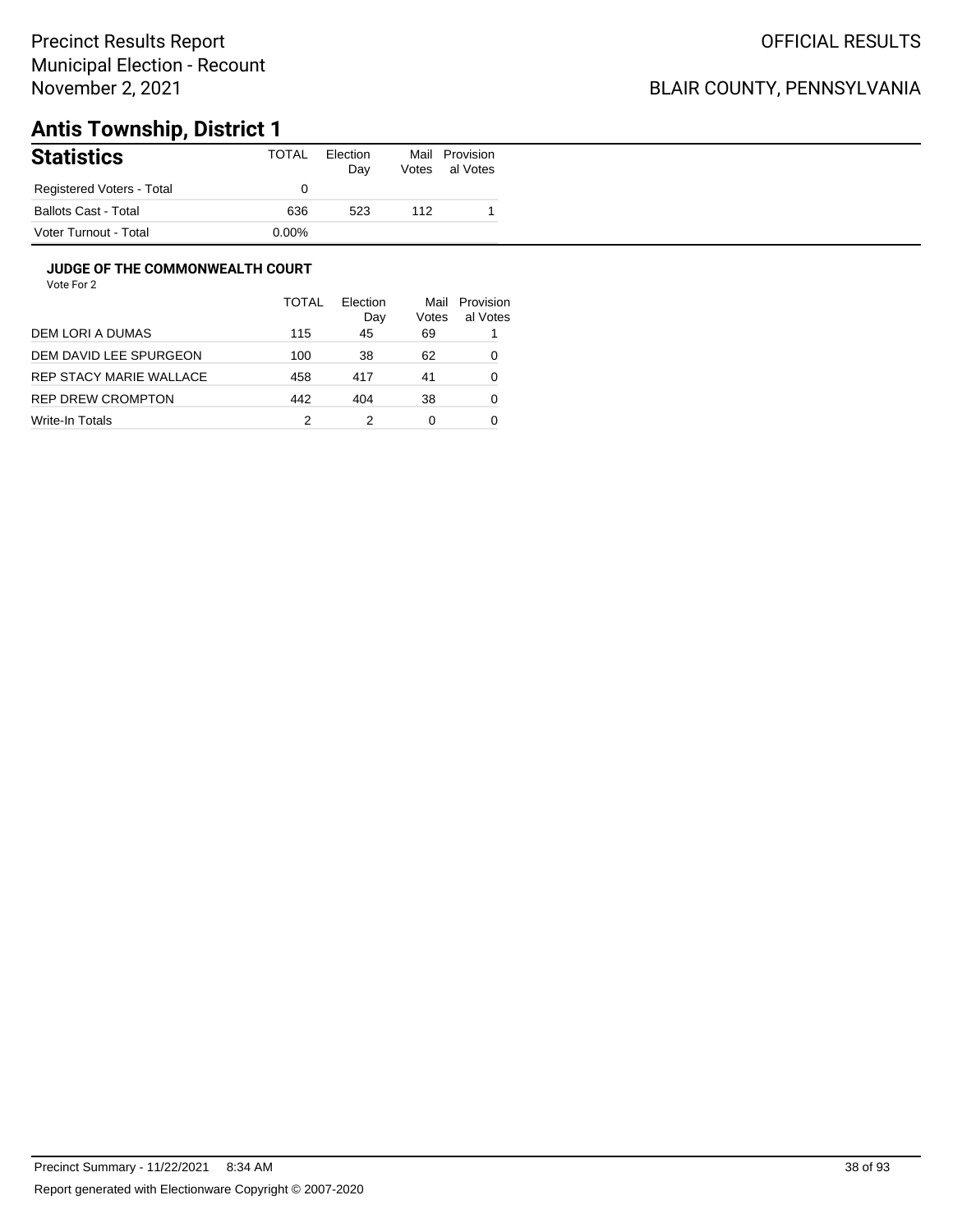Precinct Results Report
Municipal Election - Recount
November 2, 2021

OFFICIAL RESULTS

BLAIR COUNTY, PENNSYLVANIA

# Antis Township, District 1

## Statistics

| Statistics | TOTAL | Election Day | Mail Votes | Provisional Votes |
|---|---|---|---|---|
| Registered Voters - Total | 0 | | | |
| Ballots Cast - Total | 636 | 523 | 112 | 1 |
| Voter Turnout - Total | 0.00% | | | |

### JUDGE OF THE COMMONWEALTH COURT

Vote For 2

| | TOTAL | Election Day | Mail Votes | Provisional Votes |
|---|---|---|---|---|
| DEM LORI A DUMAS | 115 | 45 | 69 | 1 |
| DEM DAVID LEE SPURGEON | 100 | 38 | 62 | 0 |
| REP STACY MARIE WALLACE | 458 | 417 | 41 | 0 |
| REP DREW CROMPTON | 442 | 404 | 38 | 0 |
| Write-In Totals | 2 | 2 | 0 | 0 |

Precinct Summary - 11/22/2021 8:34 AM

Report generated with Electionware Copyright © 2007-2020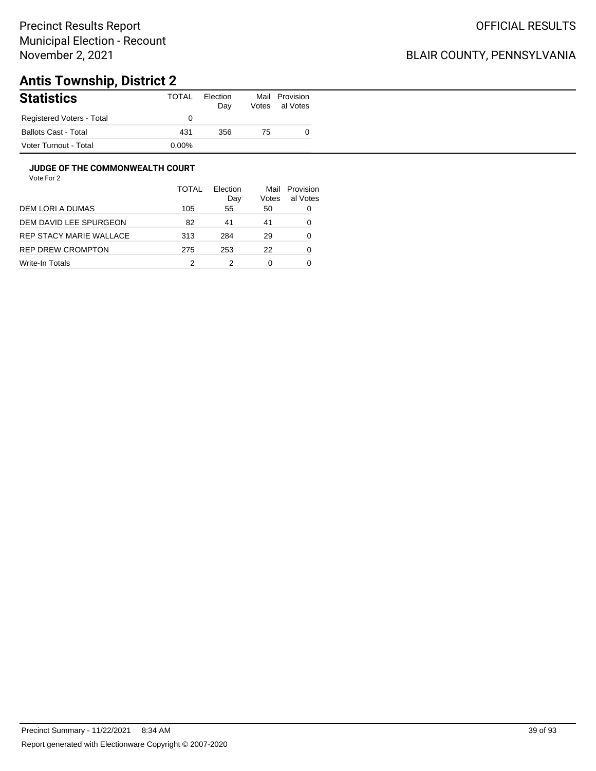Precinct Results Report
Municipal Election - Recount
November 2, 2021

OFFICIAL RESULTS

BLAIR COUNTY, PENNSYLVANIA

# Antis Township, District 2

| Statistics | TOTAL | Election Day | Mail Votes | Provisional Votes |
|---|---|---|---|---|
| Registered Voters - Total | 0 | | | |
| Ballots Cast - Total | 431 | 356 | 75 | 0 |
| Voter Turnout - Total | 0.00% | | | |

### JUDGE OF THE COMMONWEALTH COURT

Vote For 2

| | TOTAL | Election Day | Mail Votes | Provisional Votes |
|---|---|---|---|---|
| DEM LORI A DUMAS | 105 | 55 | 50 | 0 |
| DEM DAVID LEE SPURGEON | 82 | 41 | 41 | 0 |
| REP STACY MARIE WALLACE | 313 | 284 | 29 | 0 |
| REP DREW CROMPTON | 275 | 253 | 22 | 0 |
| Write-In Totals | 2 | 2 | 0 | 0 |

Precinct Summary - 11/22/2021 8:34 AM

Report generated with Electionware Copyright © 2007-2020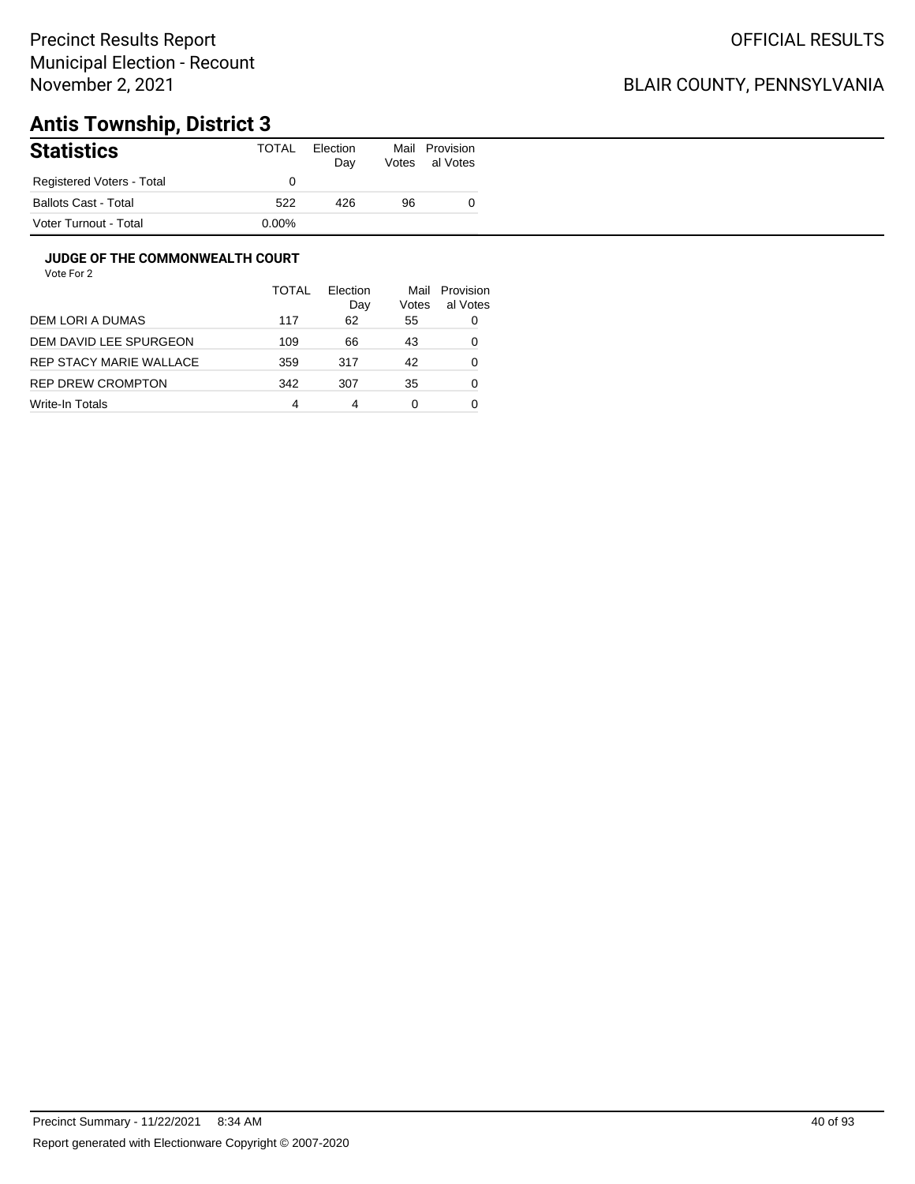Precinct Results Report
Municipal Election - Recount
November 2, 2021

OFFICIAL RESULTS

BLAIR COUNTY, PENNSYLVANIA

# Antis Township, District 3

## Statistics

| | TOTAL | Election Day | Mail Votes | Provisional Votes |
|---|---|---|---|---|
| Registered Voters - Total | 0 | | | |
| Ballots Cast - Total | 522 | 426 | 96 | 0 |
| Voter Turnout - Total | 0.00% | | | |

### JUDGE OF THE COMMONWEALTH COURT

Vote For 2

| | TOTAL | Election Day | Mail Votes | Provisional Votes |
|---|---|---|---|---|
| DEM LORI A DUMAS | 117 | 62 | 55 | 0 |
| DEM DAVID LEE SPURGEON | 109 | 66 | 43 | 0 |
| REP STACY MARIE WALLACE | 359 | 317 | 42 | 0 |
| REP DREW CROMPTON | 342 | 307 | 35 | 0 |
| Write-In Totals | 4 | 4 | 0 | 0 |

Precinct Summary - 11/22/2021 8:34 AM

Report generated with Electionware Copyright © 2007-2020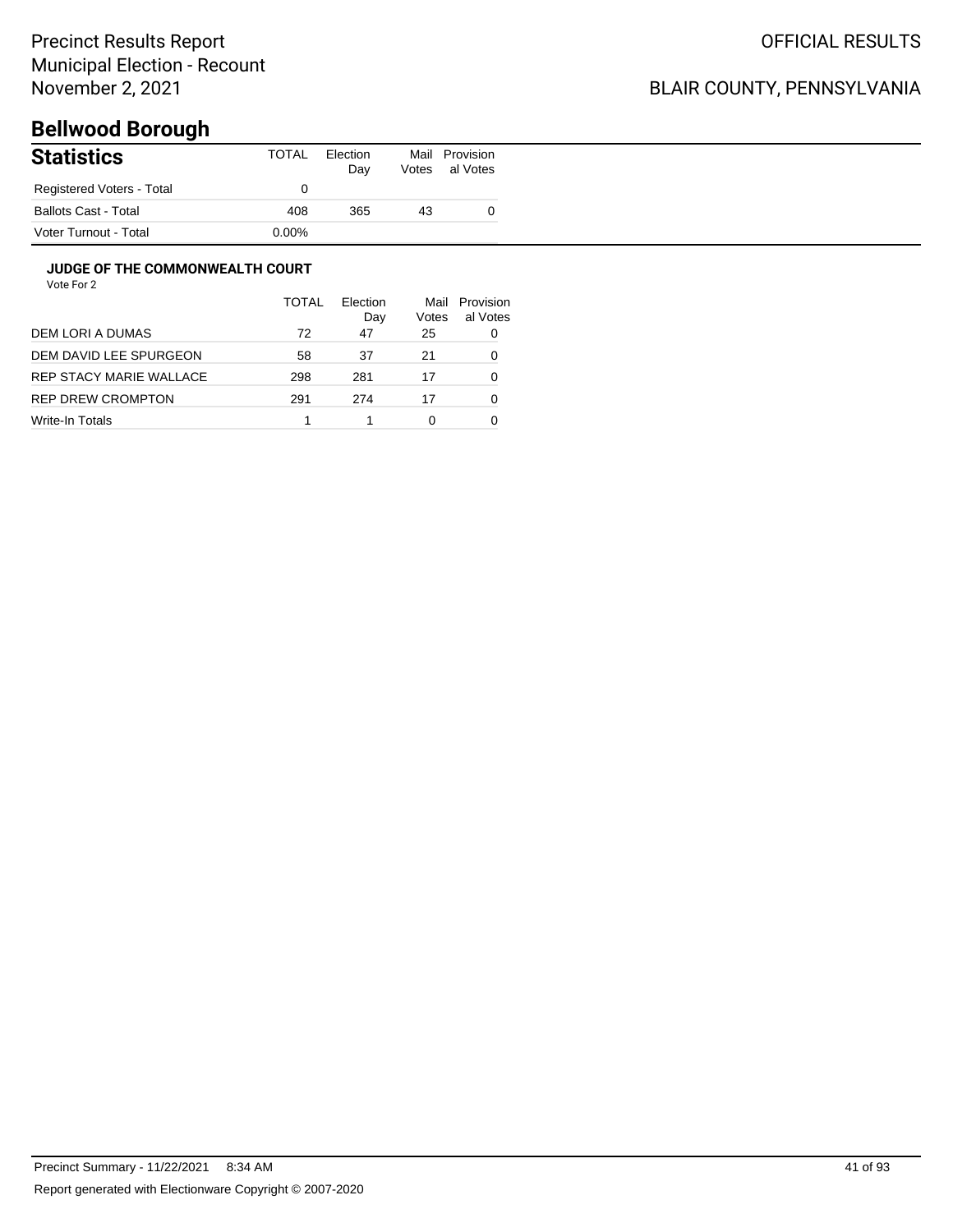# Bellwood Borough

## Statistics

| Statistics | TOTAL | Election Day | Mail Votes | Provisional Votes |
|---|---|---|---|---|
| Registered Voters - Total | 0 | | | |
| Ballots Cast - Total | 408 | 365 | 43 | 0 |
| Voter Turnout - Total | 0.00% | | | |

### JUDGE OF THE COMMONWEALTH COURT

Vote For 2

| | TOTAL | Election Day | Mail Votes | Provisional Votes |
|---|---|---|---|---|
| DEM LORI A DUMAS | 72 | 47 | 25 | 0 |
| DEM DAVID LEE SPURGEON | 58 | 37 | 21 | 0 |
| REP STACY MARIE WALLACE | 298 | 281 | 17 | 0 |
| REP DREW CROMPTON | 291 | 274 | 17 | 0 |
| Write-In Totals | 1 | 1 | 0 | 0 |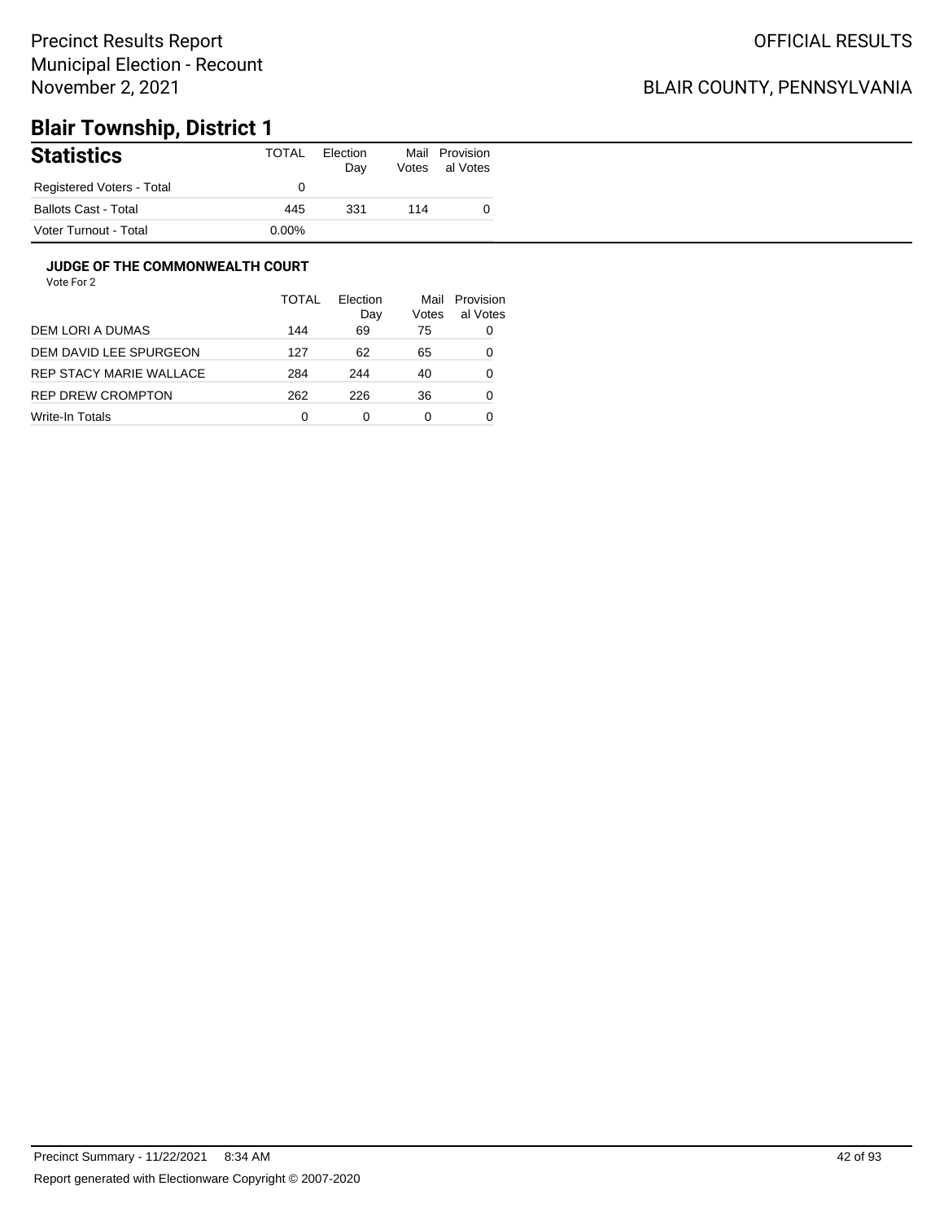Precinct Results Report
Municipal Election - Recount
November 2, 2021

OFFICIAL RESULTS

BLAIR COUNTY, PENNSYLVANIA

# Blair Township, District 1

| Statistics | TOTAL | Election Day | Mail Votes | Provisional Votes |
|---|---|---|---|---|
| Registered Voters - Total | 0 | | | |
| Ballots Cast - Total | 445 | 331 | 114 | 0 |
| Voter Turnout - Total | 0.00% | | | |

### JUDGE OF THE COMMONWEALTH COURT

Vote For 2

| | TOTAL | Election Day | Mail Votes | Provisional Votes |
|---|---|---|---|---|
| DEM LORI A DUMAS | 144 | 69 | 75 | 0 |
| DEM DAVID LEE SPURGEON | 127 | 62 | 65 | 0 |
| REP STACY MARIE WALLACE | 284 | 244 | 40 | 0 |
| REP DREW CROMPTON | 262 | 226 | 36 | 0 |
| Write-In Totals | 0 | 0 | 0 | 0 |

Precinct Summary - 11/22/2021 8:34 AM

Report generated with Electionware Copyright © 2007-2020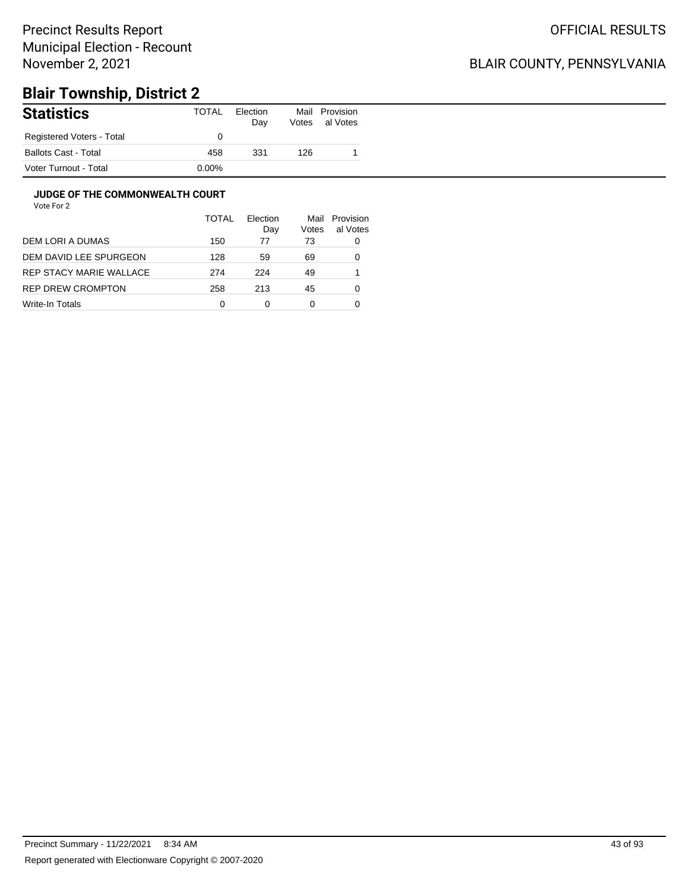Precinct Results Report
Municipal Election - Recount
November 2, 2021

OFFICIAL RESULTS

BLAIR COUNTY, PENNSYLVANIA

# Blair Township, District 2

## Statistics

| Statistics | TOTAL | Election Day | Mail Votes | Provisional Votes |
|---|---|---|---|---|
| Registered Voters - Total | 0 | | | |
| Ballots Cast - Total | 458 | 331 | 126 | 1 |
| Voter Turnout - Total | 0.00% | | | |

### JUDGE OF THE COMMONWEALTH COURT

Vote For 2

| | TOTAL | Election Day | Mail Votes | Provisional Votes |
|---|---|---|---|---|
| DEM LORI A DUMAS | 150 | 77 | 73 | 0 |
| DEM DAVID LEE SPURGEON | 128 | 59 | 69 | 0 |
| REP STACY MARIE WALLACE | 274 | 224 | 49 | 1 |
| REP DREW CROMPTON | 258 | 213 | 45 | 0 |
| Write-In Totals | 0 | 0 | 0 | 0 |

Precinct Summary - 11/22/2021 8:34 AM

Report generated with Electionware Copyright © 2007-2020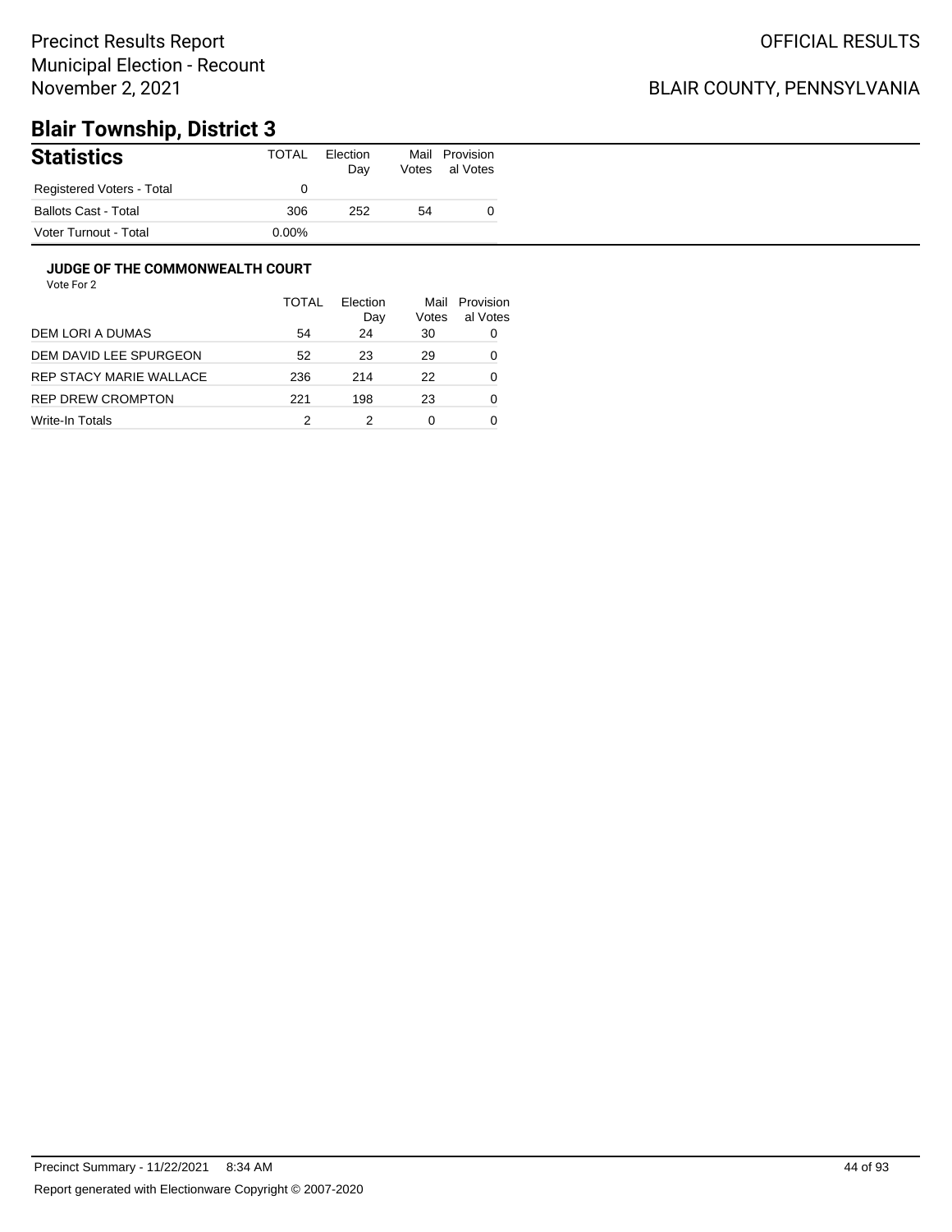Precinct Results Report
Municipal Election - Recount
November 2, 2021

OFFICIAL RESULTS

BLAIR COUNTY, PENNSYLVANIA

# Blair Township, District 3

| Statistics | TOTAL | Election Day | Mail Votes | Provisional Votes |
|---|---|---|---|---|
| Registered Voters - Total | 0 | | | |
| Ballots Cast - Total | 306 | 252 | 54 | 0 |
| Voter Turnout - Total | 0.00% | | | |

### JUDGE OF THE COMMONWEALTH COURT

Vote For 2

| | TOTAL | Election Day | Mail Votes | Provisional Votes |
|---|---|---|---|---|
| DEM LORI A DUMAS | 54 | 24 | 30 | 0 |
| DEM DAVID LEE SPURGEON | 52 | 23 | 29 | 0 |
| REP STACY MARIE WALLACE | 236 | 214 | 22 | 0 |
| REP DREW CROMPTON | 221 | 198 | 23 | 0 |
| Write-In Totals | 2 | 2 | 0 | 0 |

Precinct Summary - 11/22/2021 8:34 AM

Report generated with Electionware Copyright © 2007-2020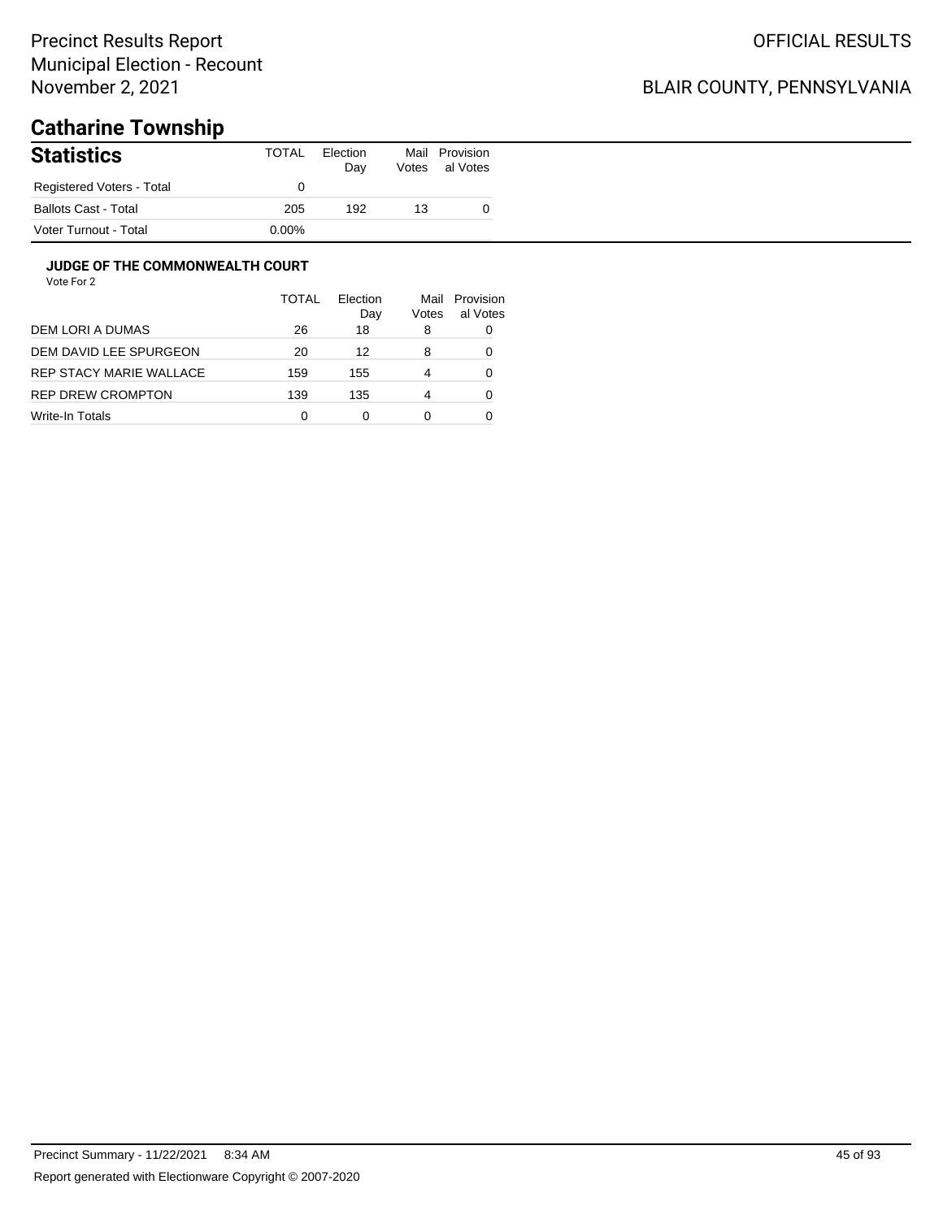Precinct Results Report
Municipal Election - Recount
November 2, 2021

OFFICIAL RESULTS

BLAIR COUNTY, PENNSYLVANIA

# Catharine Township

## Statistics

| Statistics | TOTAL | Election Day | Mail Votes | Provisional Votes |
|---|---|---|---|---|
| Registered Voters - Total | 0 | | | |
| Ballots Cast - Total | 205 | 192 | 13 | 0 |
| Voter Turnout - Total | 0.00% | | | |

### JUDGE OF THE COMMONWEALTH COURT

Vote For 2

| | TOTAL | Election Day | Mail Votes | Provisional Votes |
|---|---|---|---|---|
| DEM LORI A DUMAS | 26 | 18 | 8 | 0 |
| DEM DAVID LEE SPURGEON | 20 | 12 | 8 | 0 |
| REP STACY MARIE WALLACE | 159 | 155 | 4 | 0 |
| REP DREW CROMPTON | 139 | 135 | 4 | 0 |
| Write-In Totals | 0 | 0 | 0 | 0 |

Precinct Summary - 11/22/2021 8:34 AM

Report generated with Electionware Copyright © 2007-2020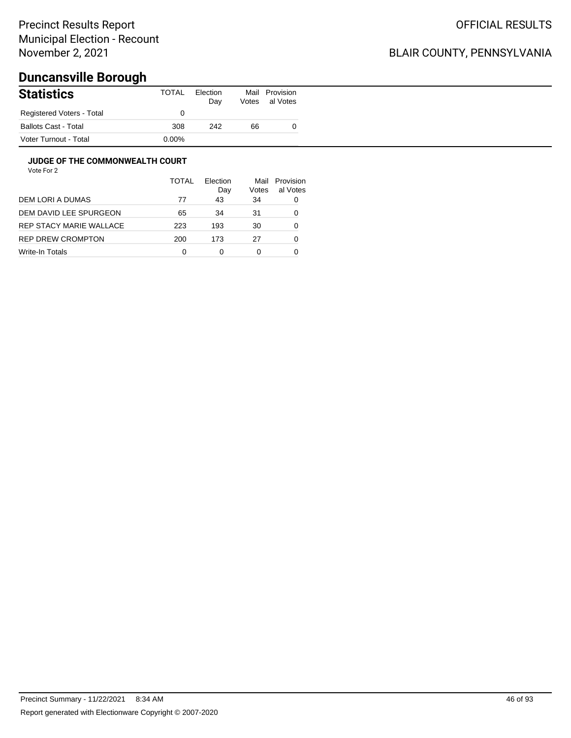Precinct Results Report
Municipal Election - Recount
November 2, 2021

OFFICIAL RESULTS

BLAIR COUNTY, PENNSYLVANIA

# Duncansville Borough

## Statistics

| Statistics | TOTAL | Election Day | Mail Votes | Provisional Votes |
|---|---|---|---|---|
| Registered Voters - Total | 0 | | | |
| Ballots Cast - Total | 308 | 242 | 66 | 0 |
| Voter Turnout - Total | 0.00% | | | |

### JUDGE OF THE COMMONWEALTH COURT

Vote For 2

| | TOTAL | Election Day | Mail Votes | Provisional Votes |
|---|---|---|---|---|
| DEM LORI A DUMAS | 77 | 43 | 34 | 0 |
| DEM DAVID LEE SPURGEON | 65 | 34 | 31 | 0 |
| REP STACY MARIE WALLACE | 223 | 193 | 30 | 0 |
| REP DREW CROMPTON | 200 | 173 | 27 | 0 |
| Write-In Totals | 0 | 0 | 0 | 0 |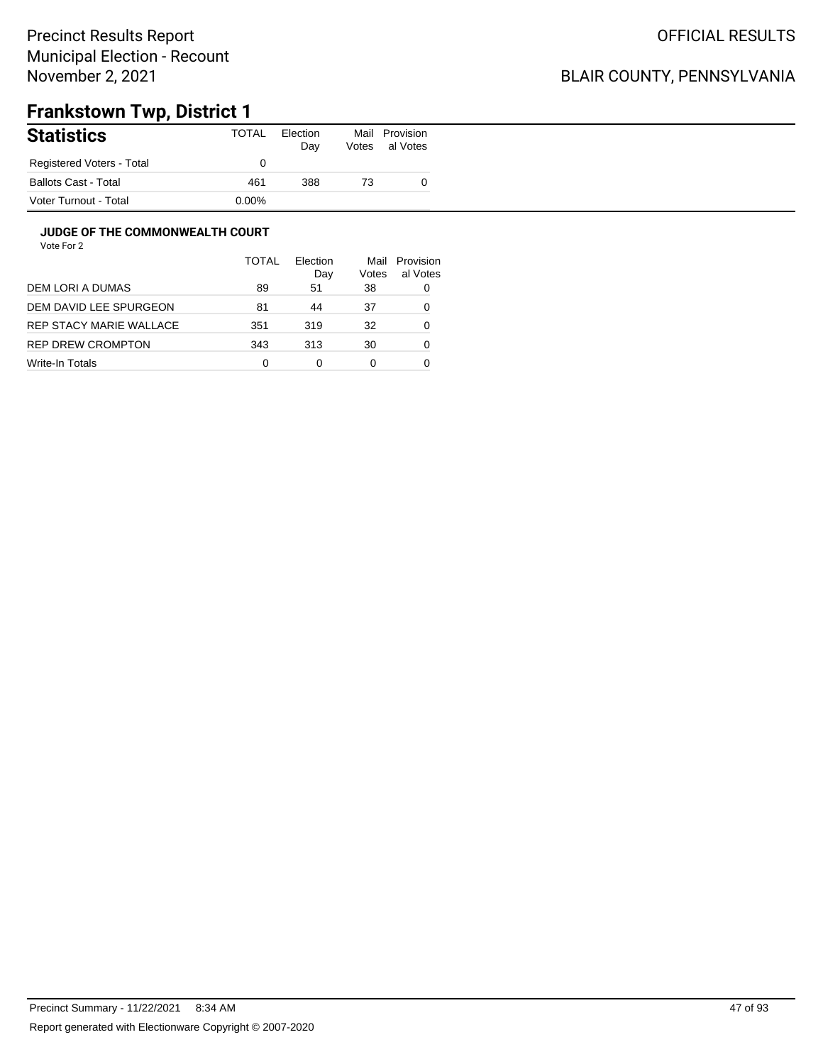Precinct Results Report
Municipal Election - Recount
November 2, 2021

OFFICIAL RESULTS

BLAIR COUNTY, PENNSYLVANIA

# Frankstown Twp, District 1

## Statistics

| | TOTAL | Election Day | Mail Votes | Provisional Votes |
|---|---|---|---|---|
| Registered Voters - Total | 0 | | | |
| Ballots Cast - Total | 461 | 388 | 73 | 0 |
| Voter Turnout - Total | 0.00% | | | |

### JUDGE OF THE COMMONWEALTH COURT

Vote For 2

| | TOTAL | Election Day | Mail Votes | Provisional Votes |
|---|---|---|---|---|
| DEM LORI A DUMAS | 89 | 51 | 38 | 0 |
| DEM DAVID LEE SPURGEON | 81 | 44 | 37 | 0 |
| REP STACY MARIE WALLACE | 351 | 319 | 32 | 0 |
| REP DREW CROMPTON | 343 | 313 | 30 | 0 |
| Write-In Totals | 0 | 0 | 0 | 0 |

Precinct Summary - 11/22/2021 8:34 AM

Report generated with Electionware Copyright © 2007-2020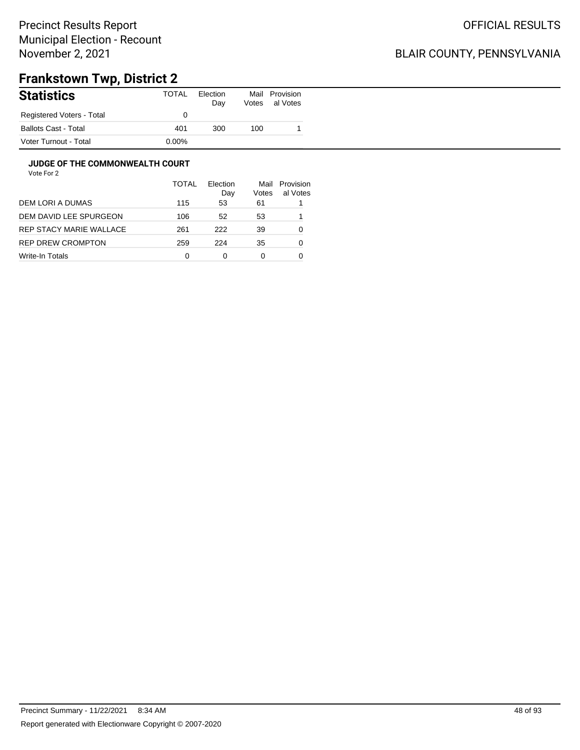# Frankstown Twp, District 2

## Statistics

| Statistics | TOTAL | Election Day | Mail Votes | Provisional Votes |
|---|---|---|---|---|
| Registered Voters - Total | 0 | | | |
| Ballots Cast - Total | 401 | 300 | 100 | 1 |
| Voter Turnout - Total | 0.00% | | | |

### JUDGE OF THE COMMONWEALTH COURT

Vote For 2

| | TOTAL | Election Day | Mail Votes | Provisional Votes |
|---|---|---|---|---|
| DEM LORI A DUMAS | 115 | 53 | 61 | 1 |
| DEM DAVID LEE SPURGEON | 106 | 52 | 53 | 1 |
| REP STACY MARIE WALLACE | 261 | 222 | 39 | 0 |
| REP DREW CROMPTON | 259 | 224 | 35 | 0 |
| Write-In Totals | 0 | 0 | 0 | 0 |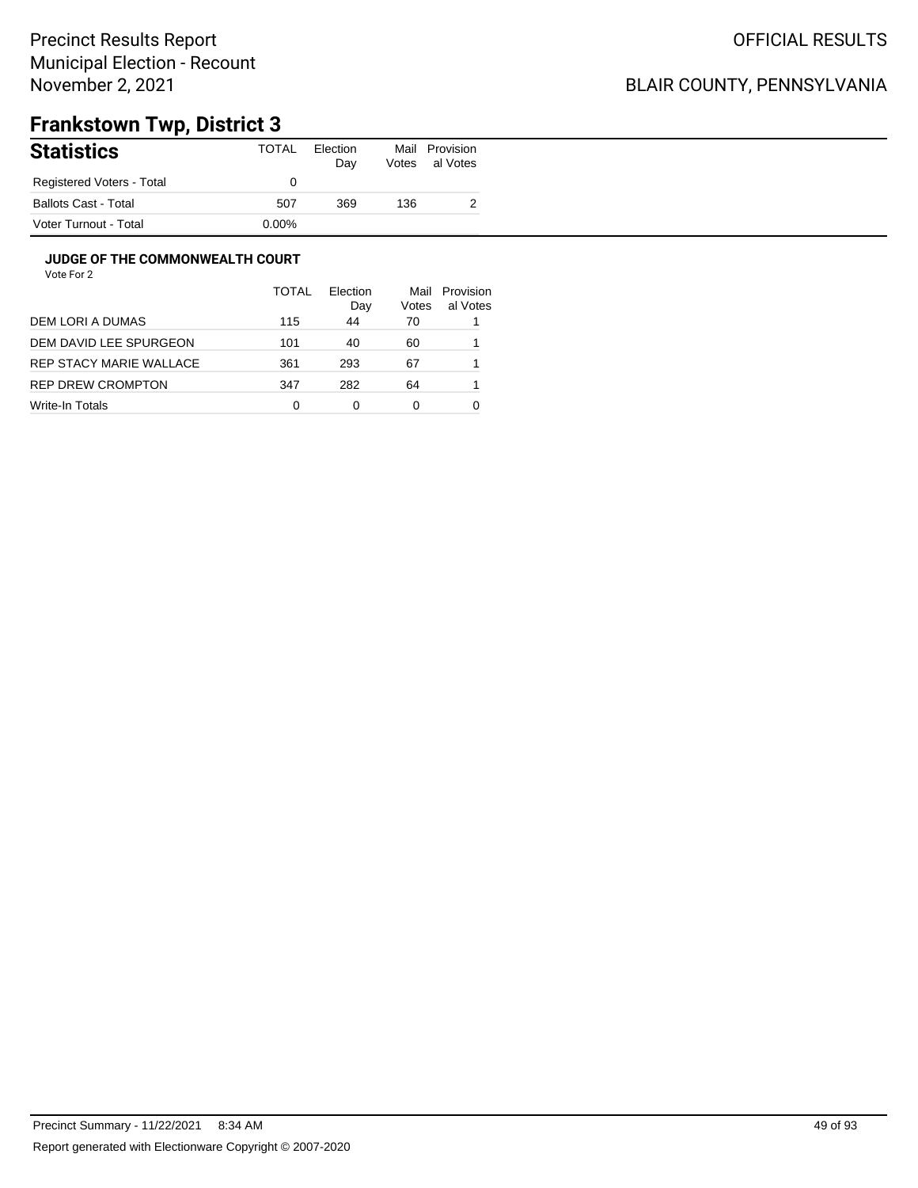Precinct Results Report
Municipal Election - Recount
November 2, 2021

OFFICIAL RESULTS

BLAIR COUNTY, PENNSYLVANIA

# Frankstown Twp, District 3

## Statistics

| Statistics | TOTAL | Election Day | Mail Votes | Provisional Votes |
|---|---|---|---|---|
| Registered Voters - Total | 0 | | | |
| Ballots Cast - Total | 507 | 369 | 136 | 2 |
| Voter Turnout - Total | 0.00% | | | |

### JUDGE OF THE COMMONWEALTH COURT

Vote For 2

| | TOTAL | Election Day | Mail Votes | Provisional Votes |
|---|---|---|---|---|
| DEM LORI A DUMAS | 115 | 44 | 70 | 1 |
| DEM DAVID LEE SPURGEON | 101 | 40 | 60 | 1 |
| REP STACY MARIE WALLACE | 361 | 293 | 67 | 1 |
| REP DREW CROMPTON | 347 | 282 | 64 | 1 |
| Write-In Totals | 0 | 0 | 0 | 0 |

Precinct Summary - 11/22/2021 8:34 AM

Report generated with Electionware Copyright © 2007-2020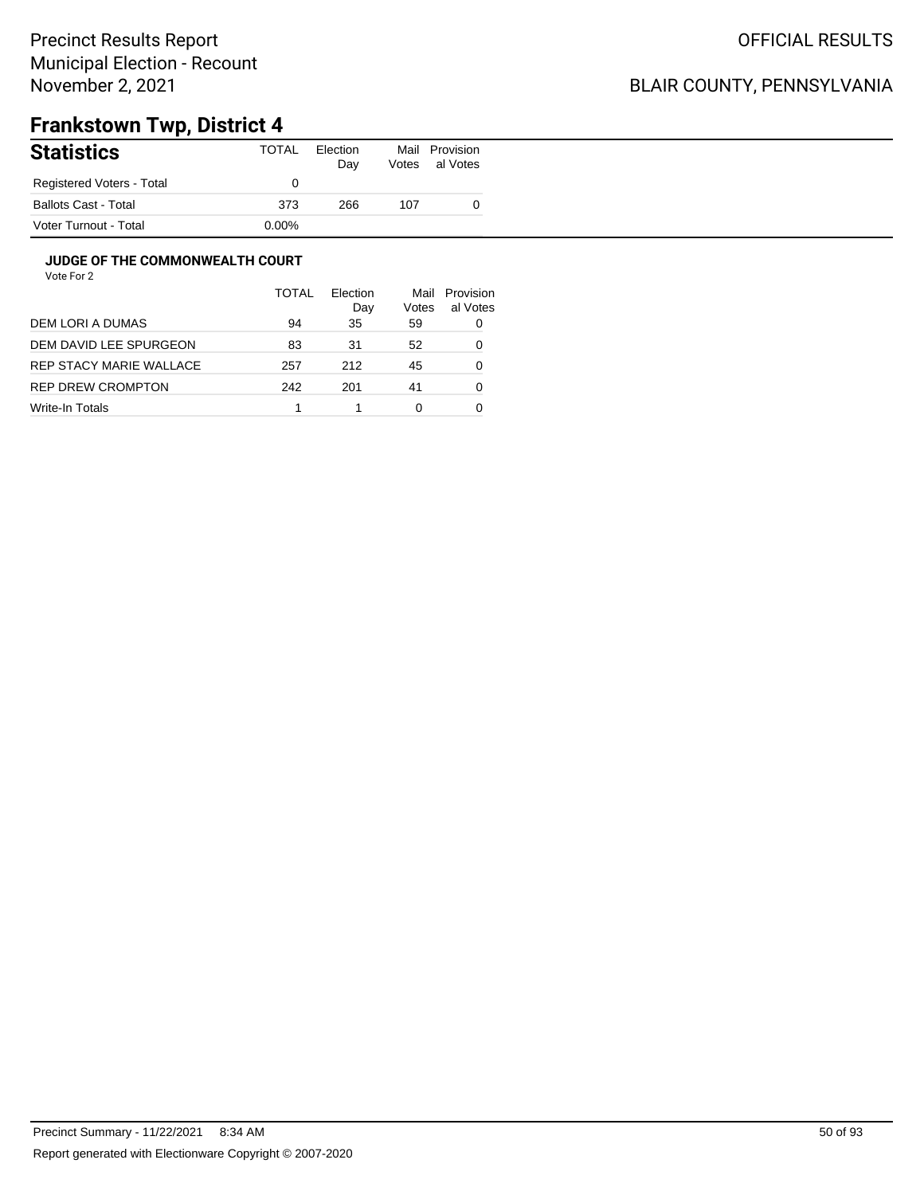# Precinct Results Report
Municipal Election - Recount
November 2, 2021

OFFICIAL RESULTS

BLAIR COUNTY, PENNSYLVANIA

## Frankstown Twp, District 4

| Statistics | TOTAL | Election Day | Mail Votes | Provisional Votes |
|---|---|---|---|---|
| Registered Voters - Total | 0 | | | |
| Ballots Cast - Total | 373 | 266 | 107 | 0 |
| Voter Turnout - Total | 0.00% | | | |

### JUDGE OF THE COMMONWEALTH COURT

Vote For 2

| | TOTAL | Election Day | Mail Votes | Provisional Votes |
|---|---|---|---|---|
| DEM LORI A DUMAS | 94 | 35 | 59 | 0 |
| DEM DAVID LEE SPURGEON | 83 | 31 | 52 | 0 |
| REP STACY MARIE WALLACE | 257 | 212 | 45 | 0 |
| REP DREW CROMPTON | 242 | 201 | 41 | 0 |
| Write-In Totals | 1 | 1 | 0 | 0 |

Precinct Summary - 11/22/2021 8:34 AM

Report generated with Electionware Copyright © 2007-2020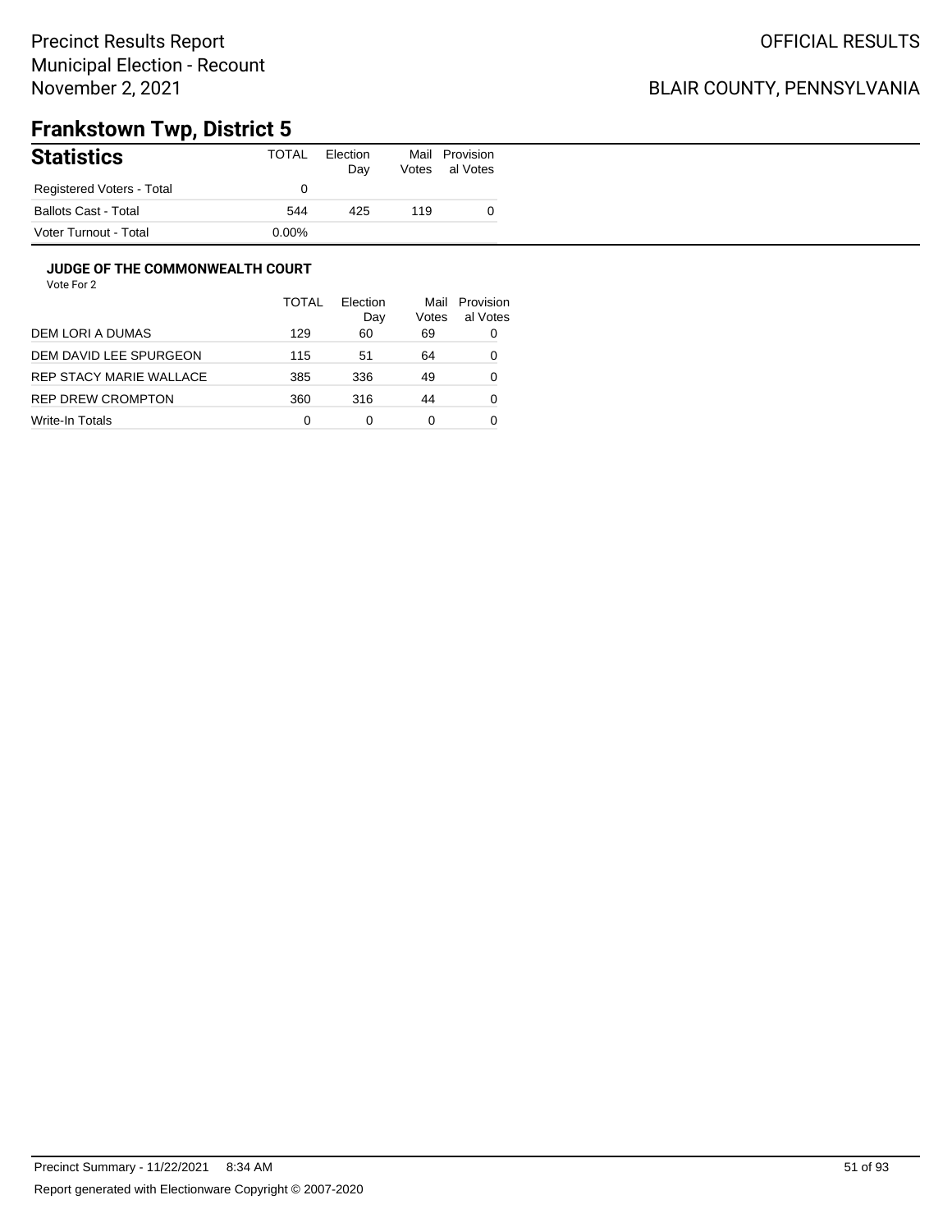Precinct Results Report
Municipal Election - Recount
November 2, 2021

OFFICIAL RESULTS

BLAIR COUNTY, PENNSYLVANIA

# Frankstown Twp, District 5

## Statistics

| Statistics | TOTAL | Election Day | Mail Votes | Provisional Votes |
|---|---|---|---|---|
| Registered Voters - Total | 0 | | | |
| Ballots Cast - Total | 544 | 425 | 119 | 0 |
| Voter Turnout - Total | 0.00% | | | |

### JUDGE OF THE COMMONWEALTH COURT

Vote For 2

| | TOTAL | Election Day | Mail Votes | Provisional Votes |
|---|---|---|---|---|
| DEM LORI A DUMAS | 129 | 60 | 69 | 0 |
| DEM DAVID LEE SPURGEON | 115 | 51 | 64 | 0 |
| REP STACY MARIE WALLACE | 385 | 336 | 49 | 0 |
| REP DREW CROMPTON | 360 | 316 | 44 | 0 |
| Write-In Totals | 0 | 0 | 0 | 0 |

Precinct Summary - 11/22/2021 8:34 AM

Report generated with Electionware Copyright © 2007-2020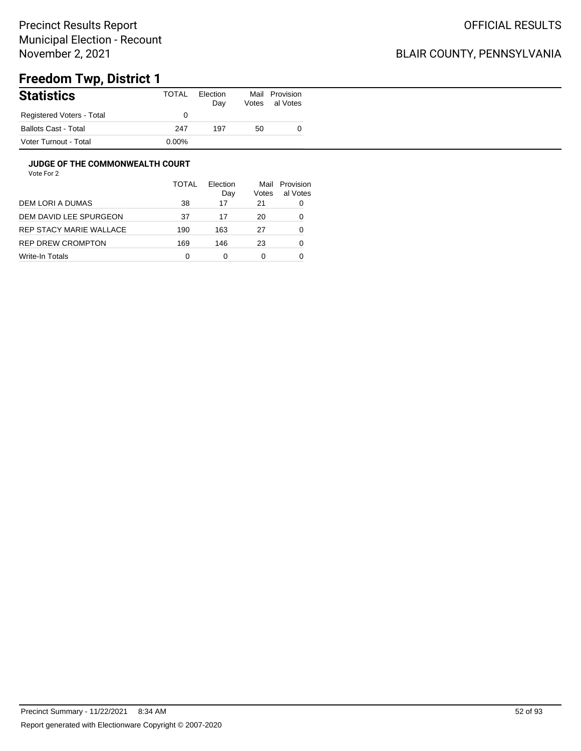Precinct Results Report
Municipal Election - Recount
November 2, 2021

OFFICIAL RESULTS

BLAIR COUNTY, PENNSYLVANIA

# Freedom Twp, District 1

## Statistics

| Statistics | TOTAL | Election Day | Mail Votes | Provisional Votes |
|---|---|---|---|---|
| Registered Voters - Total | 0 | | | |
| Ballots Cast - Total | 247 | 197 | 50 | 0 |
| Voter Turnout - Total | 0.00% | | | |

### JUDGE OF THE COMMONWEALTH COURT

Vote For 2

| | TOTAL | Election Day | Mail Votes | Provisional Votes |
|---|---|---|---|---|
| DEM LORI A DUMAS | 38 | 17 | 21 | 0 |
| DEM DAVID LEE SPURGEON | 37 | 17 | 20 | 0 |
| REP STACY MARIE WALLACE | 190 | 163 | 27 | 0 |
| REP DREW CROMPTON | 169 | 146 | 23 | 0 |
| Write-In Totals | 0 | 0 | 0 | 0 |

Precinct Summary - 11/22/2021 8:34 AM

Report generated with Electionware Copyright © 2007-2020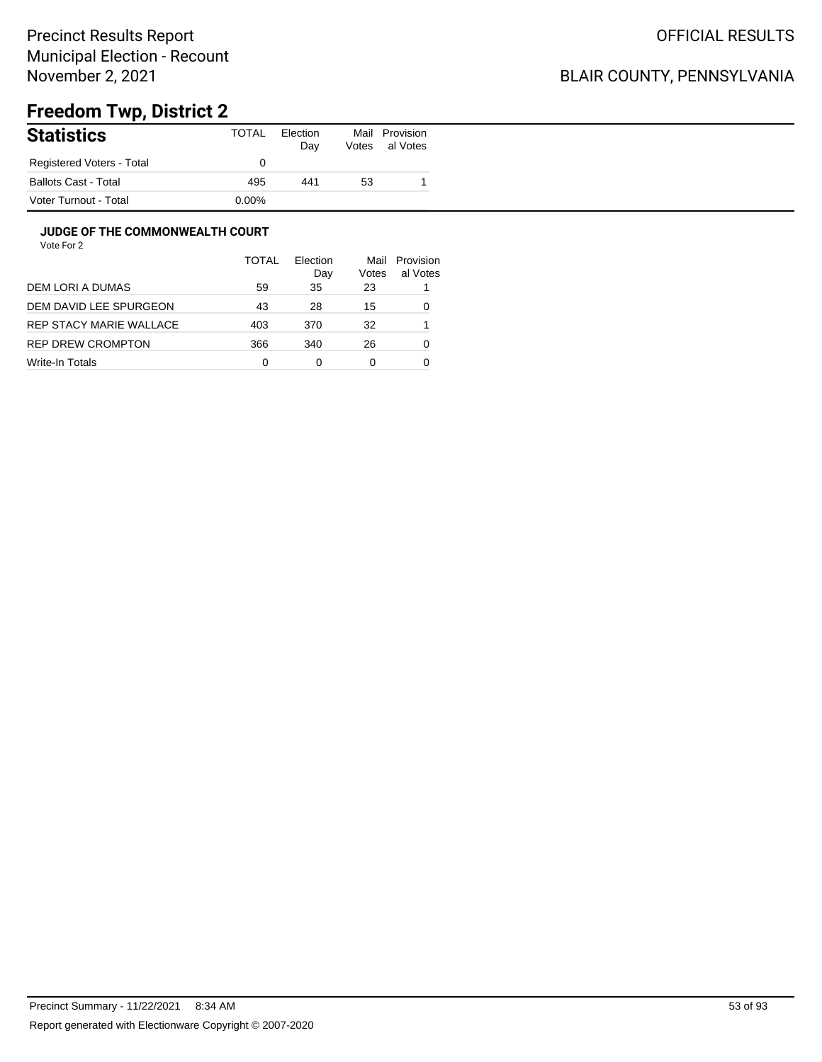# Freedom Twp, District 2

## Statistics

| Statistics | TOTAL | Election Day | Mail Votes | Provisional Votes |
| --- | --- | --- | --- | --- |
| Registered Voters - Total | 0 | | | |
| Ballots Cast - Total | 495 | 441 | 53 | 1 |
| Voter Turnout - Total | 0.00% | | | |

### JUDGE OF THE COMMONWEALTH COURT

Vote For 2

| | TOTAL | Election Day | Mail Votes | Provisional Votes |
| --- | --- | --- | --- | --- |
| DEM LORI A DUMAS | 59 | 35 | 23 | 1 |
| DEM DAVID LEE SPURGEON | 43 | 28 | 15 | 0 |
| REP STACY MARIE WALLACE | 403 | 370 | 32 | 1 |
| REP DREW CROMPTON | 366 | 340 | 26 | 0 |
| Write-In Totals | 0 | 0 | 0 | 0 |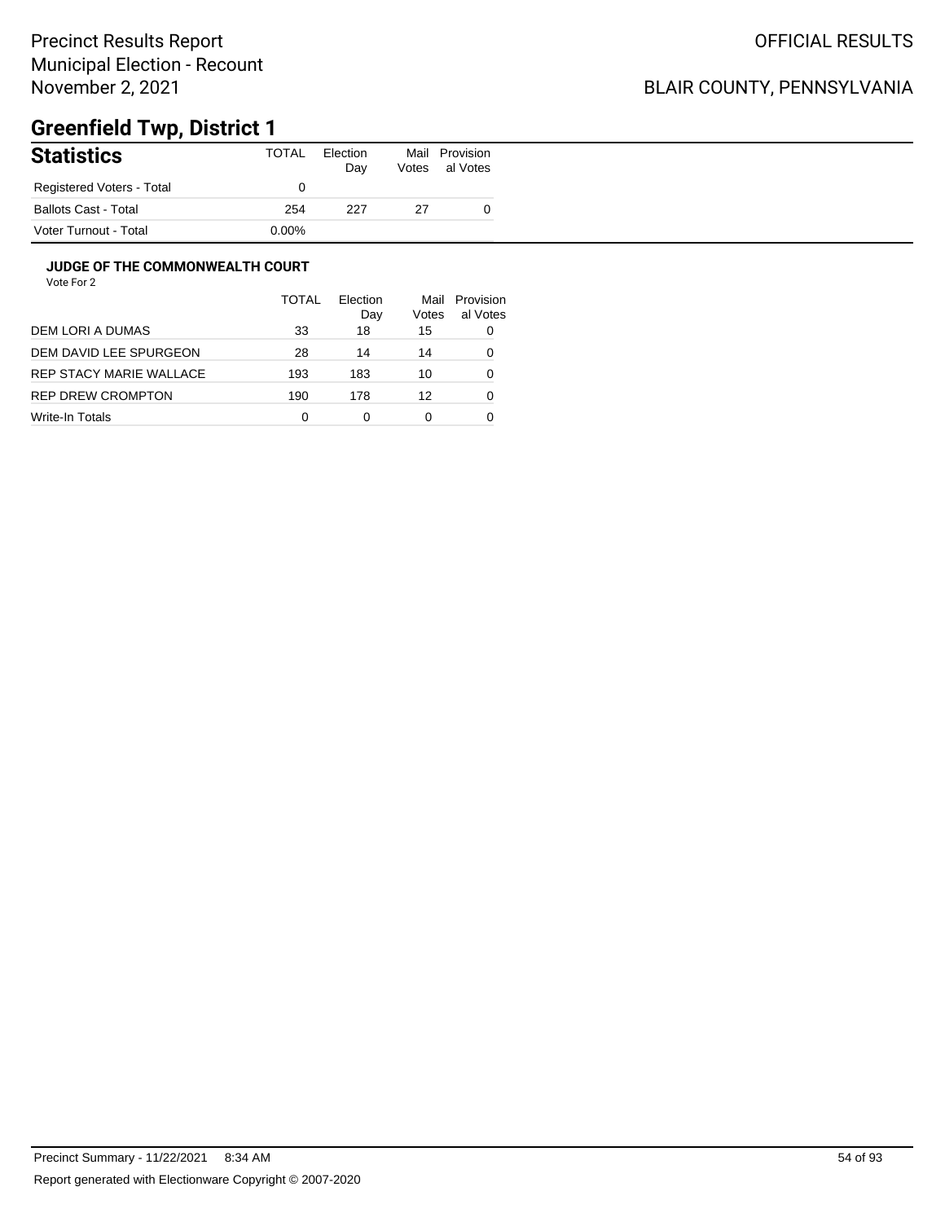Precinct Results Report
Municipal Election - Recount
November 2, 2021

OFFICIAL RESULTS

BLAIR COUNTY, PENNSYLVANIA

# Greenfield Twp, District 1

| Statistics | TOTAL | Election Day | Mail Votes | Provisional Votes |
|---|---|---|---|---|
| Registered Voters - Total | 0 | | | |
| Ballots Cast - Total | 254 | 227 | 27 | 0 |
| Voter Turnout - Total | 0.00% | | | |

### JUDGE OF THE COMMONWEALTH COURT

Vote For 2

| | TOTAL | Election Day | Mail Votes | Provisional Votes |
|---|---|---|---|---|
| DEM LORI A DUMAS | 33 | 18 | 15 | 0 |
| DEM DAVID LEE SPURGEON | 28 | 14 | 14 | 0 |
| REP STACY MARIE WALLACE | 193 | 183 | 10 | 0 |
| REP DREW CROMPTON | 190 | 178 | 12 | 0 |
| Write-In Totals | 0 | 0 | 0 | 0 |

Precinct Summary - 11/22/2021 8:34 AM

Report generated with Electionware Copyright © 2007-2020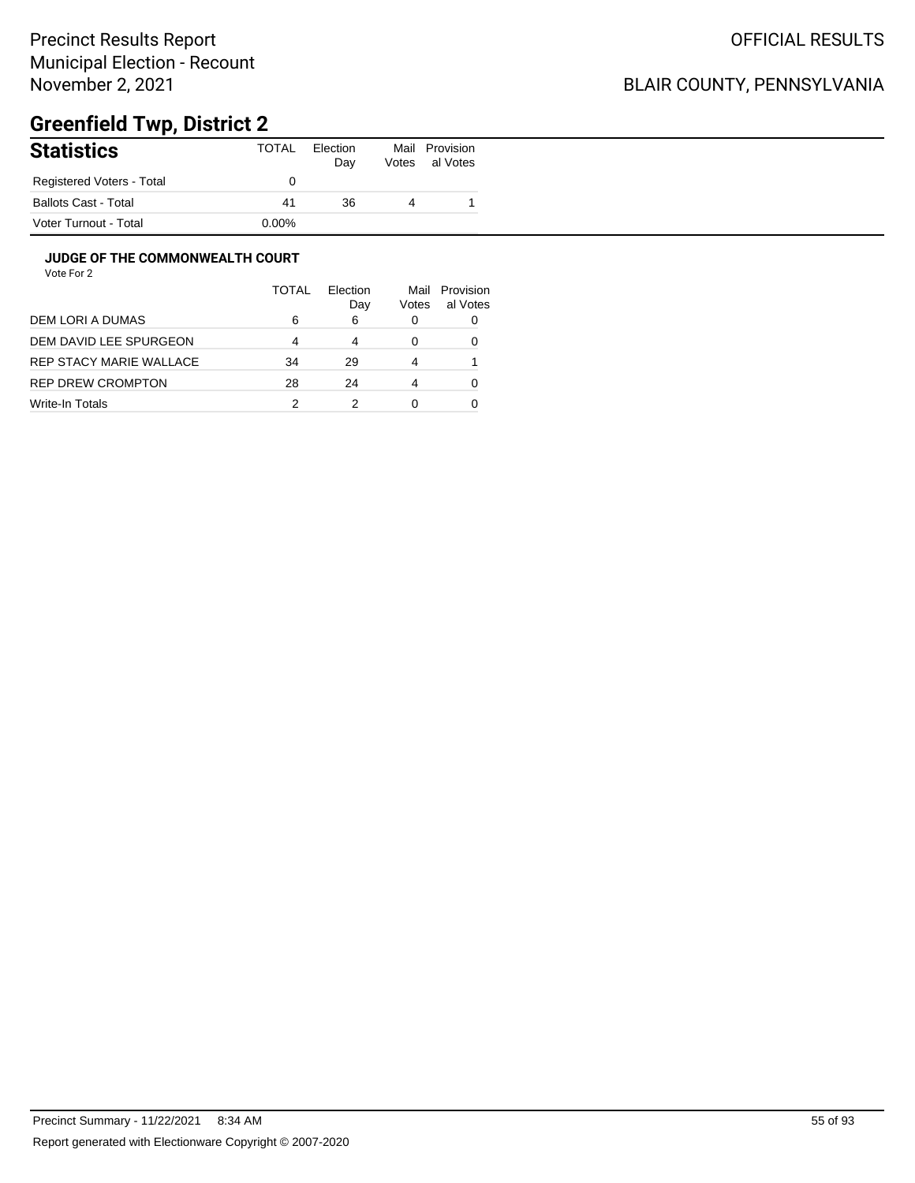Precinct Results Report
Municipal Election - Recount
November 2, 2021

OFFICIAL RESULTS

BLAIR COUNTY, PENNSYLVANIA

# Greenfield Twp, District 2

| Statistics | TOTAL | Election Day | Mail Votes | Provisional Votes |
|---|---|---|---|---|
| Registered Voters - Total | 0 | | | |
| Ballots Cast - Total | 41 | 36 | 4 | 1 |
| Voter Turnout - Total | 0.00% | | | |

### JUDGE OF THE COMMONWEALTH COURT

Vote For 2

| | TOTAL | Election Day | Mail Votes | Provisional Votes |
|---|---|---|---|---|
| DEM LORI A DUMAS | 6 | 6 | 0 | 0 |
| DEM DAVID LEE SPURGEON | 4 | 4 | 0 | 0 |
| REP STACY MARIE WALLACE | 34 | 29 | 4 | 1 |
| REP DREW CROMPTON | 28 | 24 | 4 | 0 |
| Write-In Totals | 2 | 2 | 0 | 0 |

Precinct Summary - 11/22/2021 8:34 AM

Report generated with Electionware Copyright © 2007-2020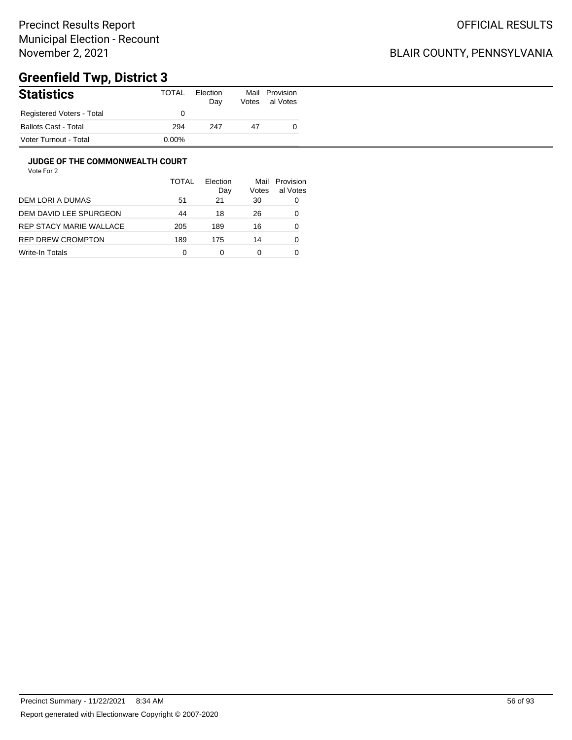# Greenfield Twp, District 3

## Statistics

| | TOTAL | Election Day | Mail Votes | Provisional Votes |
|---|---|---|---|---|
| Registered Voters - Total | 0 | | | |
| Ballots Cast - Total | 294 | 247 | 47 | 0 |
| Voter Turnout - Total | 0.00% | | | |

### JUDGE OF THE COMMONWEALTH COURT

Vote For 2

| | TOTAL | Election Day | Mail Votes | Provisional Votes |
|---|---|---|---|---|
| DEM LORI A DUMAS | 51 | 21 | 30 | 0 |
| DEM DAVID LEE SPURGEON | 44 | 18 | 26 | 0 |
| REP STACY MARIE WALLACE | 205 | 189 | 16 | 0 |
| REP DREW CROMPTON | 189 | 175 | 14 | 0 |
| Write-In Totals | 0 | 0 | 0 | 0 |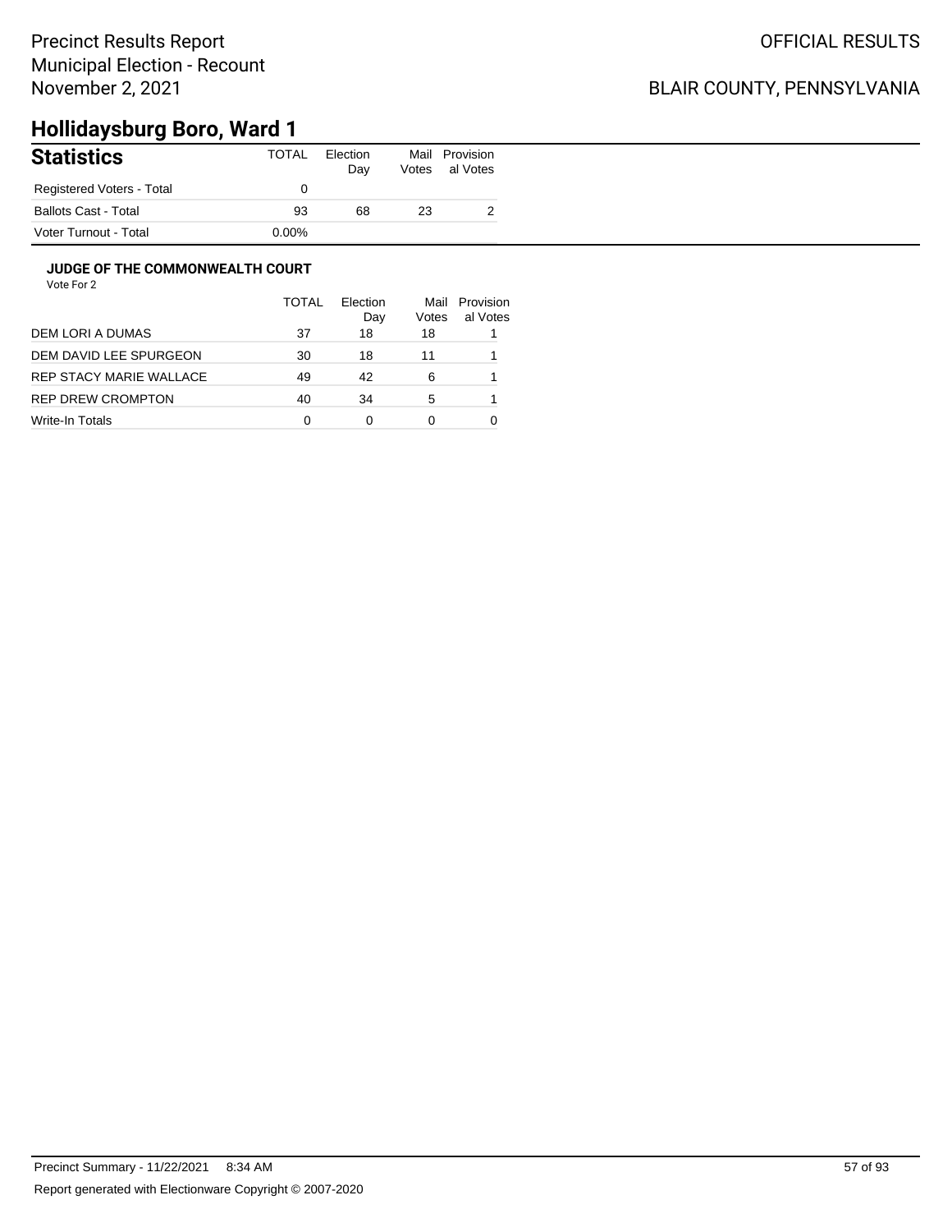Precinct Results Report
Municipal Election - Recount
November 2, 2021

OFFICIAL RESULTS

BLAIR COUNTY, PENNSYLVANIA

# Hollidaysburg Boro, Ward 1

## Statistics

| Statistics | TOTAL | Election Day | Mail Votes | Provisional Votes |
|---|---|---|---|---|
| Registered Voters - Total | 0 | | | |
| Ballots Cast - Total | 93 | 68 | 23 | 2 |
| Voter Turnout - Total | 0.00% | | | |

### JUDGE OF THE COMMONWEALTH COURT

Vote For 2

| | TOTAL | Election Day | Mail Votes | Provisional Votes |
|---|---|---|---|---|
| DEM LORI A DUMAS | 37 | 18 | 18 | 1 |
| DEM DAVID LEE SPURGEON | 30 | 18 | 11 | 1 |
| REP STACY MARIE WALLACE | 49 | 42 | 6 | 1 |
| REP DREW CROMPTON | 40 | 34 | 5 | 1 |
| Write-In Totals | 0 | 0 | 0 | 0 |

Precinct Summary - 11/22/2021 8:34 AM

Report generated with Electionware Copyright © 2007-2020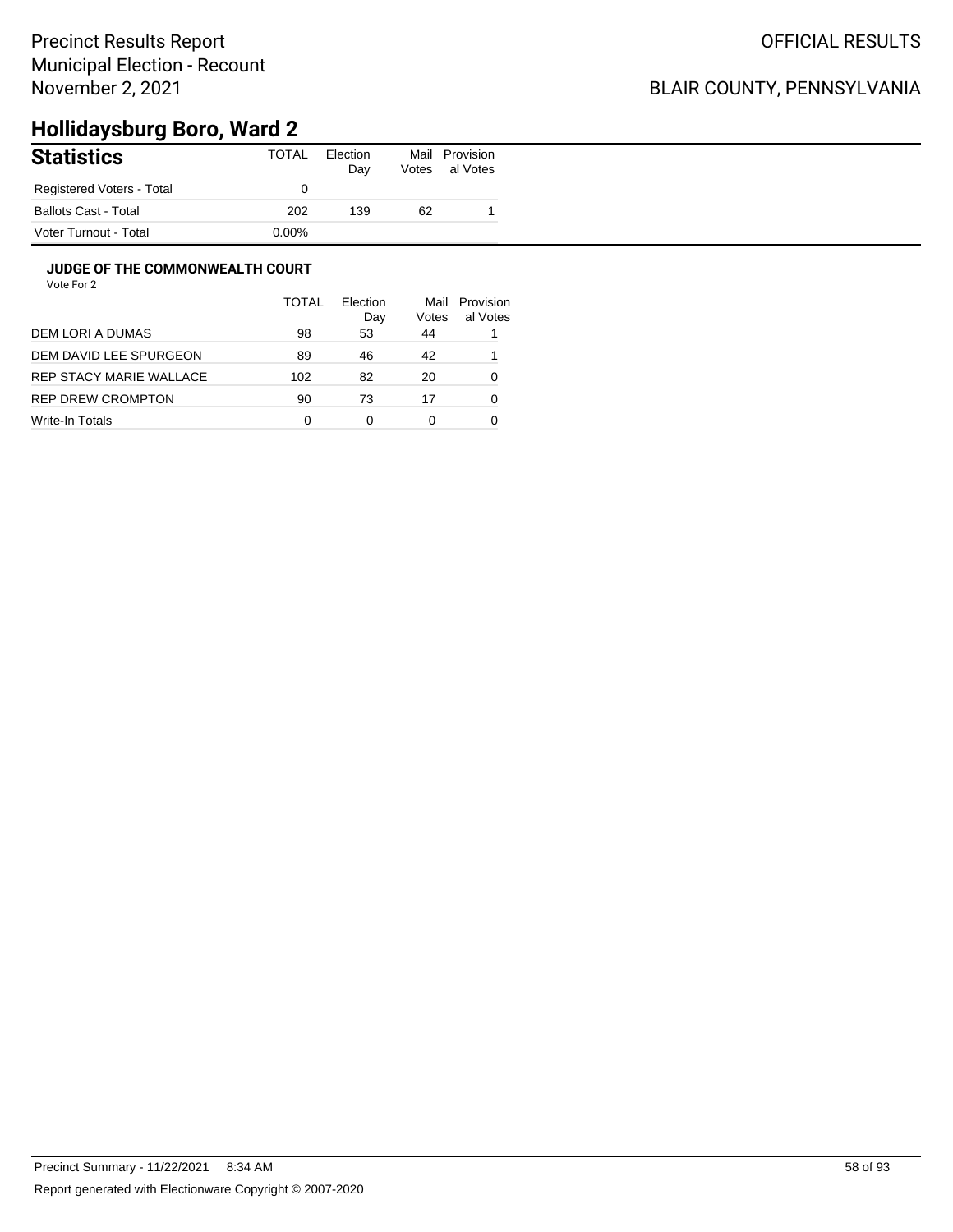Precinct Results Report
Municipal Election - Recount
November 2, 2021

OFFICIAL RESULTS

BLAIR COUNTY, PENNSYLVANIA

# Hollidaysburg Boro, Ward 2

| Statistics | TOTAL | Election Day | Mail Votes | Provisional Votes |
|---|---|---|---|---|
| Registered Voters - Total | 0 | | | |
| Ballots Cast - Total | 202 | 139 | 62 | 1 |
| Voter Turnout - Total | 0.00% | | | |

### JUDGE OF THE COMMONWEALTH COURT

Vote For 2

| | TOTAL | Election Day | Mail Votes | Provisional Votes |
|---|---|---|---|---|
| DEM LORI A DUMAS | 98 | 53 | 44 | 1 |
| DEM DAVID LEE SPURGEON | 89 | 46 | 42 | 1 |
| REP STACY MARIE WALLACE | 102 | 82 | 20 | 0 |
| REP DREW CROMPTON | 90 | 73 | 17 | 0 |
| Write-In Totals | 0 | 0 | 0 | 0 |

Precinct Summary - 11/22/2021 8:34 AM

Report generated with Electionware Copyright © 2007-2020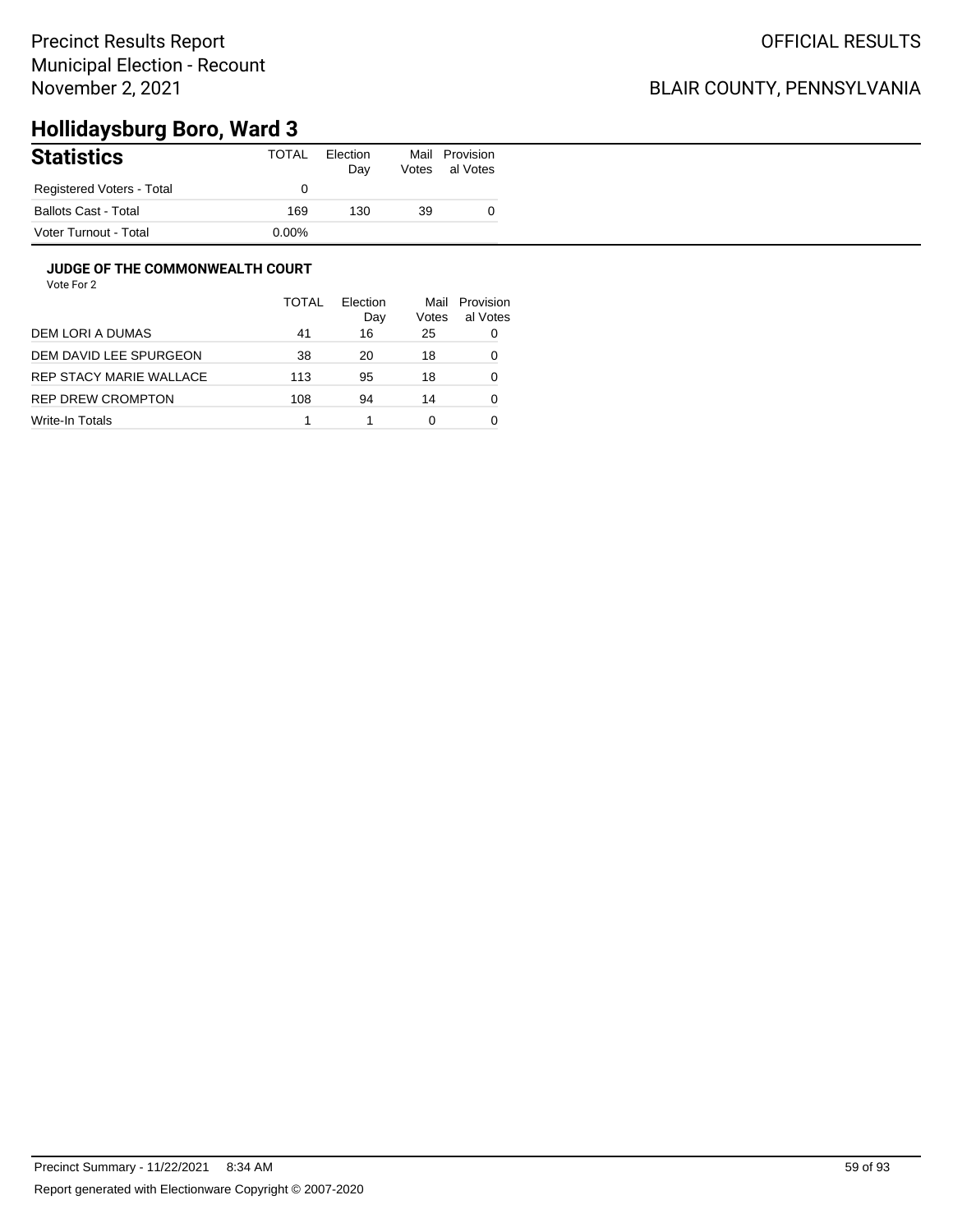Precinct Results Report
Municipal Election - Recount
November 2, 2021

OFFICIAL RESULTS

BLAIR COUNTY, PENNSYLVANIA

# Hollidaysburg Boro, Ward 3

| Statistics | TOTAL | Election Day | Mail Votes | Provisional Votes |
|---|---|---|---|---|
| Registered Voters - Total | 0 | | | |
| Ballots Cast - Total | 169 | 130 | 39 | 0 |
| Voter Turnout - Total | 0.00% | | | |

### JUDGE OF THE COMMONWEALTH COURT

Vote For 2

| | TOTAL | Election Day | Mail Votes | Provisional Votes |
|---|---|---|---|---|
| DEM LORI A DUMAS | 41 | 16 | 25 | 0 |
| DEM DAVID LEE SPURGEON | 38 | 20 | 18 | 0 |
| REP STACY MARIE WALLACE | 113 | 95 | 18 | 0 |
| REP DREW CROMPTON | 108 | 94 | 14 | 0 |
| Write-In Totals | 1 | 1 | 0 | 0 |

Precinct Summary - 11/22/2021 8:34 AM

Report generated with Electionware Copyright © 2007-2020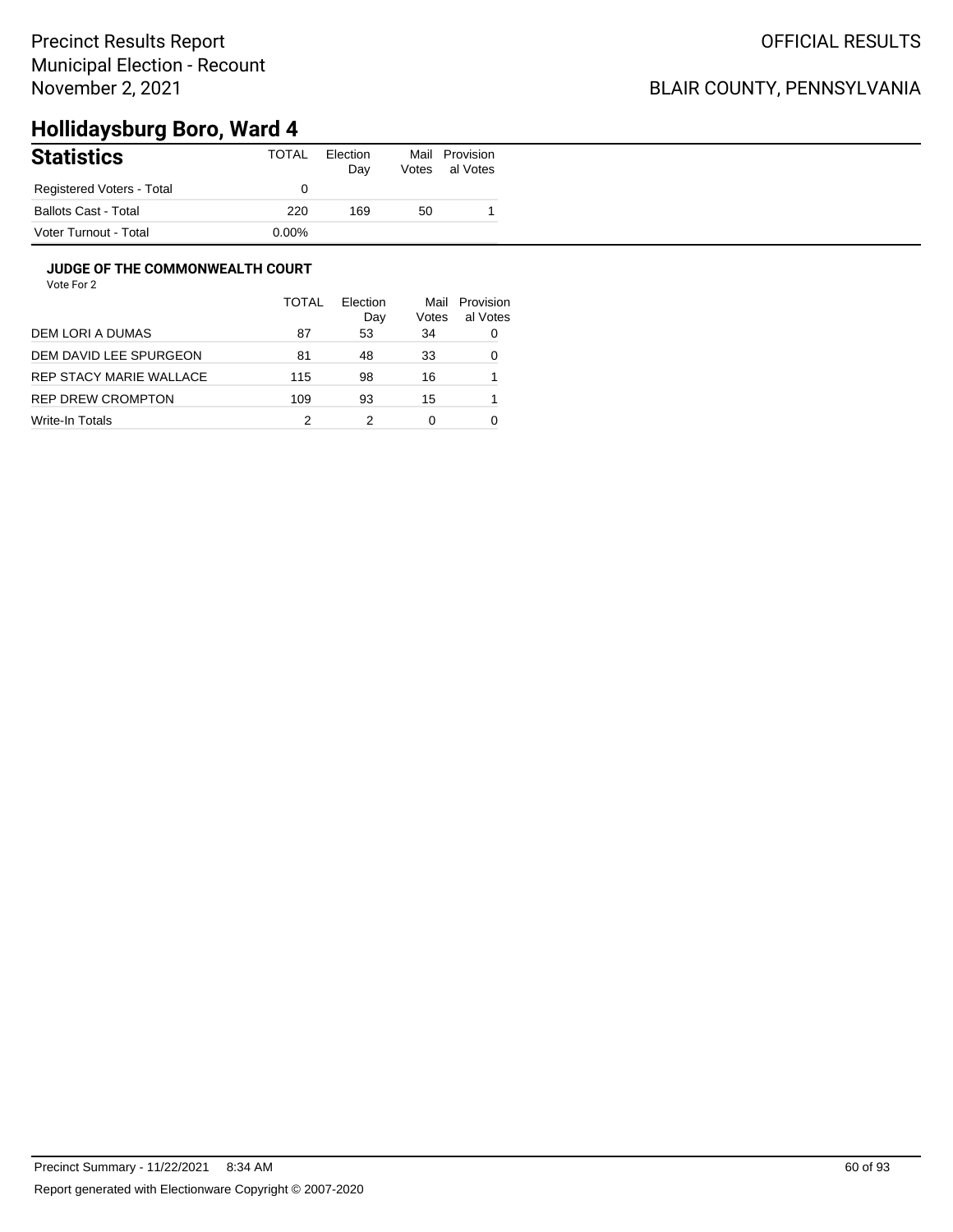Precinct Results Report
Municipal Election - Recount
November 2, 2021

OFFICIAL RESULTS

BLAIR COUNTY, PENNSYLVANIA

# Hollidaysburg Boro, Ward 4

| Statistics | TOTAL | Election Day | Mail Votes | Provisional Votes |
|---|---|---|---|---|
| Registered Voters - Total | 0 | | | |
| Ballots Cast - Total | 220 | 169 | 50 | 1 |
| Voter Turnout - Total | 0.00% | | | |

### JUDGE OF THE COMMONWEALTH COURT

Vote For 2

| | TOTAL | Election Day | Mail Votes | Provisional Votes |
|---|---|---|---|---|
| DEM LORI A DUMAS | 87 | 53 | 34 | 0 |
| DEM DAVID LEE SPURGEON | 81 | 48 | 33 | 0 |
| REP STACY MARIE WALLACE | 115 | 98 | 16 | 1 |
| REP DREW CROMPTON | 109 | 93 | 15 | 1 |
| Write-In Totals | 2 | 2 | 0 | 0 |

Precinct Summary - 11/22/2021 8:34 AM

Report generated with Electionware Copyright © 2007-2020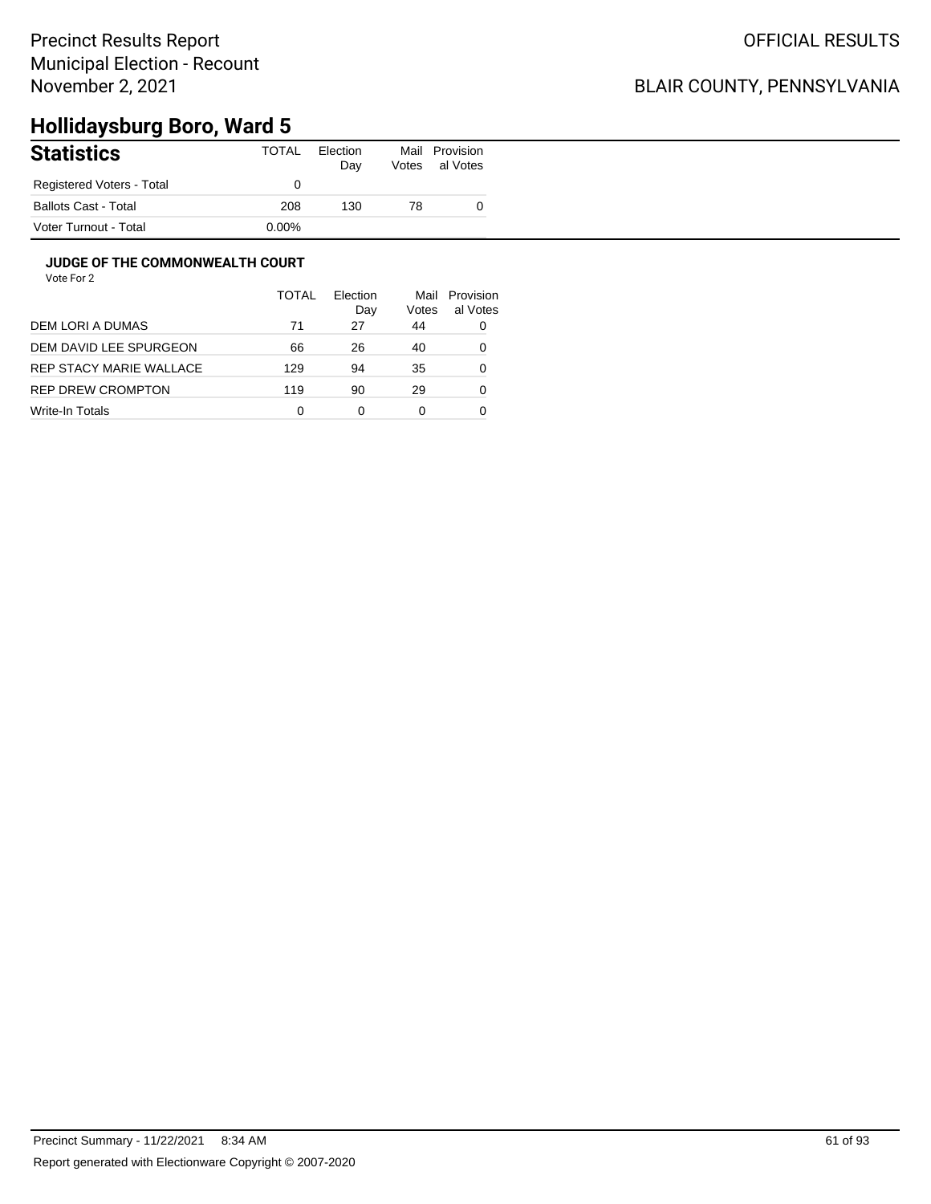Precinct Results Report
Municipal Election - Recount
November 2, 2021

OFFICIAL RESULTS

BLAIR COUNTY, PENNSYLVANIA

# Hollidaysburg Boro, Ward 5

| Statistics | TOTAL | Election Day | Mail Votes | Provisional Votes |
|---|---|---|---|---|
| Registered Voters - Total | 0 | | | |
| Ballots Cast - Total | 208 | 130 | 78 | 0 |
| Voter Turnout - Total | 0.00% | | | |

### JUDGE OF THE COMMONWEALTH COURT

Vote For 2

| | TOTAL | Election Day | Mail Votes | Provisional Votes |
|---|---|---|---|---|
| DEM LORI A DUMAS | 71 | 27 | 44 | 0 |
| DEM DAVID LEE SPURGEON | 66 | 26 | 40 | 0 |
| REP STACY MARIE WALLACE | 129 | 94 | 35 | 0 |
| REP DREW CROMPTON | 119 | 90 | 29 | 0 |
| Write-In Totals | 0 | 0 | 0 | 0 |

Precinct Summary - 11/22/2021 8:34 AM

Report generated with Electionware Copyright © 2007-2020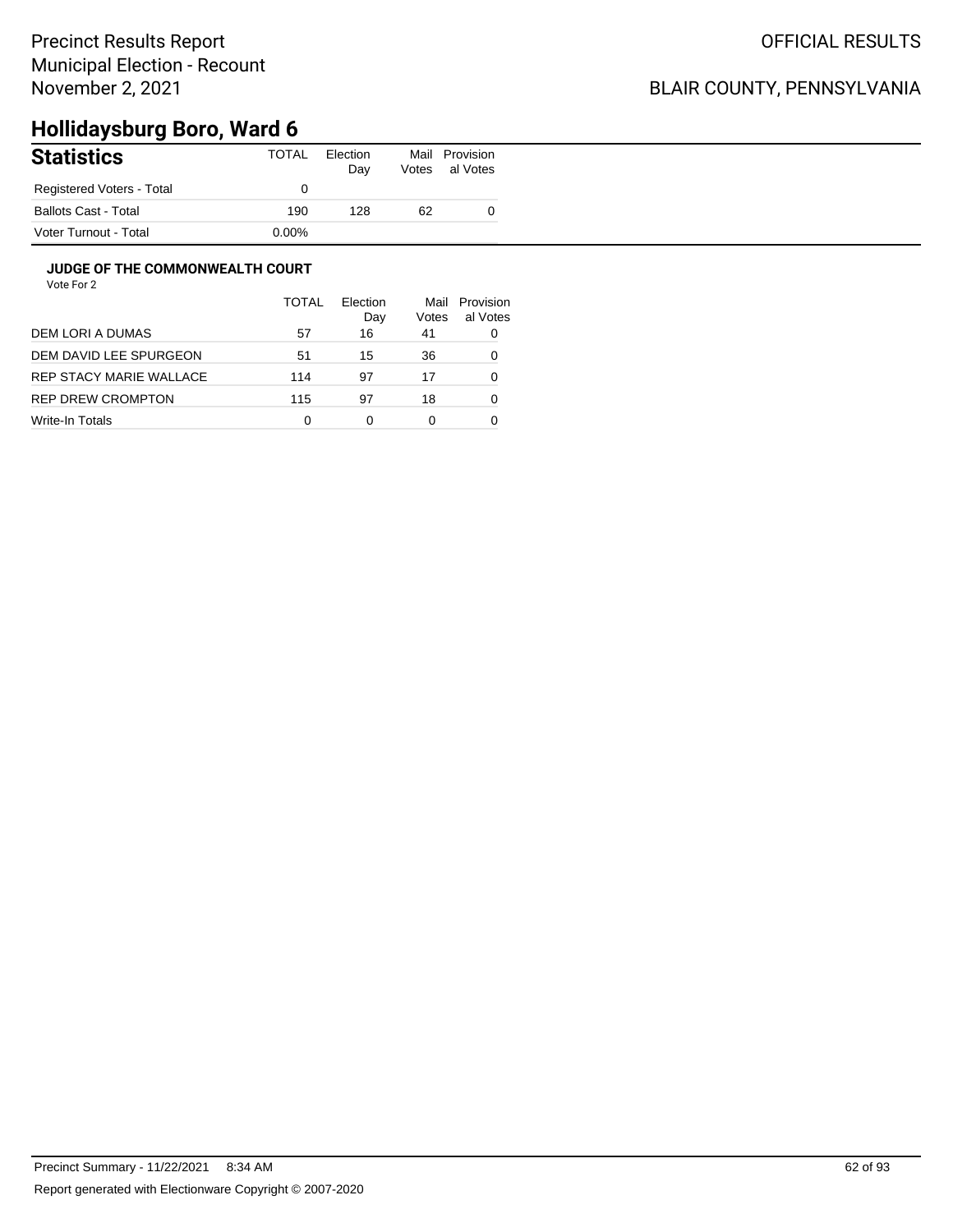Precinct Results Report
Municipal Election - Recount
November 2, 2021

OFFICIAL RESULTS

BLAIR COUNTY, PENNSYLVANIA

# Hollidaysburg Boro, Ward 6

## Statistics

| Statistics | TOTAL | Election Day | Mail Votes | Provisional Votes |
|---|---|---|---|---|
| Registered Voters - Total | 0 | | | |
| Ballots Cast - Total | 190 | 128 | 62 | 0 |
| Voter Turnout - Total | 0.00% | | | |

### JUDGE OF THE COMMONWEALTH COURT

Vote For 2

| | TOTAL | Election Day | Mail Votes | Provisional Votes |
|---|---|---|---|---|
| DEM LORI A DUMAS | 57 | 16 | 41 | 0 |
| DEM DAVID LEE SPURGEON | 51 | 15 | 36 | 0 |
| REP STACY MARIE WALLACE | 114 | 97 | 17 | 0 |
| REP DREW CROMPTON | 115 | 97 | 18 | 0 |
| Write-In Totals | 0 | 0 | 0 | 0 |

Precinct Summary - 11/22/2021 8:34 AM

Report generated with Electionware Copyright © 2007-2020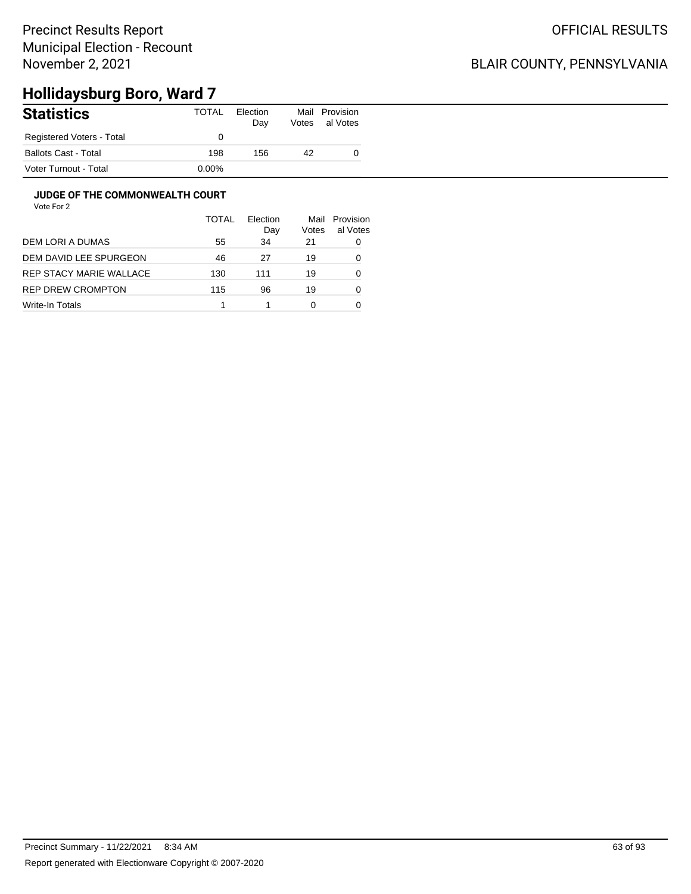Precinct Results Report
Municipal Election - Recount
November 2, 2021

OFFICIAL RESULTS

BLAIR COUNTY, PENNSYLVANIA

# Hollidaysburg Boro, Ward 7

## Statistics

| Statistics | TOTAL | Election Day | Mail Votes | Provisional Votes |
|---|---|---|---|---|
| Registered Voters - Total | 0 | | | |
| Ballots Cast - Total | 198 | 156 | 42 | 0 |
| Voter Turnout - Total | 0.00% | | | |

### JUDGE OF THE COMMONWEALTH COURT

Vote For 2

| | TOTAL | Election Day | Mail Votes | Provisional Votes |
|---|---|---|---|---|
| DEM LORI A DUMAS | 55 | 34 | 21 | 0 |
| DEM DAVID LEE SPURGEON | 46 | 27 | 19 | 0 |
| REP STACY MARIE WALLACE | 130 | 111 | 19 | 0 |
| REP DREW CROMPTON | 115 | 96 | 19 | 0 |
| Write-In Totals | 1 | 1 | 0 | 0 |

Precinct Summary - 11/22/2021 8:34 AM

Report generated with Electionware Copyright © 2007-2020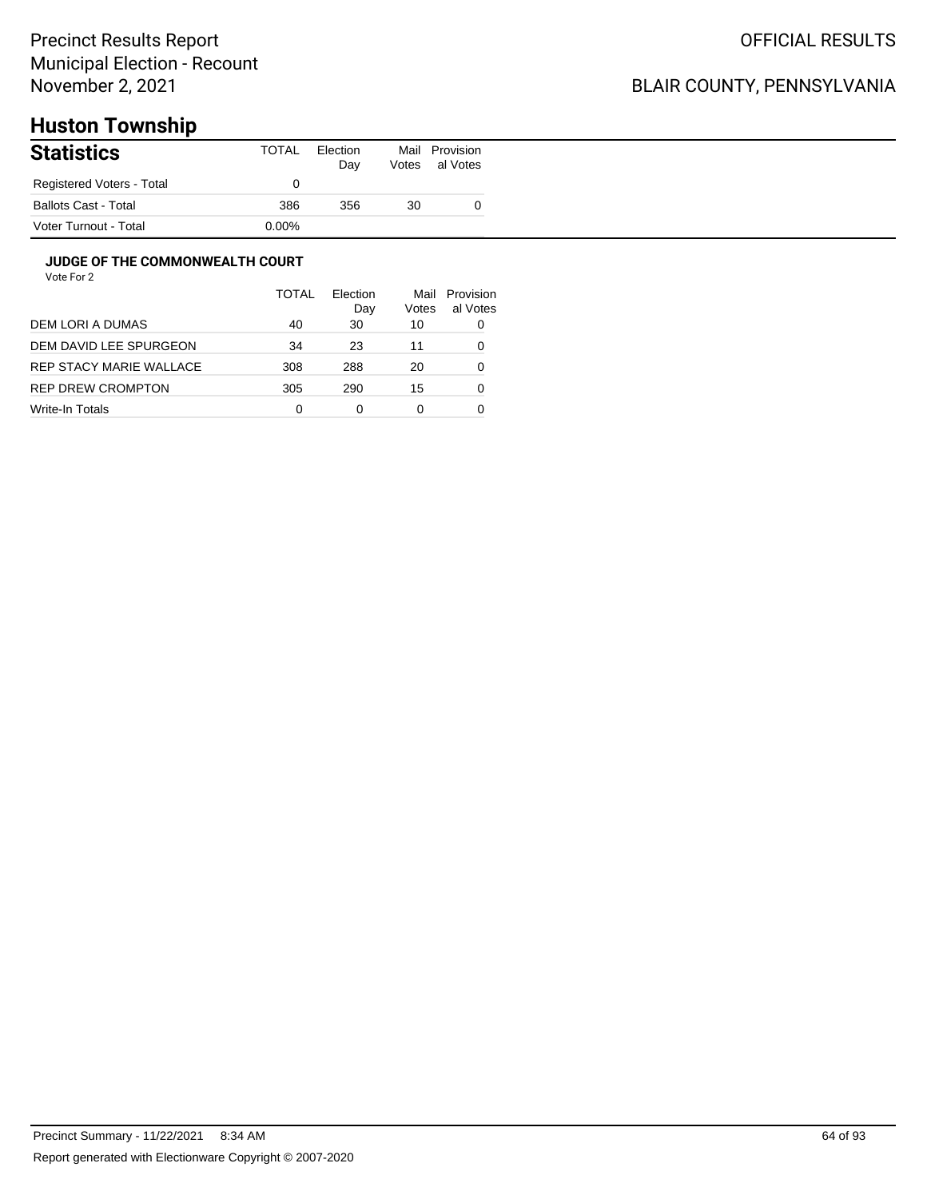Precinct Results Report
Municipal Election - Recount
November 2, 2021

OFFICIAL RESULTS

BLAIR COUNTY, PENNSYLVANIA

# Huston Township

## Statistics

| | TOTAL | Election Day | Mail Votes | Provisional Votes |
|---|---|---|---|---|
| Registered Voters - Total | 0 | | | |
| Ballots Cast - Total | 386 | 356 | 30 | 0 |
| Voter Turnout - Total | 0.00% | | | |

### JUDGE OF THE COMMONWEALTH COURT

Vote For 2

| | TOTAL | Election Day | Mail Votes | Provisional Votes |
|---|---|---|---|---|
| DEM LORI A DUMAS | 40 | 30 | 10 | 0 |
| DEM DAVID LEE SPURGEON | 34 | 23 | 11 | 0 |
| REP STACY MARIE WALLACE | 308 | 288 | 20 | 0 |
| REP DREW CROMPTON | 305 | 290 | 15 | 0 |
| Write-In Totals | 0 | 0 | 0 | 0 |

Precinct Summary - 11/22/2021 8:34 AM

Report generated with Electionware Copyright © 2007-2020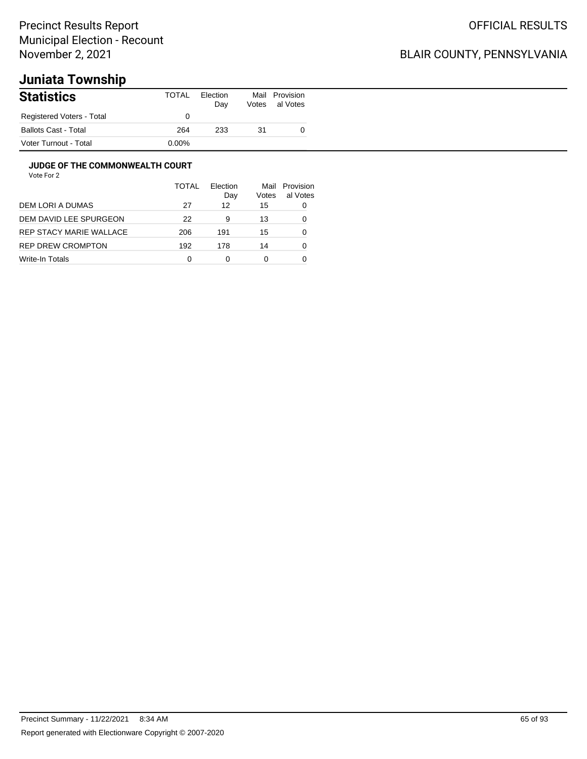Precinct Results Report
Municipal Election - Recount
November 2, 2021

OFFICIAL RESULTS

BLAIR COUNTY, PENNSYLVANIA

# Juniata Township

| Statistics | TOTAL | Election Day | Mail Votes | Provisional Votes |
|---|---|---|---|---|
| Registered Voters - Total | 0 | | | |
| Ballots Cast - Total | 264 | 233 | 31 | 0 |
| Voter Turnout - Total | 0.00% | | | |

### JUDGE OF THE COMMONWEALTH COURT

Vote For 2

| | TOTAL | Election Day | Mail Votes | Provisional Votes |
|---|---|---|---|---|
| DEM LORI A DUMAS | 27 | 12 | 15 | 0 |
| DEM DAVID LEE SPURGEON | 22 | 9 | 13 | 0 |
| REP STACY MARIE WALLACE | 206 | 191 | 15 | 0 |
| REP DREW CROMPTON | 192 | 178 | 14 | 0 |
| Write-In Totals | 0 | 0 | 0 | 0 |

Precinct Summary - 11/22/2021 8:34 AM

Report generated with Electionware Copyright © 2007-2020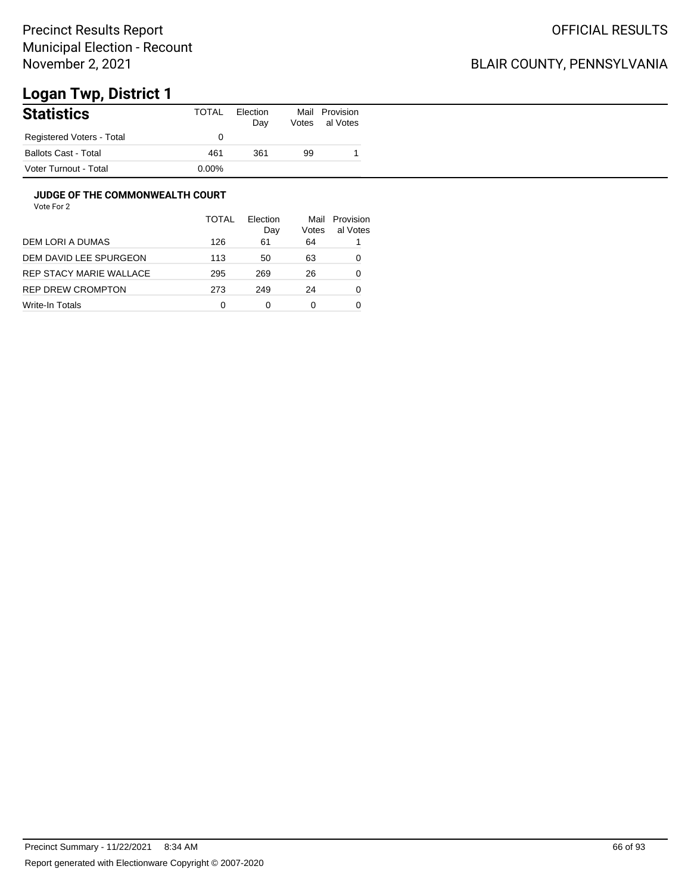# Logan Twp, District 1

## Statistics

| | TOTAL | Election Day | Mail Votes | Provisional Votes |
|---|---|---|---|---|
| Registered Voters - Total | 0 | | | |
| Ballots Cast - Total | 461 | 361 | 99 | 1 |
| Voter Turnout - Total | 0.00% | | | |

### JUDGE OF THE COMMONWEALTH COURT

Vote For 2

| | TOTAL | Election Day | Mail Votes | Provisional Votes |
|---|---|---|---|---|
| DEM LORI A DUMAS | 126 | 61 | 64 | 1 |
| DEM DAVID LEE SPURGEON | 113 | 50 | 63 | 0 |
| REP STACY MARIE WALLACE | 295 | 269 | 26 | 0 |
| REP DREW CROMPTON | 273 | 249 | 24 | 0 |
| Write-In Totals | 0 | 0 | 0 | 0 |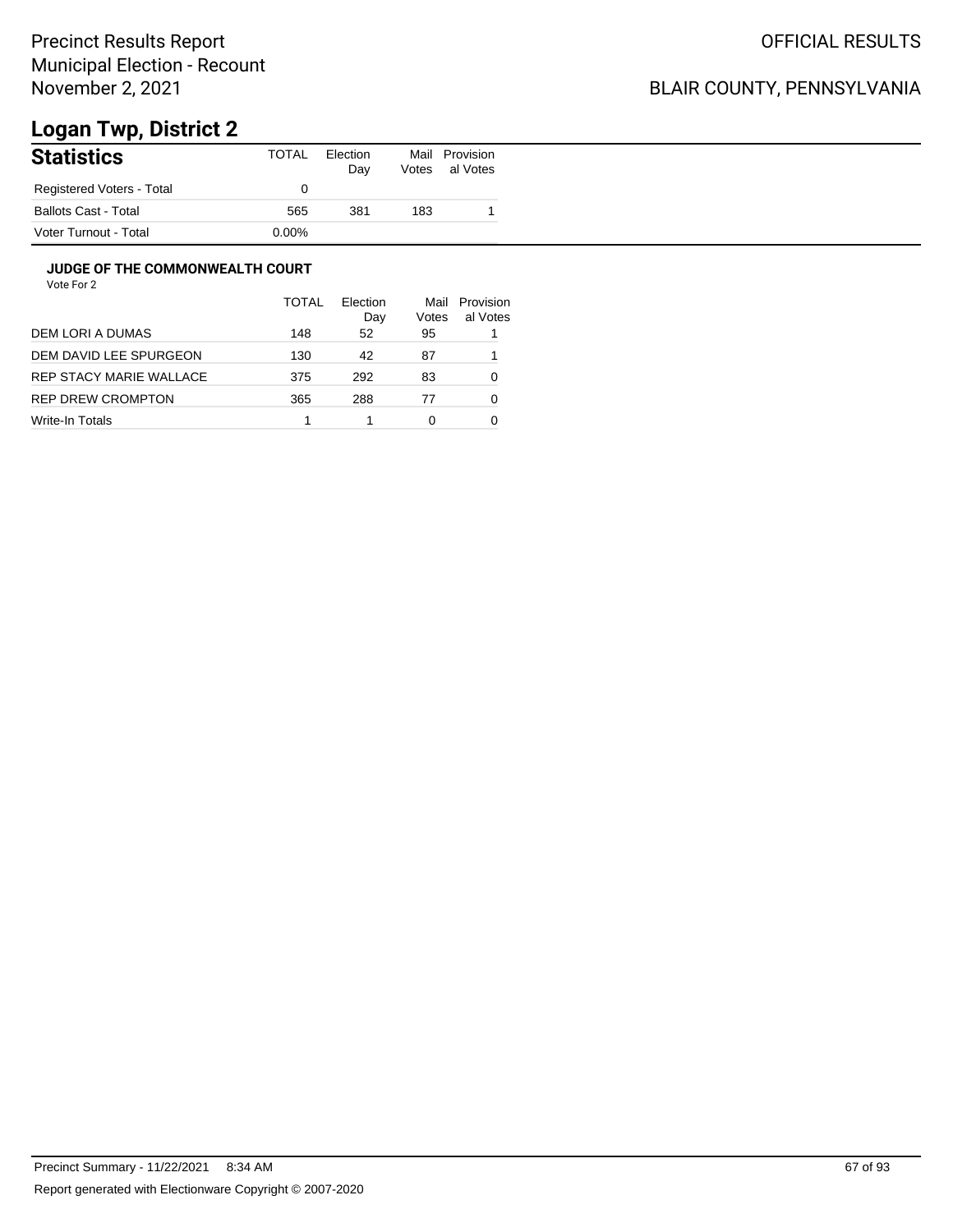Precinct Results Report
Municipal Election - Recount
November 2, 2021

OFFICIAL RESULTS

BLAIR COUNTY, PENNSYLVANIA

# Logan Twp, District 2

## Statistics

| Statistics | TOTAL | Election Day | Mail Votes | Provisional Votes |
|---|---|---|---|---|
| Registered Voters - Total | 0 | | | |
| Ballots Cast - Total | 565 | 381 | 183 | 1 |
| Voter Turnout - Total | 0.00% | | | |

### JUDGE OF THE COMMONWEALTH COURT

Vote For 2

| | TOTAL | Election Day | Mail Votes | Provisional Votes |
|---|---|---|---|---|
| DEM LORI A DUMAS | 148 | 52 | 95 | 1 |
| DEM DAVID LEE SPURGEON | 130 | 42 | 87 | 1 |
| REP STACY MARIE WALLACE | 375 | 292 | 83 | 0 |
| REP DREW CROMPTON | 365 | 288 | 77 | 0 |
| Write-In Totals | 1 | 1 | 0 | 0 |

Precinct Summary - 11/22/2021 8:34 AM

Report generated with Electionware Copyright © 2007-2020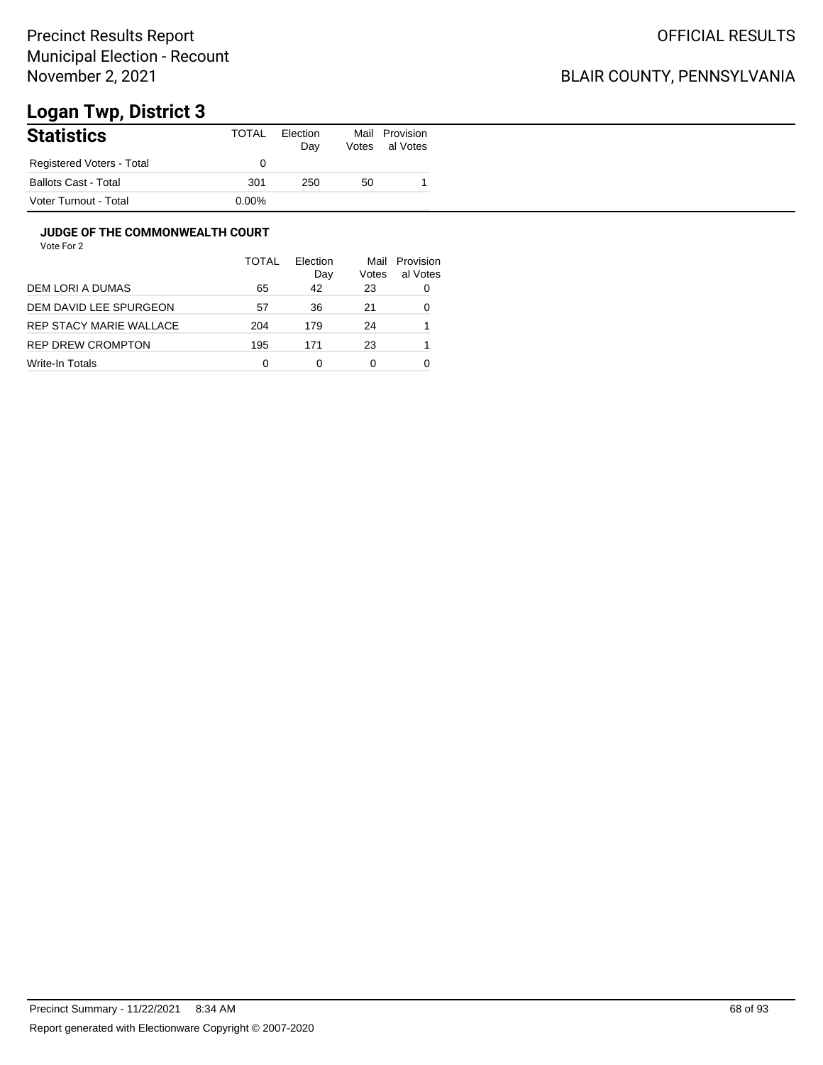Precinct Results Report
Municipal Election - Recount
November 2, 2021

OFFICIAL RESULTS

BLAIR COUNTY, PENNSYLVANIA

# Logan Twp, District 3

| Statistics | TOTAL | Election Day | Mail Votes | Provisional Votes |
|---|---|---|---|---|
| Registered Voters - Total | 0 | | | |
| Ballots Cast - Total | 301 | 250 | 50 | 1 |
| Voter Turnout - Total | 0.00% | | | |

### JUDGE OF THE COMMONWEALTH COURT

Vote For 2

| | TOTAL | Election Day | Mail Votes | Provisional Votes |
|---|---|---|---|---|
| DEM LORI A DUMAS | 65 | 42 | 23 | 0 |
| DEM DAVID LEE SPURGEON | 57 | 36 | 21 | 0 |
| REP STACY MARIE WALLACE | 204 | 179 | 24 | 1 |
| REP DREW CROMPTON | 195 | 171 | 23 | 1 |
| Write-In Totals | 0 | 0 | 0 | 0 |

Precinct Summary - 11/22/2021 8:34 AM

Report generated with Electionware Copyright © 2007-2020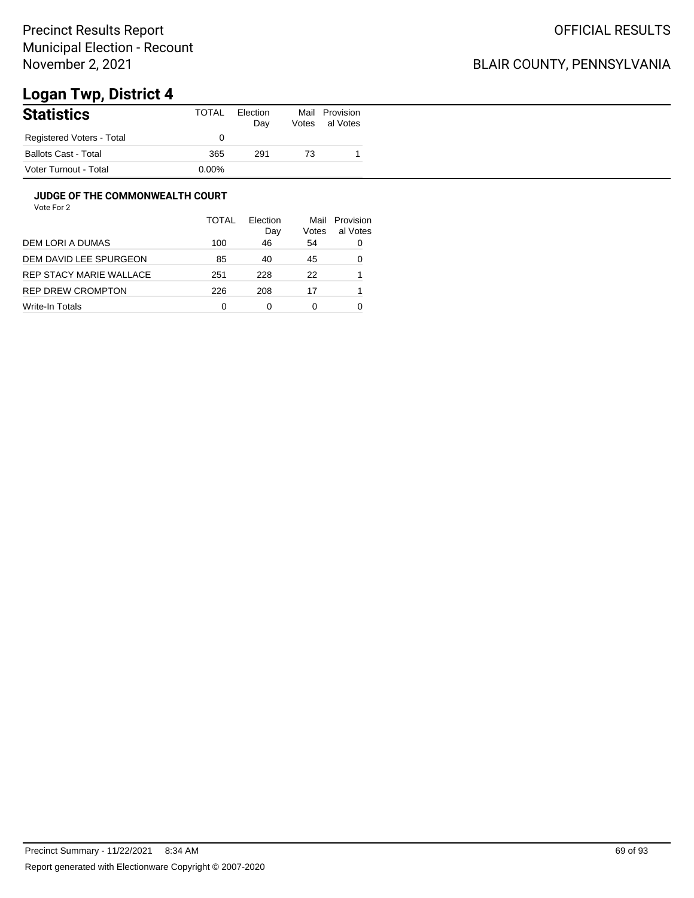# Logan Twp, District 4

## Statistics

| Statistics | TOTAL | Election Day | Mail Votes | Provisional Votes |
|---|---|---|---|---|
| Registered Voters - Total | 0 | | | |
| Ballots Cast - Total | 365 | 291 | 73 | 1 |
| Voter Turnout - Total | 0.00% | | | |

### JUDGE OF THE COMMONWEALTH COURT

Vote For 2

| | TOTAL | Election Day | Mail Votes | Provisional Votes |
|---|---|---|---|---|
| DEM LORI A DUMAS | 100 | 46 | 54 | 0 |
| DEM DAVID LEE SPURGEON | 85 | 40 | 45 | 0 |
| REP STACY MARIE WALLACE | 251 | 228 | 22 | 1 |
| REP DREW CROMPTON | 226 | 208 | 17 | 1 |
| Write-In Totals | 0 | 0 | 0 | 0 |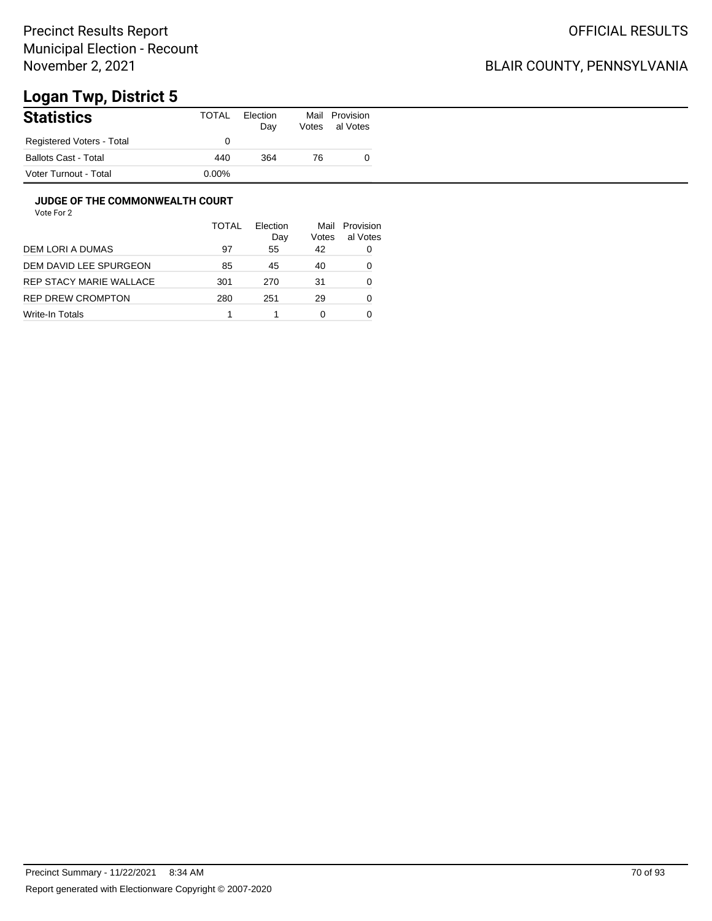Precinct Results Report
Municipal Election - Recount
November 2, 2021

OFFICIAL RESULTS

BLAIR COUNTY, PENNSYLVANIA

# Logan Twp, District 5

## Statistics

| | TOTAL | Election Day | Mail Votes | Provisional Votes |
|---|---|---|---|---|
| Registered Voters - Total | 0 | | | |
| Ballots Cast - Total | 440 | 364 | 76 | 0 |
| Voter Turnout - Total | 0.00% | | | |

### JUDGE OF THE COMMONWEALTH COURT

Vote For 2

| | TOTAL | Election Day | Mail Votes | Provisional Votes |
|---|---|---|---|---|
| DEM LORI A DUMAS | 97 | 55 | 42 | 0 |
| DEM DAVID LEE SPURGEON | 85 | 45 | 40 | 0 |
| REP STACY MARIE WALLACE | 301 | 270 | 31 | 0 |
| REP DREW CROMPTON | 280 | 251 | 29 | 0 |
| Write-In Totals | 1 | 1 | 0 | 0 |

Precinct Summary - 11/22/2021 8:34 AM

Report generated with Electionware Copyright © 2007-2020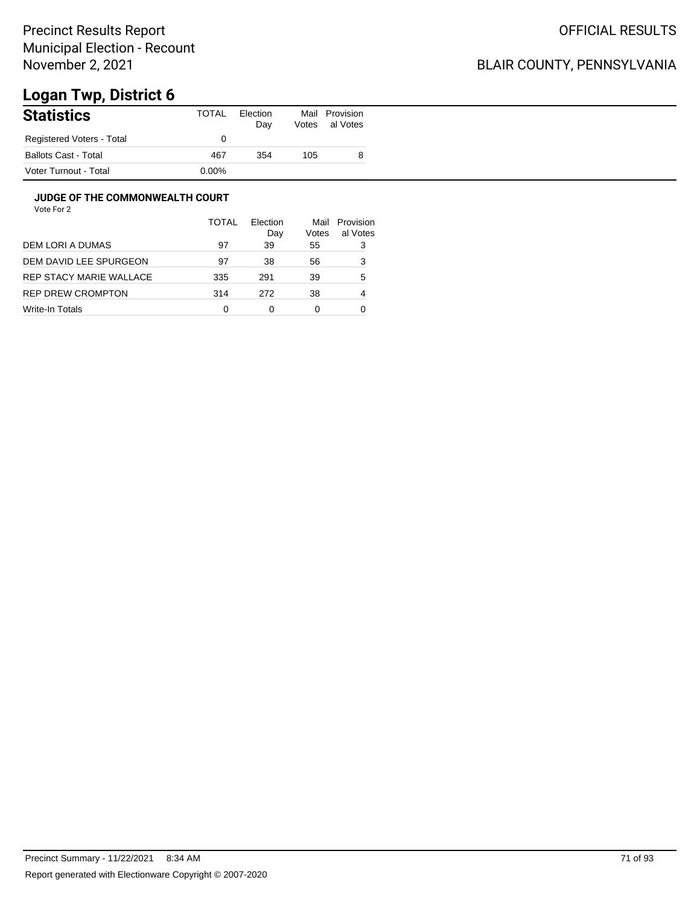Precinct Results Report
Municipal Election - Recount
November 2, 2021

OFFICIAL RESULTS

BLAIR COUNTY, PENNSYLVANIA

# Logan Twp, District 6

## Statistics

| Statistics | TOTAL | Election Day | Mail Votes | Provisional Votes |
|---|---|---|---|---|
| Registered Voters - Total | 0 | | | |
| Ballots Cast - Total | 467 | 354 | 105 | 8 |
| Voter Turnout - Total | 0.00% | | | |

### JUDGE OF THE COMMONWEALTH COURT

Vote For 2

| | TOTAL | Election Day | Mail Votes | Provisional Votes |
|---|---|---|---|---|
| DEM LORI A DUMAS | 97 | 39 | 55 | 3 |
| DEM DAVID LEE SPURGEON | 97 | 38 | 56 | 3 |
| REP STACY MARIE WALLACE | 335 | 291 | 39 | 5 |
| REP DREW CROMPTON | 314 | 272 | 38 | 4 |
| Write-In Totals | 0 | 0 | 0 | 0 |

Precinct Summary - 11/22/2021 8:34 AM

Report generated with Electionware Copyright © 2007-2020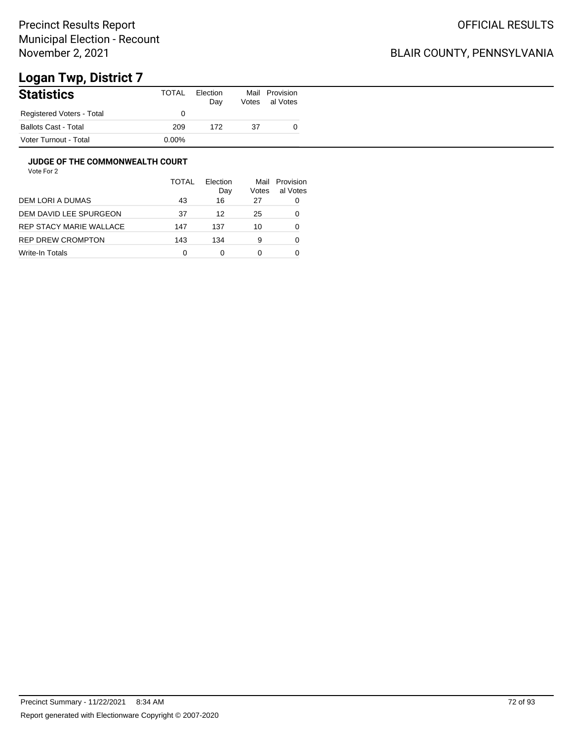Precinct Results Report
Municipal Election - Recount
November 2, 2021

OFFICIAL RESULTS

BLAIR COUNTY, PENNSYLVANIA

# Logan Twp, District 7

## Statistics

| | TOTAL | Election Day | Mail Votes | Provisional Votes |
|---|---|---|---|---|
| Registered Voters - Total | 0 | | | |
| Ballots Cast - Total | 209 | 172 | 37 | 0 |
| Voter Turnout - Total | 0.00% | | | |

### JUDGE OF THE COMMONWEALTH COURT

Vote For 2

| | TOTAL | Election Day | Mail Votes | Provisional Votes |
|---|---|---|---|---|
| DEM LORI A DUMAS | 43 | 16 | 27 | 0 |
| DEM DAVID LEE SPURGEON | 37 | 12 | 25 | 0 |
| REP STACY MARIE WALLACE | 147 | 137 | 10 | 0 |
| REP DREW CROMPTON | 143 | 134 | 9 | 0 |
| Write-In Totals | 0 | 0 | 0 | 0 |

Precinct Summary - 11/22/2021 8:34 AM

Report generated with Electionware Copyright © 2007-2020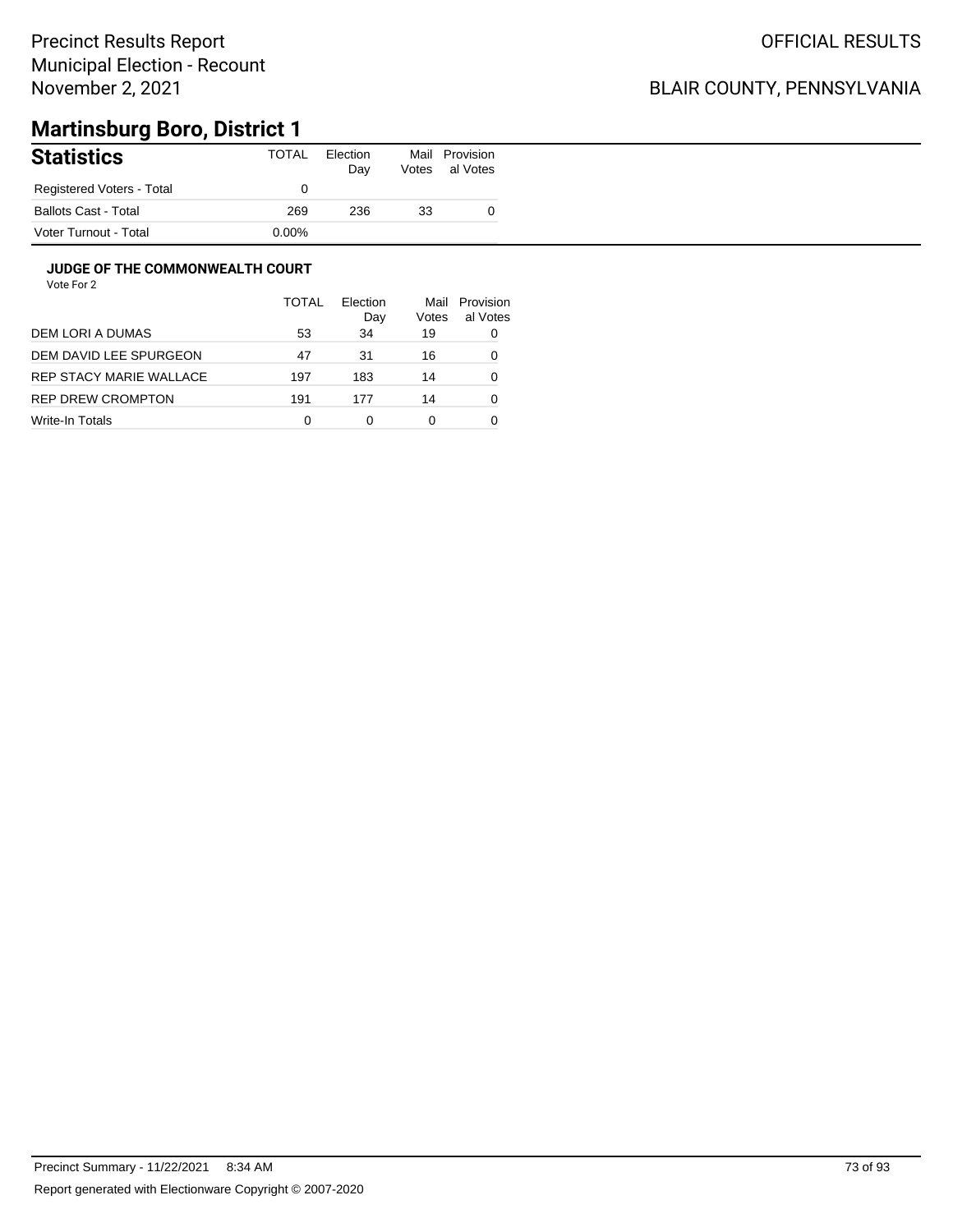Precinct Results Report
Municipal Election - Recount
November 2, 2021

OFFICIAL RESULTS

BLAIR COUNTY, PENNSYLVANIA

# Martinsburg Boro, District 1

| Statistics | TOTAL | Election Day | Mail Votes | Provisional Votes |
|---|---|---|---|---|
| Registered Voters - Total | 0 | | | |
| Ballots Cast - Total | 269 | 236 | 33 | 0 |
| Voter Turnout - Total | 0.00% | | | |

### JUDGE OF THE COMMONWEALTH COURT

Vote For 2

| | TOTAL | Election Day | Mail Votes | Provisional Votes |
|---|---|---|---|---|
| DEM LORI A DUMAS | 53 | 34 | 19 | 0 |
| DEM DAVID LEE SPURGEON | 47 | 31 | 16 | 0 |
| REP STACY MARIE WALLACE | 197 | 183 | 14 | 0 |
| REP DREW CROMPTON | 191 | 177 | 14 | 0 |
| Write-In Totals | 0 | 0 | 0 | 0 |

Precinct Summary - 11/22/2021 8:34 AM

Report generated with Electionware Copyright © 2007-2020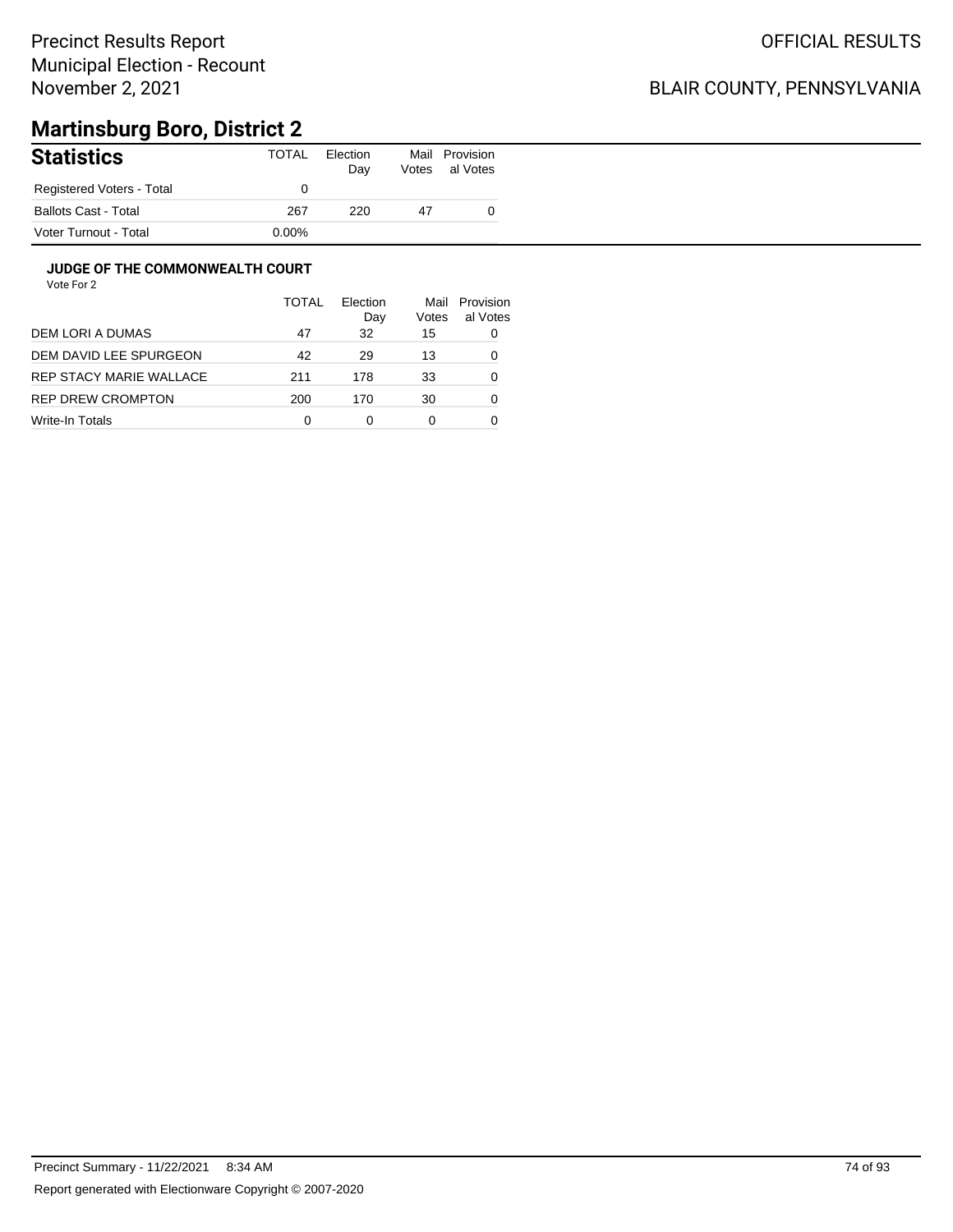Precinct Results Report
Municipal Election - Recount
November 2, 2021

OFFICIAL RESULTS

BLAIR COUNTY, PENNSYLVANIA

# Martinsburg Boro, District 2

## Statistics

| | TOTAL | Election Day | Mail Votes | Provisional Votes |
|---|---|---|---|---|
| Registered Voters - Total | 0 | | | |
| Ballots Cast - Total | 267 | 220 | 47 | 0 |
| Voter Turnout - Total | 0.00% | | | |

### JUDGE OF THE COMMONWEALTH COURT

Vote For 2

| | TOTAL | Election Day | Mail Votes | Provisional Votes |
|---|---|---|---|---|
| DEM LORI A DUMAS | 47 | 32 | 15 | 0 |
| DEM DAVID LEE SPURGEON | 42 | 29 | 13 | 0 |
| REP STACY MARIE WALLACE | 211 | 178 | 33 | 0 |
| REP DREW CROMPTON | 200 | 170 | 30 | 0 |
| Write-In Totals | 0 | 0 | 0 | 0 |

Precinct Summary - 11/22/2021 8:34 AM

Report generated with Electionware Copyright © 2007-2020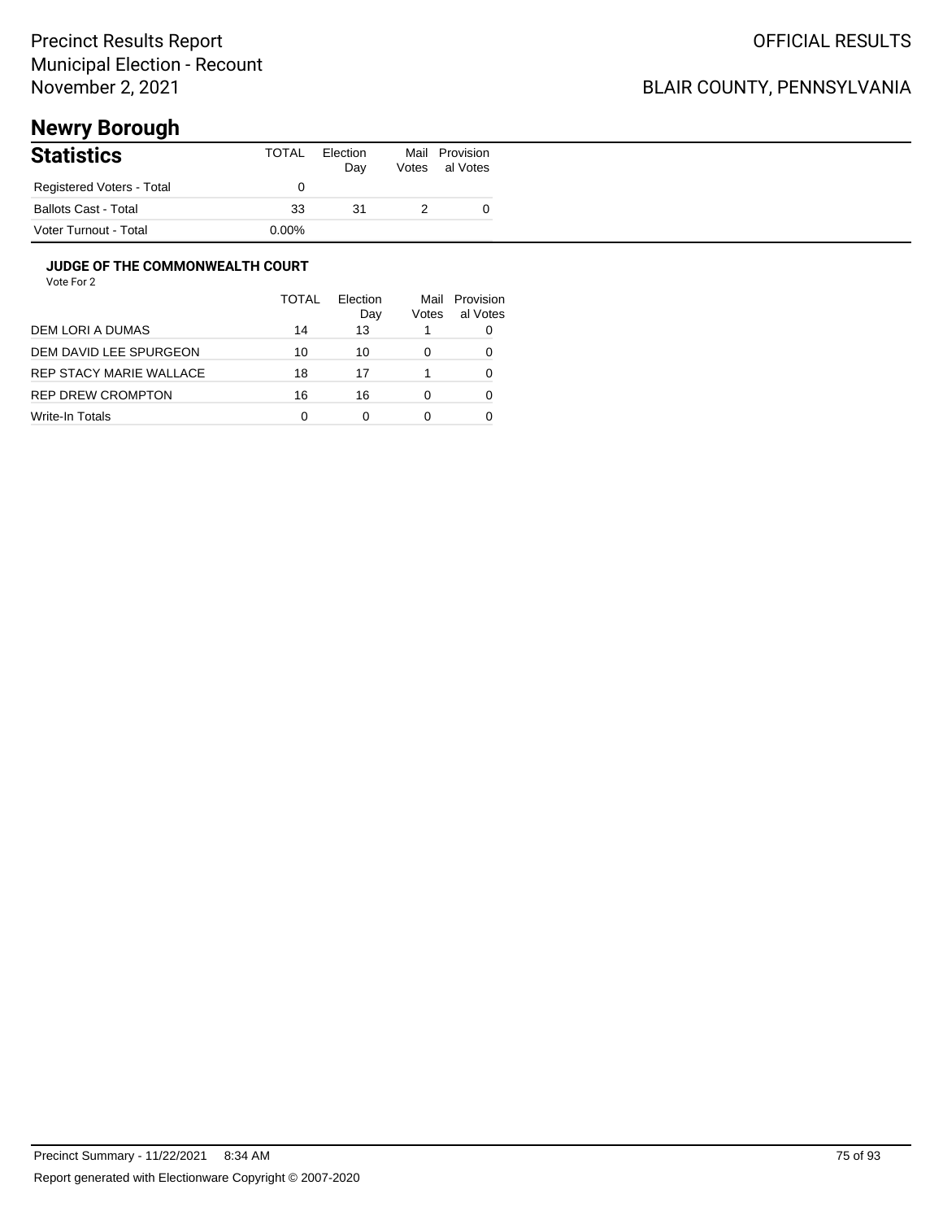Precinct Results Report
Municipal Election - Recount
November 2, 2021

OFFICIAL RESULTS

BLAIR COUNTY, PENNSYLVANIA

# Newry Borough

## Statistics

| Statistics | TOTAL | Election Day | Mail Votes | Provisional Votes |
|---|---|---|---|---|
| Registered Voters - Total | 0 | | | |
| Ballots Cast - Total | 33 | 31 | 2 | 0 |
| Voter Turnout - Total | 0.00% | | | |

### JUDGE OF THE COMMONWEALTH COURT

Vote For 2

| | TOTAL | Election Day | Mail Votes | Provisional Votes |
|---|---|---|---|---|
| DEM LORI A DUMAS | 14 | 13 | 1 | 0 |
| DEM DAVID LEE SPURGEON | 10 | 10 | 0 | 0 |
| REP STACY MARIE WALLACE | 18 | 17 | 1 | 0 |
| REP DREW CROMPTON | 16 | 16 | 0 | 0 |
| Write-In Totals | 0 | 0 | 0 | 0 |

Precinct Summary - 11/22/2021 8:34 AM

Report generated with Electionware Copyright © 2007-2020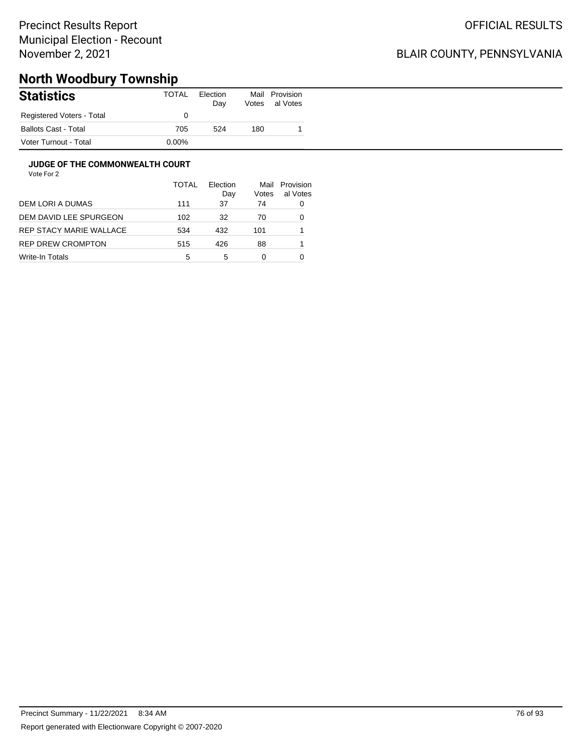Precinct Results Report
Municipal Election - Recount
November 2, 2021

OFFICIAL RESULTS

BLAIR COUNTY, PENNSYLVANIA

# North Woodbury Township

## Statistics

| Statistics | TOTAL | Election Day | Mail Votes | Provisional Votes |
|---|---|---|---|---|
| Registered Voters - Total | 0 | | | |
| Ballots Cast - Total | 705 | 524 | 180 | 1 |
| Voter Turnout - Total | 0.00% | | | |

### JUDGE OF THE COMMONWEALTH COURT

Vote For 2

| | TOTAL | Election Day | Mail Votes | Provisional Votes |
|---|---|---|---|---|
| DEM LORI A DUMAS | 111 | 37 | 74 | 0 |
| DEM DAVID LEE SPURGEON | 102 | 32 | 70 | 0 |
| REP STACY MARIE WALLACE | 534 | 432 | 101 | 1 |
| REP DREW CROMPTON | 515 | 426 | 88 | 1 |
| Write-In Totals | 5 | 5 | 0 | 0 |

Precinct Summary - 11/22/2021 8:34 AM

Report generated with Electionware Copyright © 2007-2020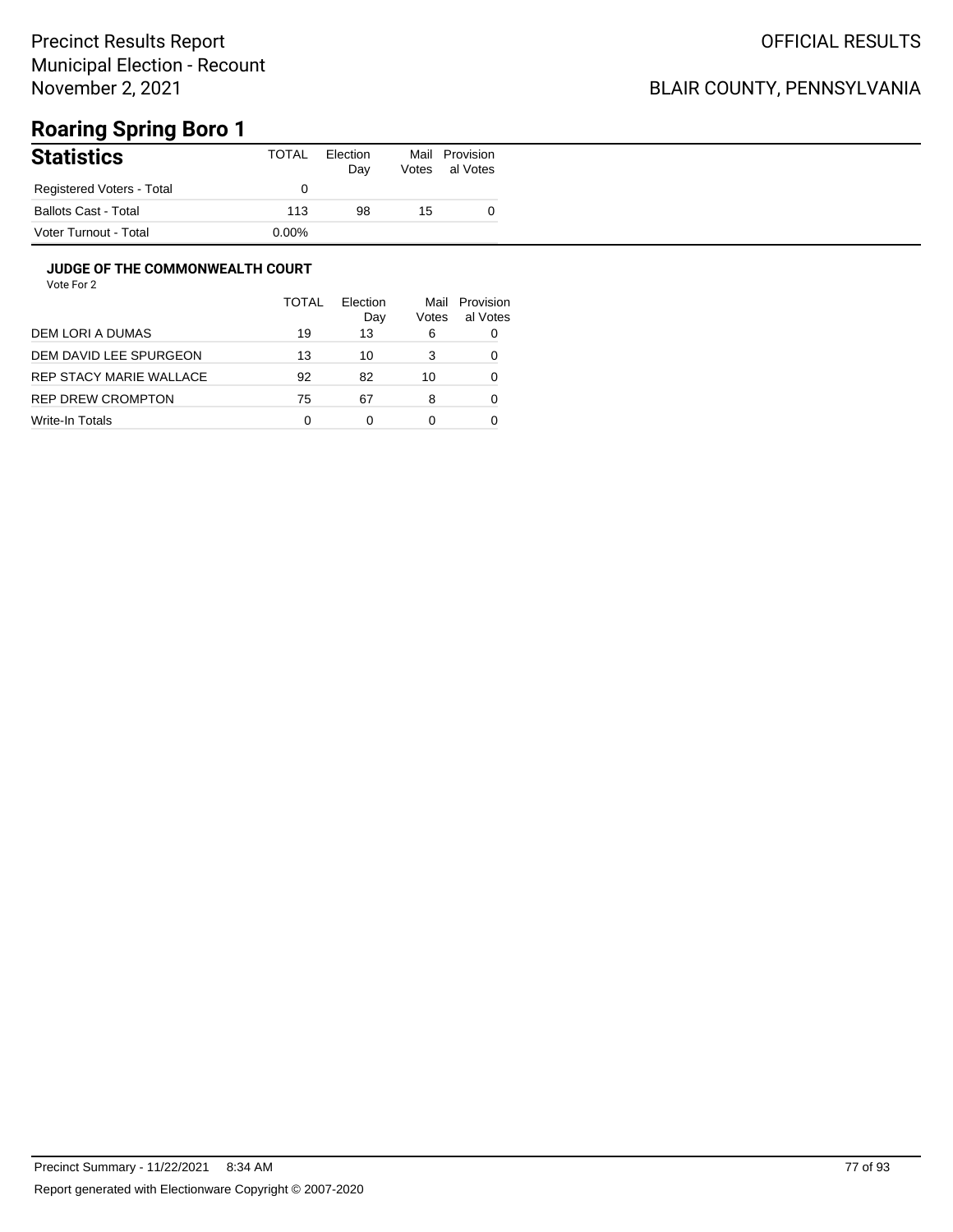Precinct Results Report
Municipal Election - Recount
November 2, 2021

OFFICIAL RESULTS

BLAIR COUNTY, PENNSYLVANIA

# Roaring Spring Boro 1

## Statistics

| Statistics | TOTAL | Election Day | Mail Votes | Provisional Votes |
|---|---|---|---|---|
| Registered Voters - Total | 0 | | | |
| Ballots Cast - Total | 113 | 98 | 15 | 0 |
| Voter Turnout - Total | 0.00% | | | |

### JUDGE OF THE COMMONWEALTH COURT

Vote For 2

| | TOTAL | Election Day | Mail Votes | Provisional Votes |
|---|---|---|---|---|
| DEM LORI A DUMAS | 19 | 13 | 6 | 0 |
| DEM DAVID LEE SPURGEON | 13 | 10 | 3 | 0 |
| REP STACY MARIE WALLACE | 92 | 82 | 10 | 0 |
| REP DREW CROMPTON | 75 | 67 | 8 | 0 |
| Write-In Totals | 0 | 0 | 0 | 0 |

Precinct Summary - 11/22/2021 8:34 AM

Report generated with Electionware Copyright © 2007-2020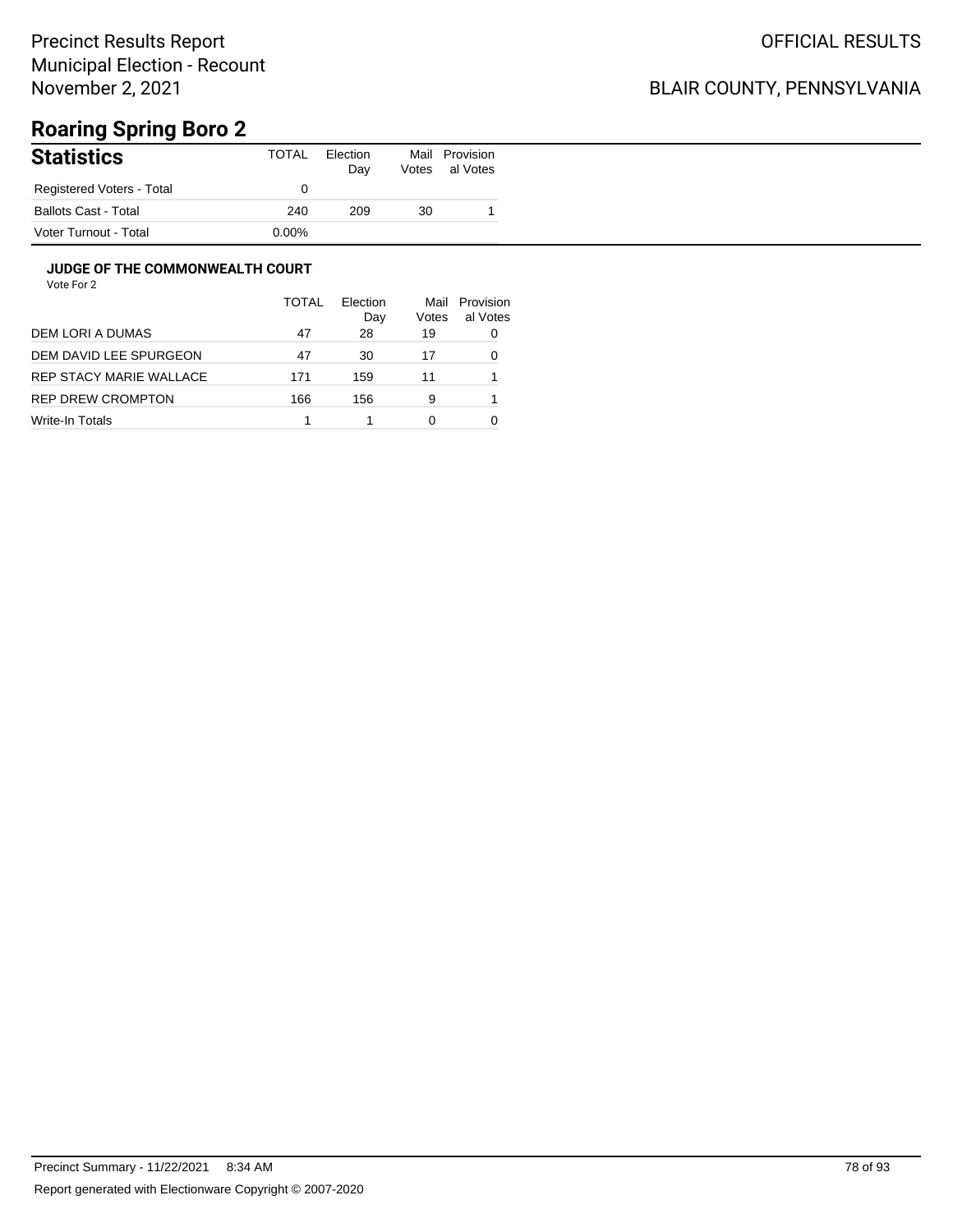Precinct Results Report
Municipal Election - Recount
November 2, 2021

OFFICIAL RESULTS

BLAIR COUNTY, PENNSYLVANIA

# Roaring Spring Boro 2

## Statistics

| Statistics | TOTAL | Election Day | Mail Votes | Provisional Votes |
|---|---|---|---|---|
| Registered Voters - Total | 0 | | | |
| Ballots Cast - Total | 240 | 209 | 30 | 1 |
| Voter Turnout - Total | 0.00% | | | |

### JUDGE OF THE COMMONWEALTH COURT

Vote For 2

| | TOTAL | Election Day | Mail Votes | Provisional Votes |
|---|---|---|---|---|
| DEM LORI A DUMAS | 47 | 28 | 19 | 0 |
| DEM DAVID LEE SPURGEON | 47 | 30 | 17 | 0 |
| REP STACY MARIE WALLACE | 171 | 159 | 11 | 1 |
| REP DREW CROMPTON | 166 | 156 | 9 | 1 |
| Write-In Totals | 1 | 1 | 0 | 0 |

Precinct Summary - 11/22/2021 8:34 AM

Report generated with Electionware Copyright © 2007-2020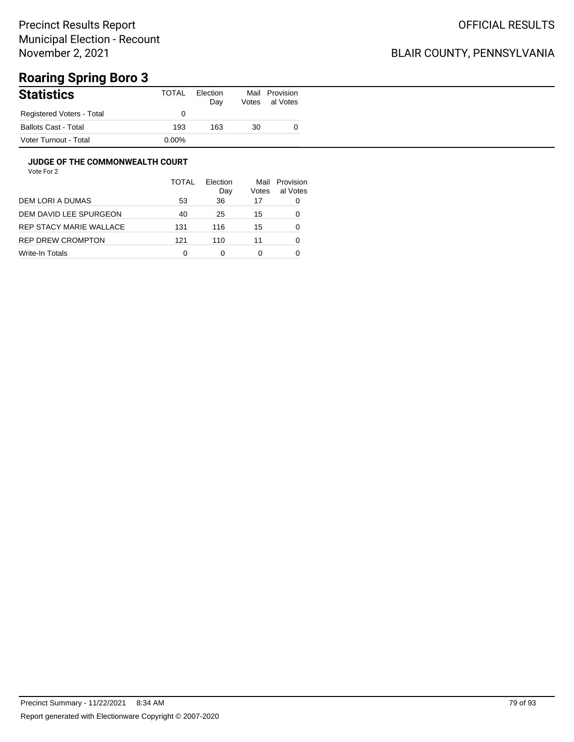# Precinct Results Report
Municipal Election - Recount
November 2, 2021

OFFICIAL RESULTS

BLAIR COUNTY, PENNSYLVANIA

## Roaring Spring Boro 3

| Statistics | TOTAL | Election Day | Mail Votes | Provisional Votes |
|---|---|---|---|---|
| Registered Voters - Total | 0 | | | |
| Ballots Cast - Total | 193 | 163 | 30 | 0 |
| Voter Turnout - Total | 0.00% | | | |

### JUDGE OF THE COMMONWEALTH COURT

Vote For 2

| | TOTAL | Election Day | Mail Votes | Provisional Votes |
|---|---|---|---|---|
| DEM LORI A DUMAS | 53 | 36 | 17 | 0 |
| DEM DAVID LEE SPURGEON | 40 | 25 | 15 | 0 |
| REP STACY MARIE WALLACE | 131 | 116 | 15 | 0 |
| REP DREW CROMPTON | 121 | 110 | 11 | 0 |
| Write-In Totals | 0 | 0 | 0 | 0 |

Precinct Summary - 11/22/2021 8:34 AM

Report generated with Electionware Copyright © 2007-2020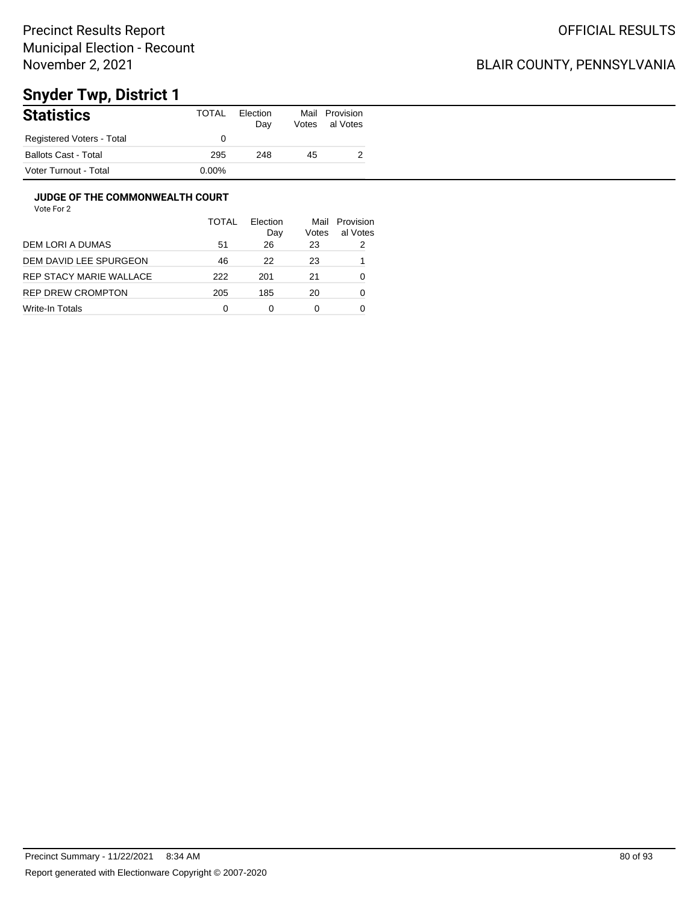Precinct Results Report
Municipal Election - Recount
November 2, 2021

OFFICIAL RESULTS

BLAIR COUNTY, PENNSYLVANIA

# Snyder Twp, District 1

## Statistics

| Statistics | TOTAL | Election Day | Mail Votes | Provisional Votes |
|---|---|---|---|---|
| Registered Voters - Total | 0 | | | |
| Ballots Cast - Total | 295 | 248 | 45 | 2 |
| Voter Turnout - Total | 0.00% | | | |

### JUDGE OF THE COMMONWEALTH COURT

Vote For 2

| | TOTAL | Election Day | Mail Votes | Provisional Votes |
|---|---|---|---|---|
| DEM LORI A DUMAS | 51 | 26 | 23 | 2 |
| DEM DAVID LEE SPURGEON | 46 | 22 | 23 | 1 |
| REP STACY MARIE WALLACE | 222 | 201 | 21 | 0 |
| REP DREW CROMPTON | 205 | 185 | 20 | 0 |
| Write-In Totals | 0 | 0 | 0 | 0 |

Precinct Summary - 11/22/2021 8:34 AM

Report generated with Electionware Copyright © 2007-2020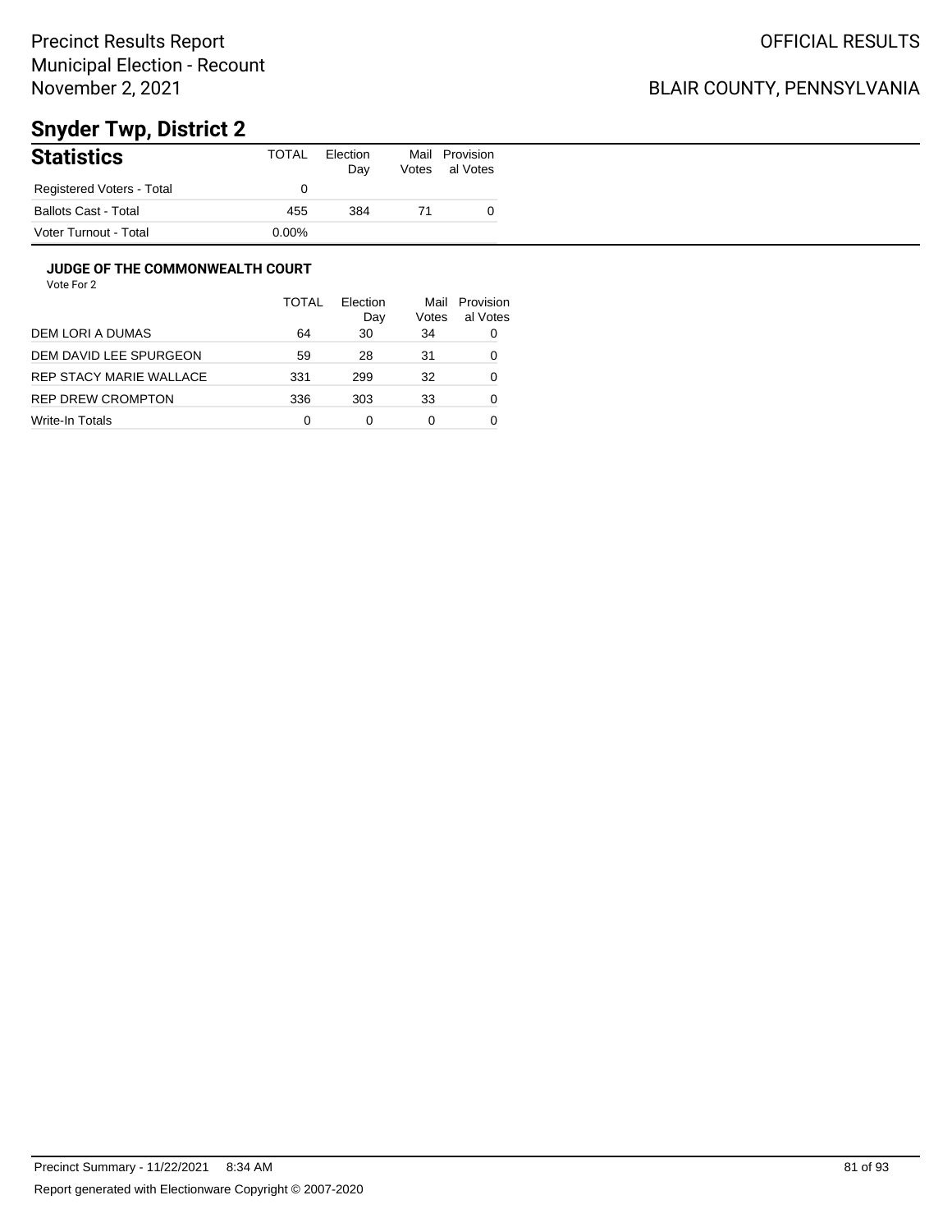Precinct Results Report
Municipal Election - Recount
November 2, 2021

OFFICIAL RESULTS

BLAIR COUNTY, PENNSYLVANIA

# Snyder Twp, District 2

| Statistics | TOTAL | Election Day | Mail Votes | Provisional Votes |
|---|---|---|---|---|
| Registered Voters - Total | 0 | | | |
| Ballots Cast - Total | 455 | 384 | 71 | 0 |
| Voter Turnout - Total | 0.00% | | | |

### JUDGE OF THE COMMONWEALTH COURT

Vote For 2

| | TOTAL | Election Day | Mail Votes | Provisional Votes |
|---|---|---|---|---|
| DEM LORI A DUMAS | 64 | 30 | 34 | 0 |
| DEM DAVID LEE SPURGEON | 59 | 28 | 31 | 0 |
| REP STACY MARIE WALLACE | 331 | 299 | 32 | 0 |
| REP DREW CROMPTON | 336 | 303 | 33 | 0 |
| Write-In Totals | 0 | 0 | 0 | 0 |

Precinct Summary - 11/22/2021 8:34 AM

Report generated with Electionware Copyright © 2007-2020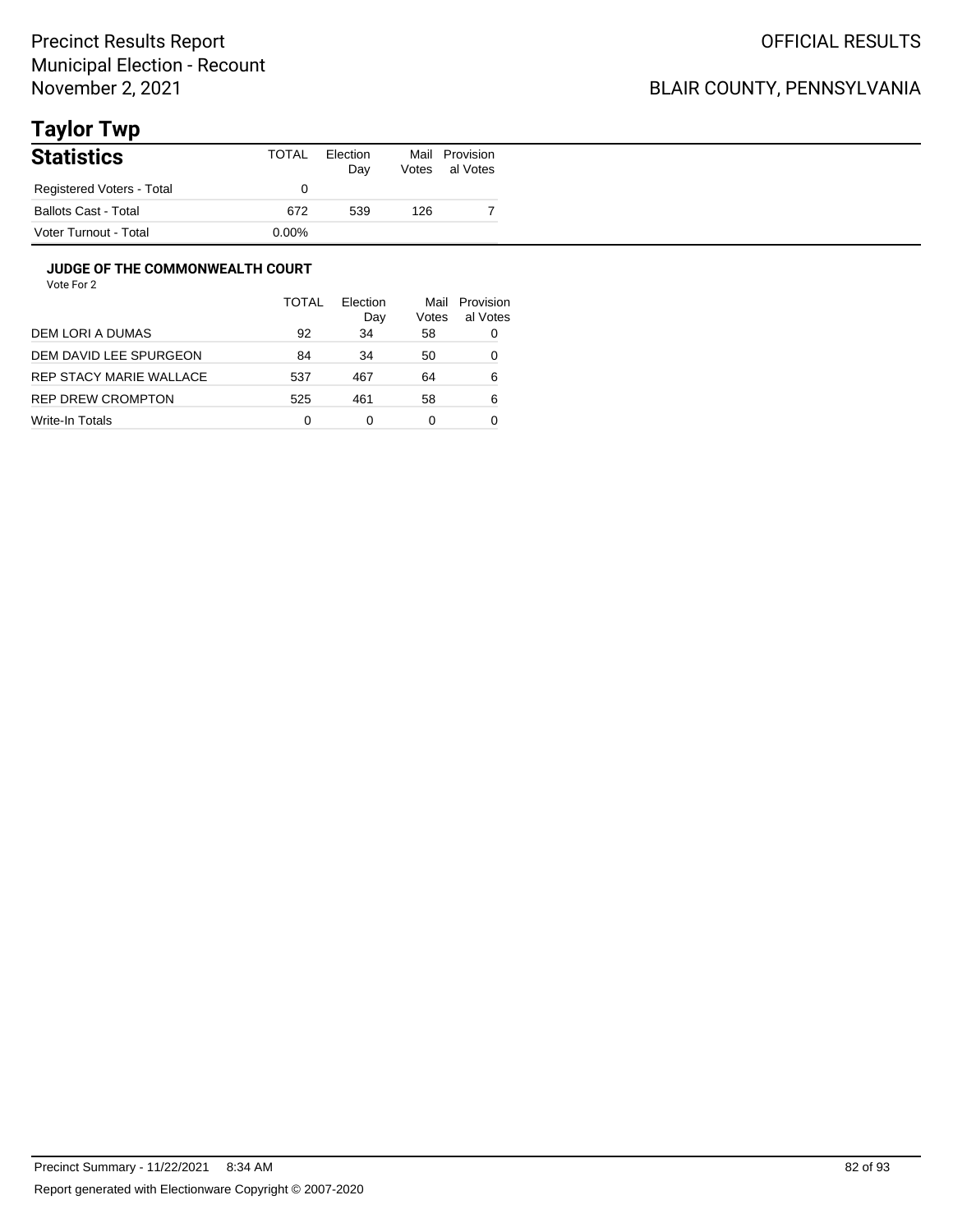Precinct Results Report
Municipal Election - Recount
November 2, 2021

OFFICIAL RESULTS

BLAIR COUNTY, PENNSYLVANIA

# Taylor Twp

## Statistics

| | TOTAL | Election Day | Mail Votes | Provisional Votes |
|---|---|---|---|---|
| Registered Voters - Total | 0 | | | |
| Ballots Cast - Total | 672 | 539 | 126 | 7 |
| Voter Turnout - Total | 0.00% | | | |

### JUDGE OF THE COMMONWEALTH COURT

Vote For 2

| | TOTAL | Election Day | Mail Votes | Provisional Votes |
|---|---|---|---|---|
| DEM LORI A DUMAS | 92 | 34 | 58 | 0 |
| DEM DAVID LEE SPURGEON | 84 | 34 | 50 | 0 |
| REP STACY MARIE WALLACE | 537 | 467 | 64 | 6 |
| REP DREW CROMPTON | 525 | 461 | 58 | 6 |
| Write-In Totals | 0 | 0 | 0 | 0 |

Precinct Summary - 11/22/2021 8:34 AM

Report generated with Electionware Copyright © 2007-2020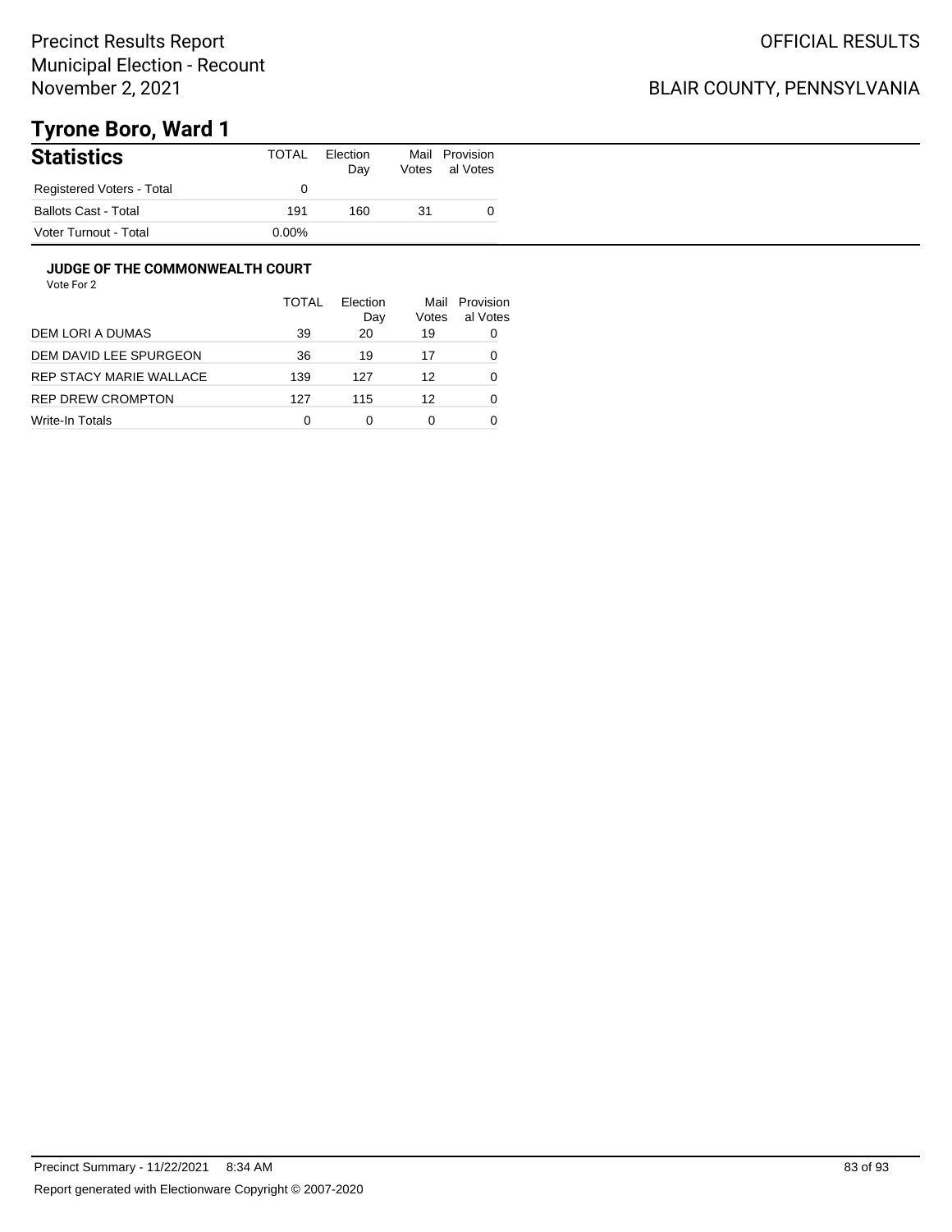Precinct Results Report
Municipal Election - Recount
November 2, 2021

OFFICIAL RESULTS

BLAIR COUNTY, PENNSYLVANIA

# Tyrone Boro, Ward 1

## Statistics

| | TOTAL | Election Day | Mail Votes | Provisional Votes |
|---|---|---|---|---|
| Registered Voters - Total | 0 | | | |
| Ballots Cast - Total | 191 | 160 | 31 | 0 |
| Voter Turnout - Total | 0.00% | | | |

### JUDGE OF THE COMMONWEALTH COURT

Vote For 2

| | TOTAL | Election Day | Mail Votes | Provisional Votes |
|---|---|---|---|---|
| DEM LORI A DUMAS | 39 | 20 | 19 | 0 |
| DEM DAVID LEE SPURGEON | 36 | 19 | 17 | 0 |
| REP STACY MARIE WALLACE | 139 | 127 | 12 | 0 |
| REP DREW CROMPTON | 127 | 115 | 12 | 0 |
| Write-In Totals | 0 | 0 | 0 | 0 |

Precinct Summary - 11/22/2021 8:34 AM

Report generated with Electionware Copyright © 2007-2020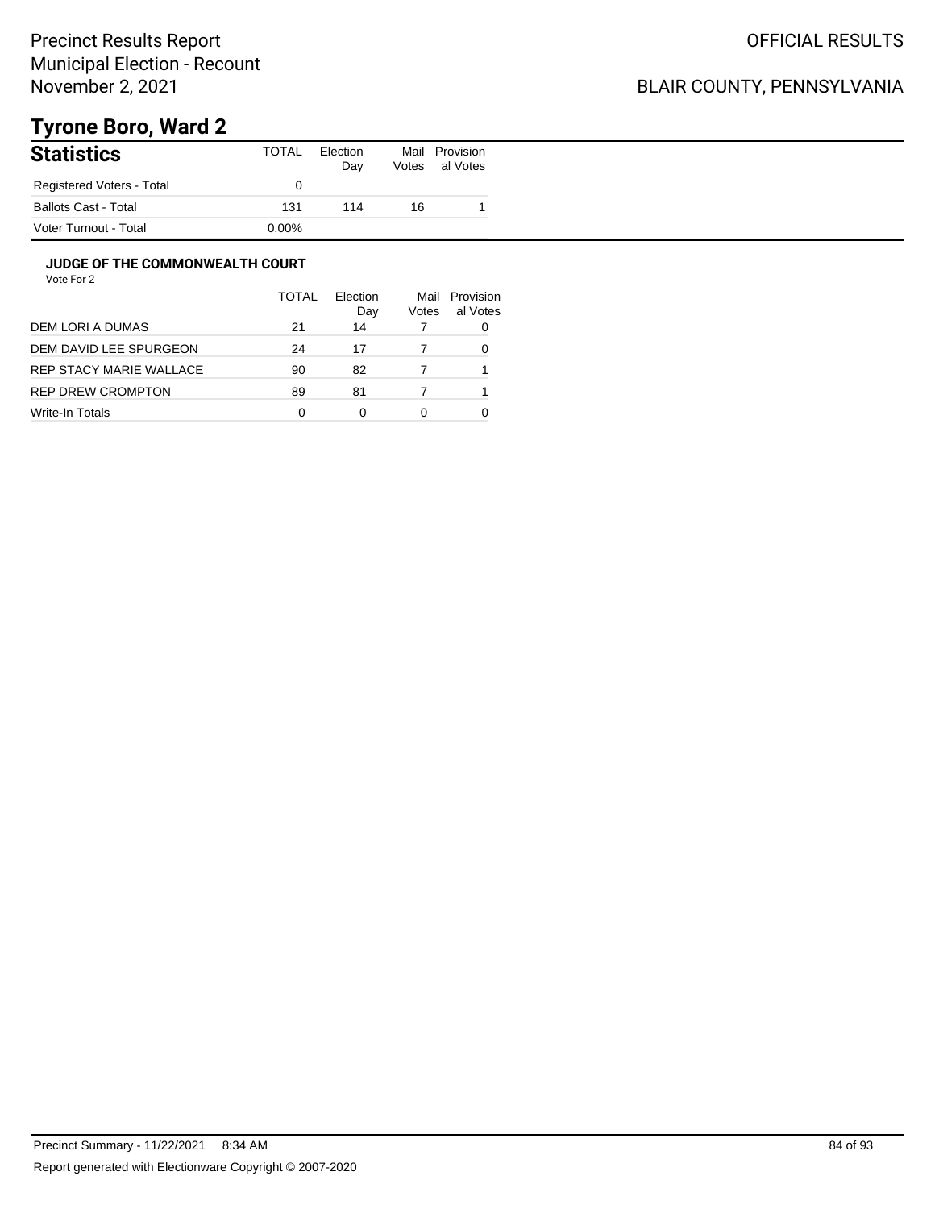Precinct Results Report
Municipal Election - Recount
November 2, 2021

OFFICIAL RESULTS

BLAIR COUNTY, PENNSYLVANIA

# Tyrone Boro, Ward 2

## Statistics

| Statistics | TOTAL | Election Day | Mail Votes | Provisional Votes |
|---|---|---|---|---|
| Registered Voters - Total | 0 | | | |
| Ballots Cast - Total | 131 | 114 | 16 | 1 |
| Voter Turnout - Total | 0.00% | | | |

### JUDGE OF THE COMMONWEALTH COURT

Vote For 2

| | TOTAL | Election Day | Mail Votes | Provisional Votes |
|---|---|---|---|---|
| DEM LORI A DUMAS | 21 | 14 | 7 | 0 |
| DEM DAVID LEE SPURGEON | 24 | 17 | 7 | 0 |
| REP STACY MARIE WALLACE | 90 | 82 | 7 | 1 |
| REP DREW CROMPTON | 89 | 81 | 7 | 1 |
| Write-In Totals | 0 | 0 | 0 | 0 |

Precinct Summary - 11/22/2021 8:34 AM

Report generated with Electionware Copyright © 2007-2020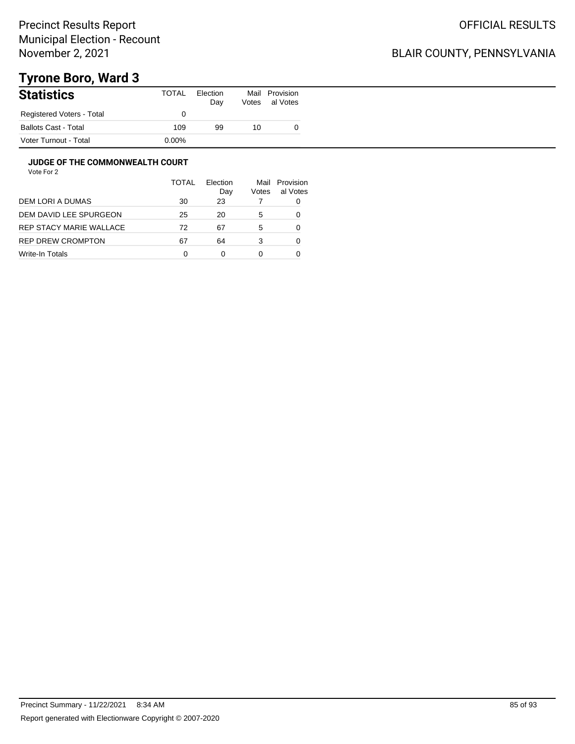Precinct Results Report
Municipal Election - Recount
November 2, 2021

OFFICIAL RESULTS

BLAIR COUNTY, PENNSYLVANIA

# Tyrone Boro, Ward 3

## Statistics

| Statistics | TOTAL | Election Day | Mail Votes | Provisional Votes |
|---|---|---|---|---|
| Registered Voters - Total | 0 | | | |
| Ballots Cast - Total | 109 | 99 | 10 | 0 |
| Voter Turnout - Total | 0.00% | | | |

### JUDGE OF THE COMMONWEALTH COURT

Vote For 2

| | TOTAL | Election Day | Mail Votes | Provisional Votes |
|---|---|---|---|---|
| DEM LORI A DUMAS | 30 | 23 | 7 | 0 |
| DEM DAVID LEE SPURGEON | 25 | 20 | 5 | 0 |
| REP STACY MARIE WALLACE | 72 | 67 | 5 | 0 |
| REP DREW CROMPTON | 67 | 64 | 3 | 0 |
| Write-In Totals | 0 | 0 | 0 | 0 |

Precinct Summary - 11/22/2021 8:34 AM

Report generated with Electionware Copyright © 2007-2020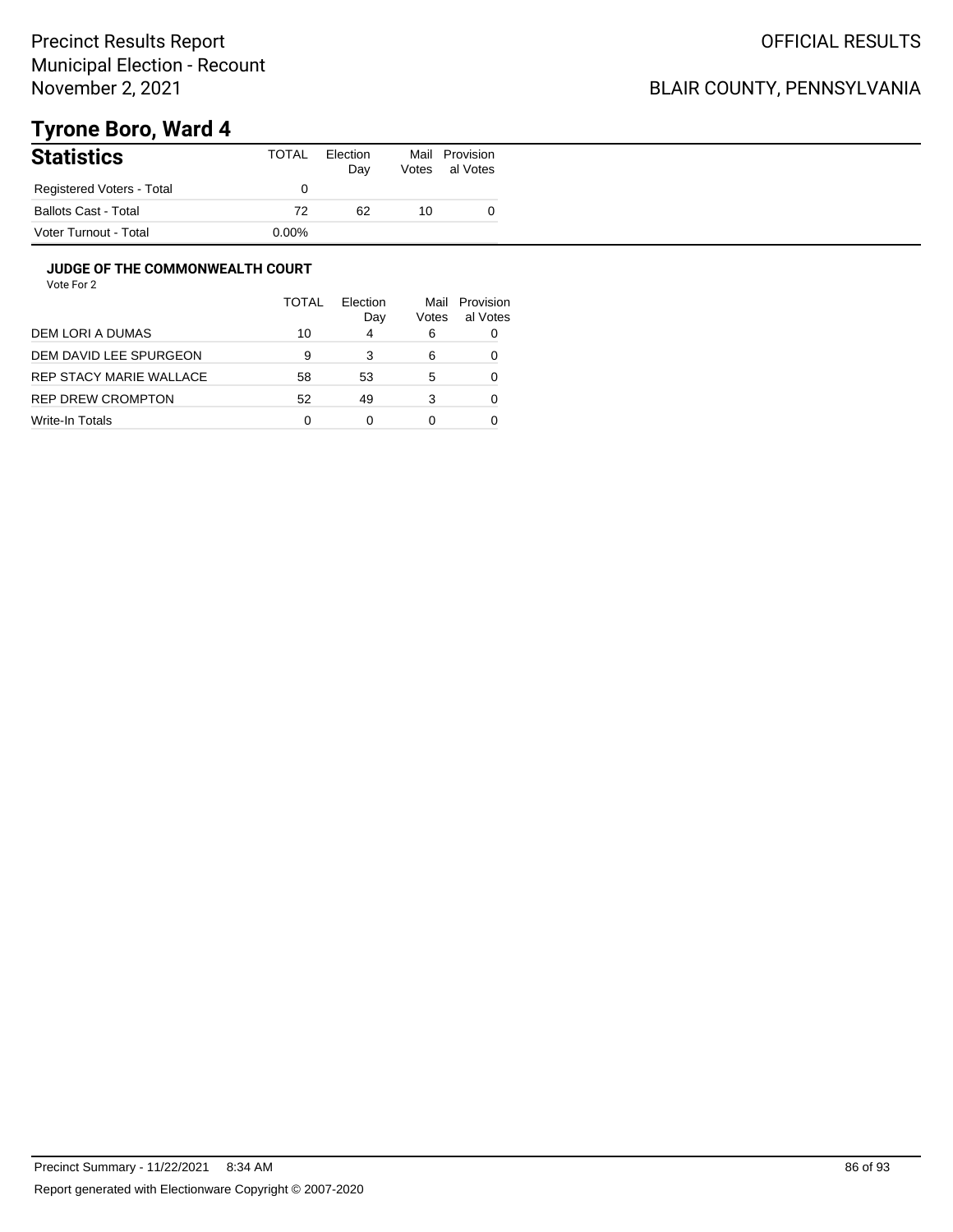Precinct Results Report
Municipal Election - Recount
November 2, 2021

OFFICIAL RESULTS

BLAIR COUNTY, PENNSYLVANIA

# Tyrone Boro, Ward 4

## Statistics

| | TOTAL | Election Day | Mail Votes | Provisional Votes |
|---|---|---|---|---|
| Registered Voters - Total | 0 | | | |
| Ballots Cast - Total | 72 | 62 | 10 | 0 |
| Voter Turnout - Total | 0.00% | | | |

### JUDGE OF THE COMMONWEALTH COURT

Vote For 2

| | TOTAL | Election Day | Mail Votes | Provisional Votes |
|---|---|---|---|---|
| DEM LORI A DUMAS | 10 | 4 | 6 | 0 |
| DEM DAVID LEE SPURGEON | 9 | 3 | 6 | 0 |
| REP STACY MARIE WALLACE | 58 | 53 | 5 | 0 |
| REP DREW CROMPTON | 52 | 49 | 3 | 0 |
| Write-In Totals | 0 | 0 | 0 | 0 |

Precinct Summary - 11/22/2021 8:34 AM

Report generated with Electionware Copyright © 2007-2020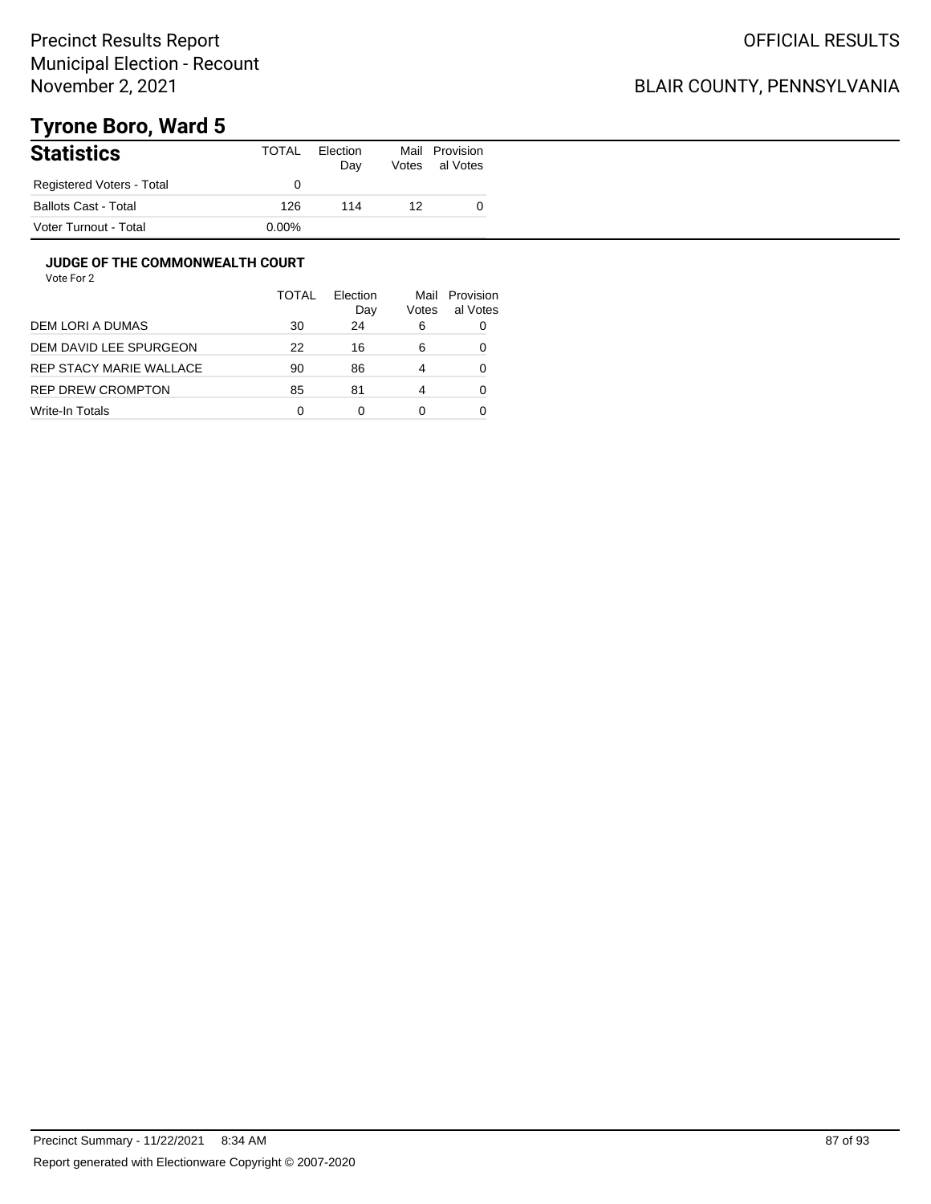Precinct Results Report
Municipal Election - Recount
November 2, 2021

OFFICIAL RESULTS

BLAIR COUNTY, PENNSYLVANIA

# Tyrone Boro, Ward 5

| Statistics | TOTAL | Election Day | Mail Votes | Provisional Votes |
|---|---|---|---|---|
| Registered Voters - Total | 0 | | | |
| Ballots Cast - Total | 126 | 114 | 12 | 0 |
| Voter Turnout - Total | 0.00% | | | |

### JUDGE OF THE COMMONWEALTH COURT

Vote For 2

| | TOTAL | Election Day | Mail Votes | Provisional Votes |
|---|---|---|---|---|
| DEM LORI A DUMAS | 30 | 24 | 6 | 0 |
| DEM DAVID LEE SPURGEON | 22 | 16 | 6 | 0 |
| REP STACY MARIE WALLACE | 90 | 86 | 4 | 0 |
| REP DREW CROMPTON | 85 | 81 | 4 | 0 |
| Write-In Totals | 0 | 0 | 0 | 0 |

Precinct Summary - 11/22/2021 8:34 AM

Report generated with Electionware Copyright © 2007-2020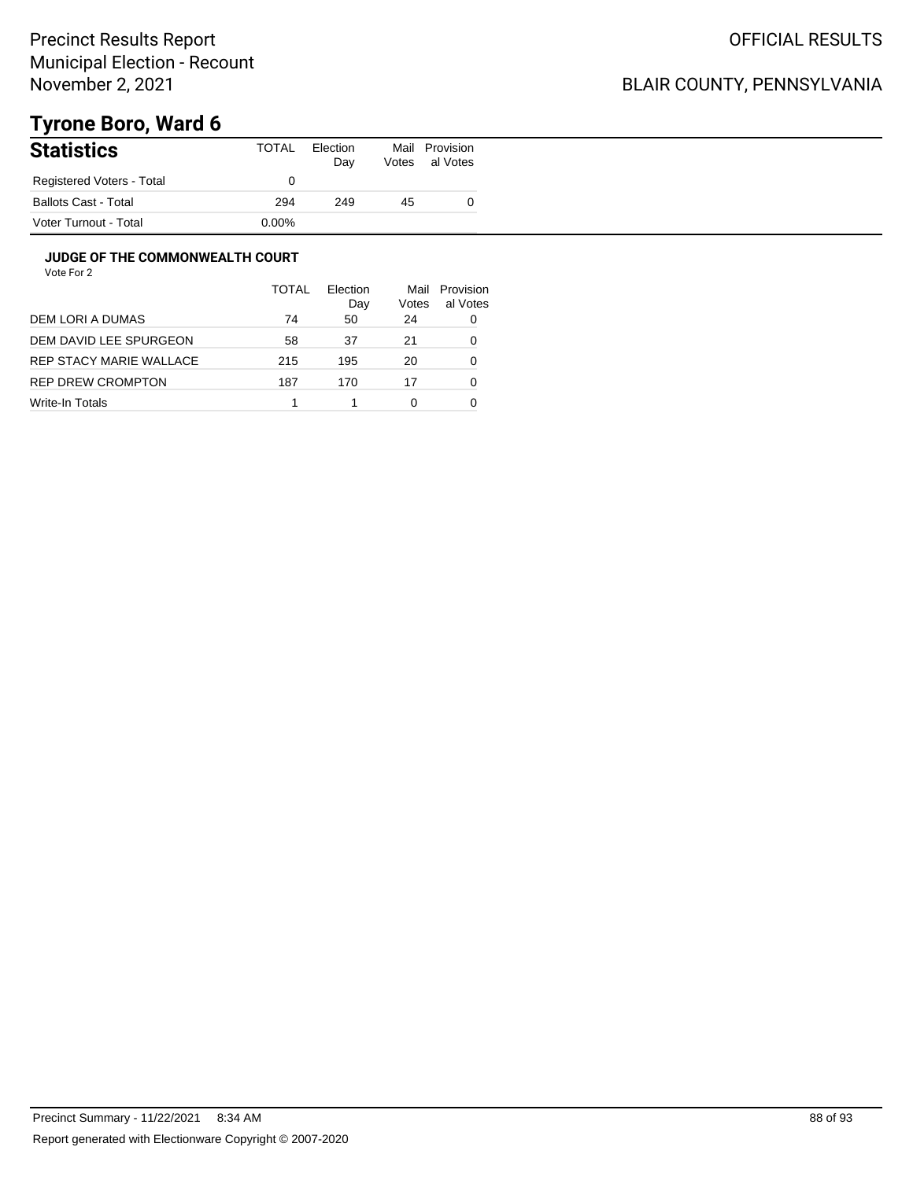# Precinct Results Report
Municipal Election - Recount
November 2, 2021

OFFICIAL RESULTS

BLAIR COUNTY, PENNSYLVANIA

## Tyrone Boro, Ward 6

### Statistics

| Statistics | TOTAL | Election Day | Mail Votes | Provisional Votes |
|---|---|---|---|---|
| Registered Voters - Total | 0 | | | |
| Ballots Cast - Total | 294 | 249 | 45 | 0 |
| Voter Turnout - Total | 0.00% | | | |

### JUDGE OF THE COMMONWEALTH COURT

Vote For 2

| | TOTAL | Election Day | Mail Votes | Provisional Votes |
|---|---|---|---|---|
| DEM LORI A DUMAS | 74 | 50 | 24 | 0 |
| DEM DAVID LEE SPURGEON | 58 | 37 | 21 | 0 |
| REP STACY MARIE WALLACE | 215 | 195 | 20 | 0 |
| REP DREW CROMPTON | 187 | 170 | 17 | 0 |
| Write-In Totals | 1 | 1 | 0 | 0 |

Precinct Summary - 11/22/2021 8:34 AM

Report generated with Electionware Copyright © 2007-2020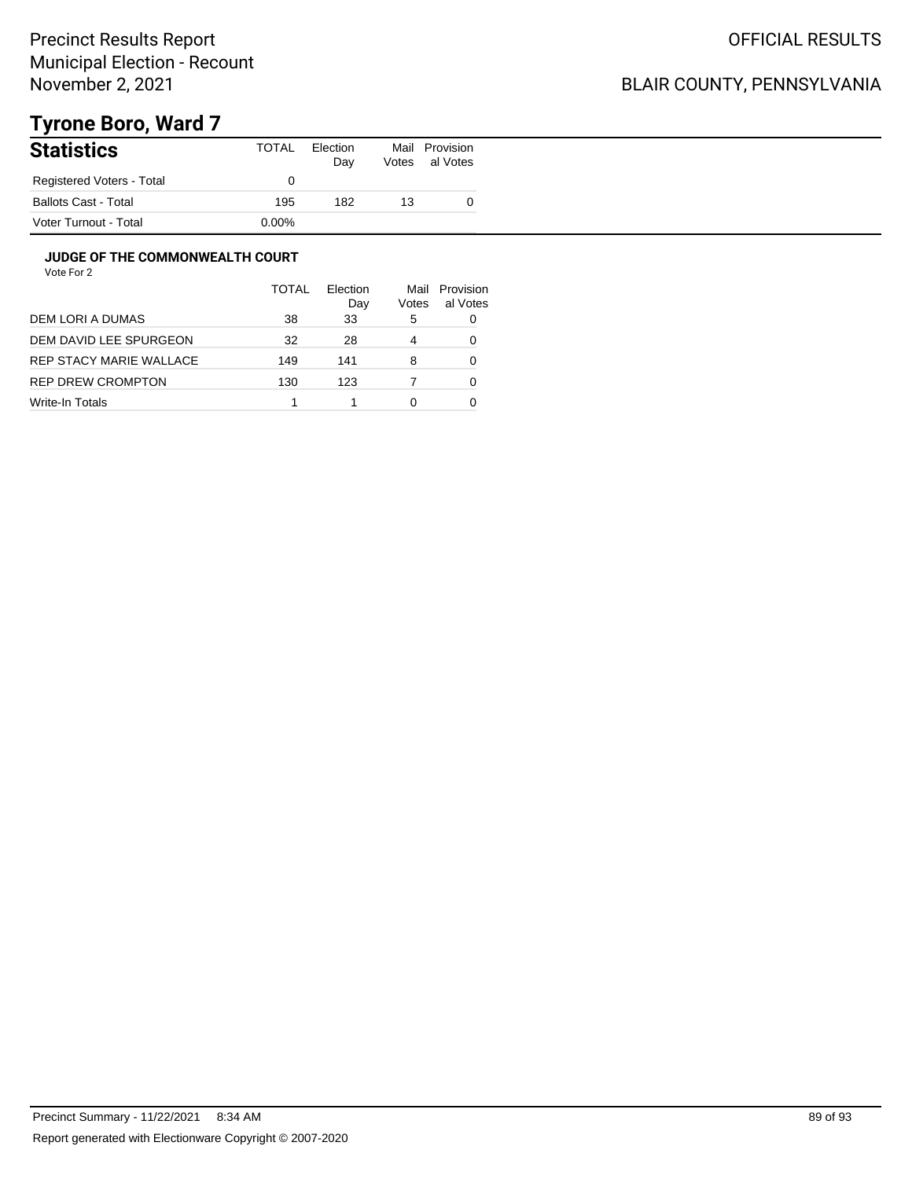Precinct Results Report
Municipal Election - Recount
November 2, 2021

OFFICIAL RESULTS

BLAIR COUNTY, PENNSYLVANIA

# Tyrone Boro, Ward 7

| Statistics | TOTAL | Election Day | Mail Votes | Provisional Votes |
|---|---|---|---|---|
| Registered Voters - Total | 0 | | | |
| Ballots Cast - Total | 195 | 182 | 13 | 0 |
| Voter Turnout - Total | 0.00% | | | |

### JUDGE OF THE COMMONWEALTH COURT

Vote For 2

| | TOTAL | Election Day | Mail Votes | Provisional Votes |
|---|---|---|---|---|
| DEM LORI A DUMAS | 38 | 33 | 5 | 0 |
| DEM DAVID LEE SPURGEON | 32 | 28 | 4 | 0 |
| REP STACY MARIE WALLACE | 149 | 141 | 8 | 0 |
| REP DREW CROMPTON | 130 | 123 | 7 | 0 |
| Write-In Totals | 1 | 1 | 0 | 0 |

Precinct Summary - 11/22/2021 8:34 AM

Report generated with Electionware Copyright © 2007-2020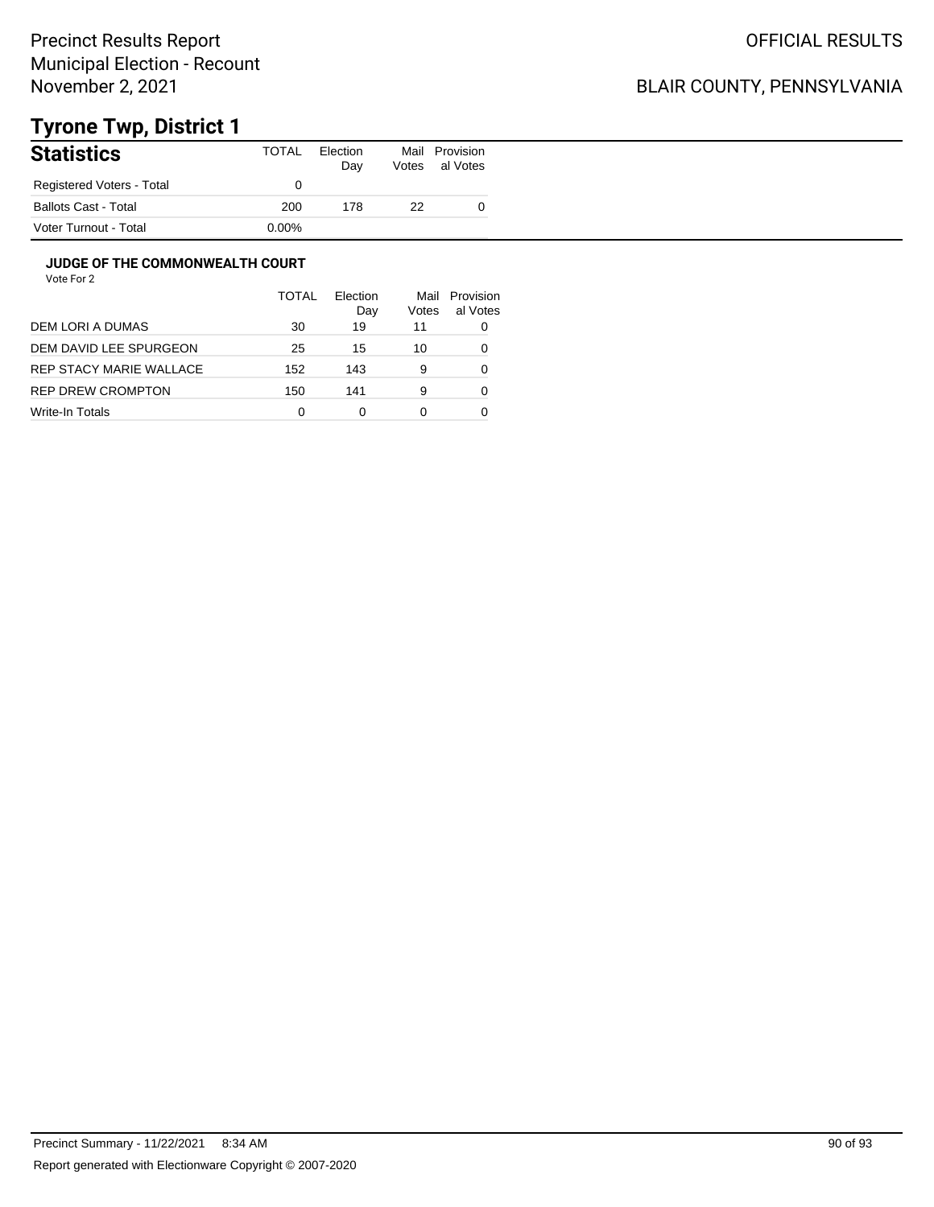Precinct Results Report
Municipal Election - Recount
November 2, 2021

OFFICIAL RESULTS

BLAIR COUNTY, PENNSYLVANIA

# Tyrone Twp, District 1

## Statistics

| Statistics | TOTAL | Election Day | Mail Votes | Provisional Votes |
|---|---|---|---|---|
| Registered Voters - Total | 0 | | | |
| Ballots Cast - Total | 200 | 178 | 22 | 0 |
| Voter Turnout - Total | 0.00% | | | |

### JUDGE OF THE COMMONWEALTH COURT

Vote For 2

| | TOTAL | Election Day | Mail Votes | Provisional Votes |
|---|---|---|---|---|
| DEM LORI A DUMAS | 30 | 19 | 11 | 0 |
| DEM DAVID LEE SPURGEON | 25 | 15 | 10 | 0 |
| REP STACY MARIE WALLACE | 152 | 143 | 9 | 0 |
| REP DREW CROMPTON | 150 | 141 | 9 | 0 |
| Write-In Totals | 0 | 0 | 0 | 0 |

Precinct Summary - 11/22/2021 8:34 AM

Report generated with Electionware Copyright © 2007-2020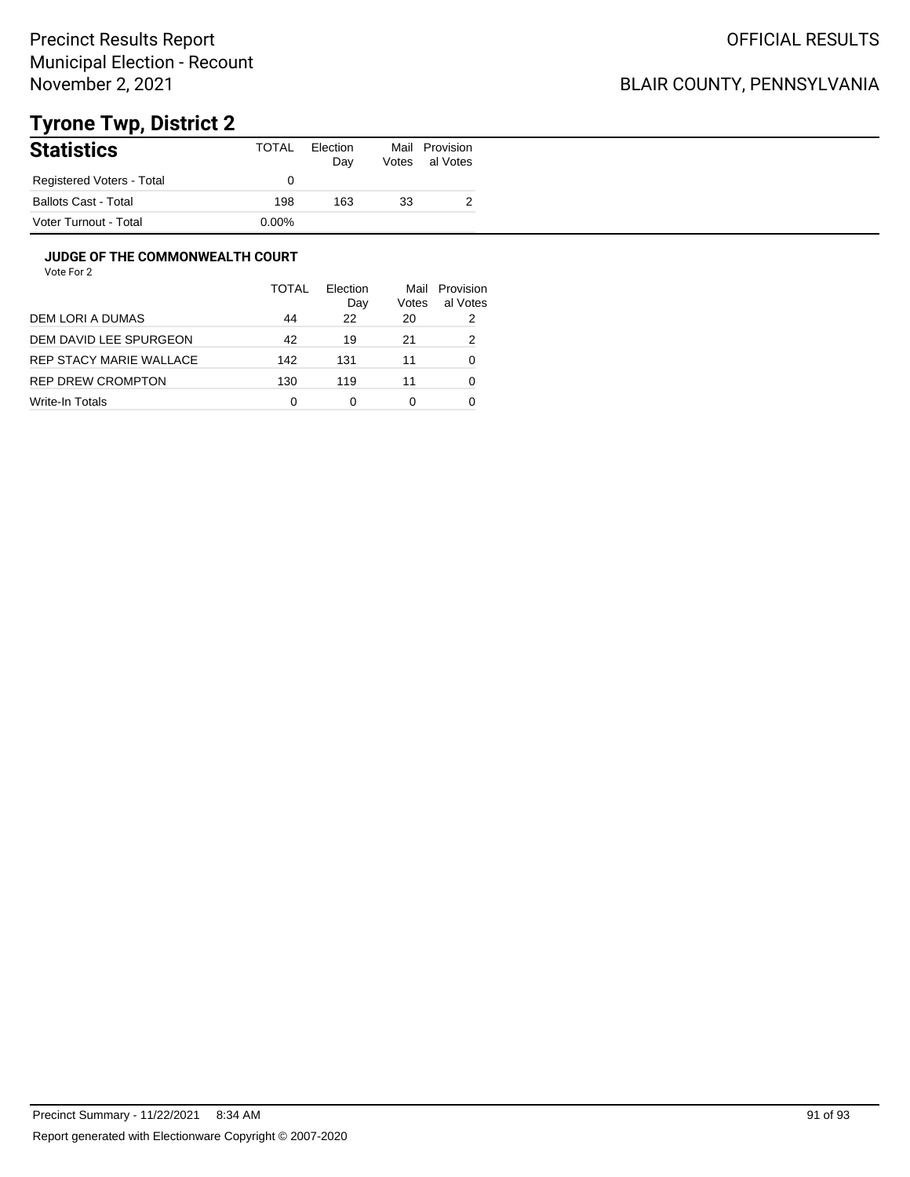Precinct Results Report
Municipal Election - Recount
November 2, 2021

OFFICIAL RESULTS

BLAIR COUNTY, PENNSYLVANIA

# Tyrone Twp, District 2

## Statistics

| Statistics | TOTAL | Election Day | Mail Votes | Provisional Votes |
|---|---|---|---|---|
| Registered Voters - Total | 0 | | | |
| Ballots Cast - Total | 198 | 163 | 33 | 2 |
| Voter Turnout - Total | 0.00% | | | |

### JUDGE OF THE COMMONWEALTH COURT

Vote For 2

| | TOTAL | Election Day | Mail Votes | Provisional Votes |
|---|---|---|---|---|
| DEM LORI A DUMAS | 44 | 22 | 20 | 2 |
| DEM DAVID LEE SPURGEON | 42 | 19 | 21 | 2 |
| REP STACY MARIE WALLACE | 142 | 131 | 11 | 0 |
| REP DREW CROMPTON | 130 | 119 | 11 | 0 |
| Write-In Totals | 0 | 0 | 0 | 0 |

Precinct Summary - 11/22/2021 8:34 AM

Report generated with Electionware Copyright © 2007-2020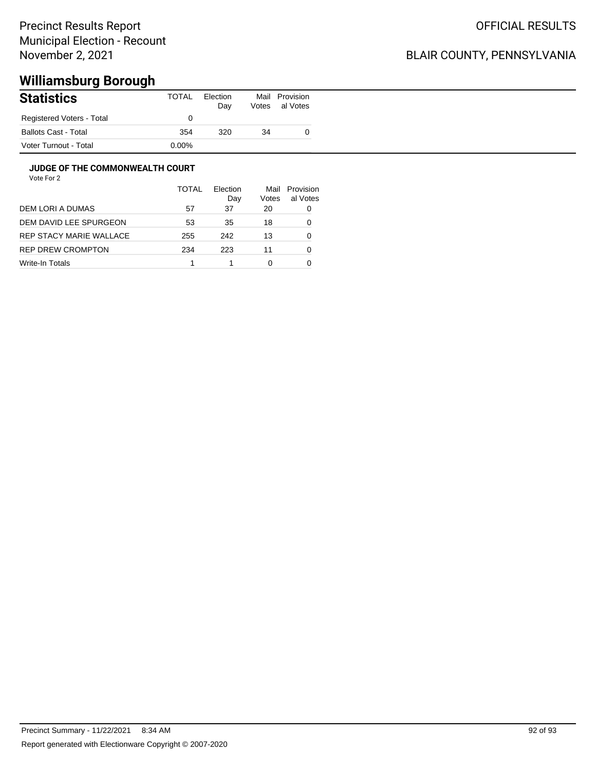# Williamsburg Borough

## Statistics

| Statistics | TOTAL | Election Day | Mail Votes | Provisional Votes |
|---|---|---|---|---|
| Registered Voters - Total | 0 | | | |
| Ballots Cast - Total | 354 | 320 | 34 | 0 |
| Voter Turnout - Total | 0.00% | | | |

### JUDGE OF THE COMMONWEALTH COURT

Vote For 2

| | TOTAL | Election Day | Mail Votes | Provisional Votes |
|---|---|---|---|---|
| DEM LORI A DUMAS | 57 | 37 | 20 | 0 |
| DEM DAVID LEE SPURGEON | 53 | 35 | 18 | 0 |
| REP STACY MARIE WALLACE | 255 | 242 | 13 | 0 |
| REP DREW CROMPTON | 234 | 223 | 11 | 0 |
| Write-In Totals | 1 | 1 | 0 | 0 |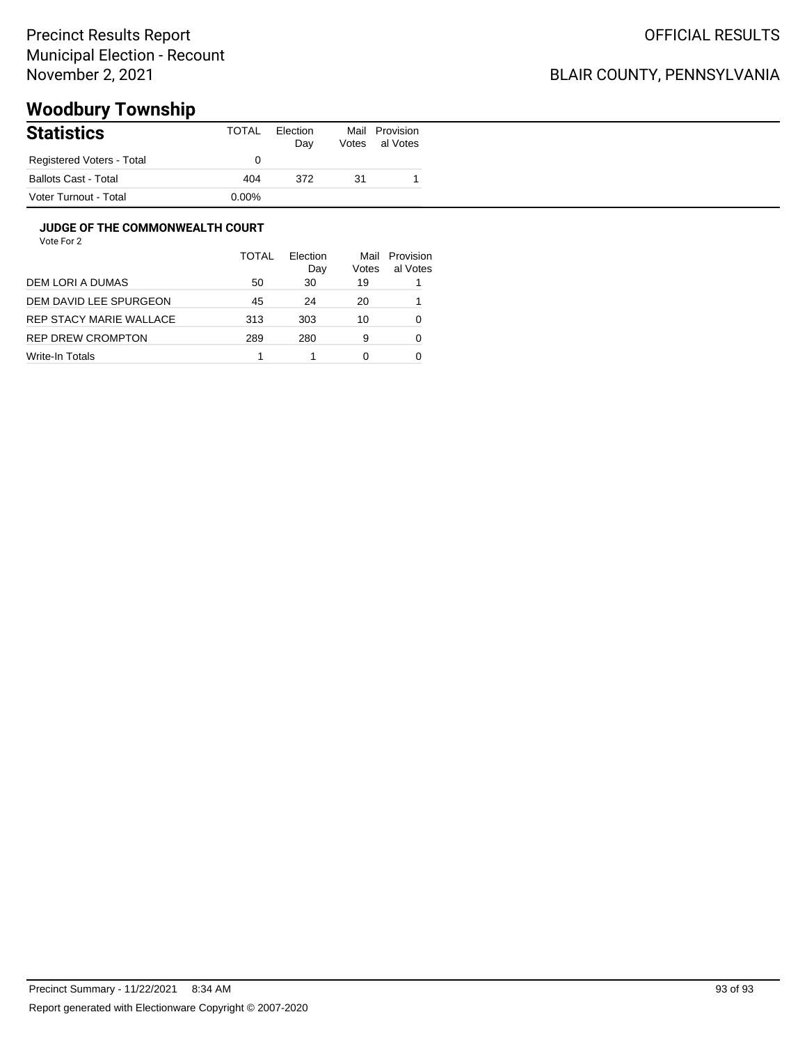# Woodbury Township

## Statistics

| Statistics | TOTAL | Election Day | Mail Votes | Provisional Votes |
|---|---|---|---|---|
| Registered Voters - Total | 0 | | | |
| Ballots Cast - Total | 404 | 372 | 31 | 1 |
| Voter Turnout - Total | 0.00% | | | |

### JUDGE OF THE COMMONWEALTH COURT

Vote For 2

| | TOTAL | Election Day | Mail Votes | Provisional Votes |
|---|---|---|---|---|
| DEM LORI A DUMAS | 50 | 30 | 19 | 1 |
| DEM DAVID LEE SPURGEON | 45 | 24 | 20 | 1 |
| REP STACY MARIE WALLACE | 313 | 303 | 10 | 0 |
| REP DREW CROMPTON | 289 | 280 | 9 | 0 |
| Write-In Totals | 1 | 1 | 0 | 0 |